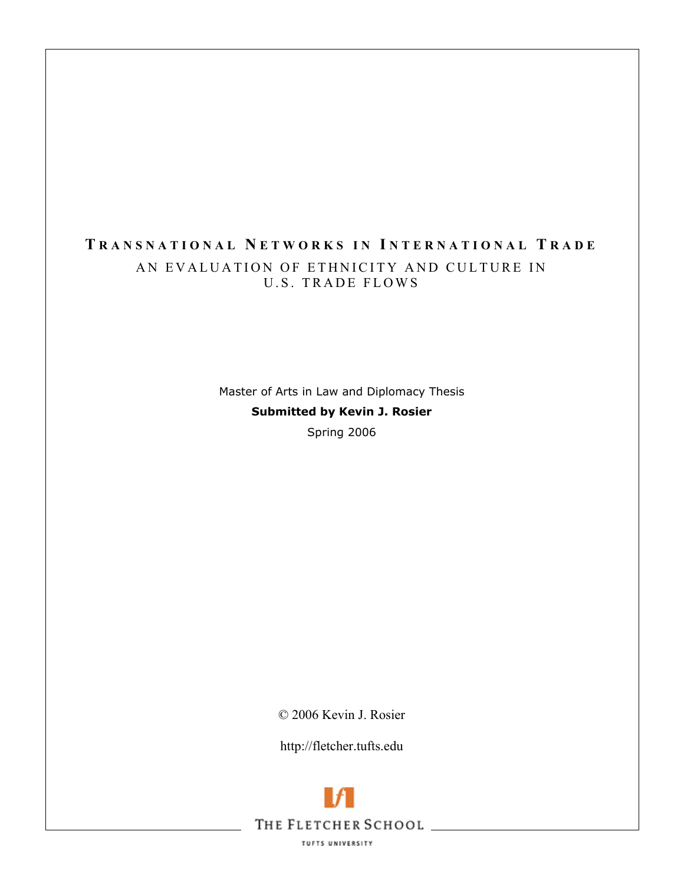# Transnational Networks in International Trade

## An Evaluation of Ethnicity and Culture in U.S. Trade Flows

Master of Arts in Law and Diplomacy Thesis

**Submitted by Kevin J. Rosier**

Spring 2006

© 2006 Kevin J. Rosier

http://fletcher.tufts.edu

The Fletcher School

Tufts University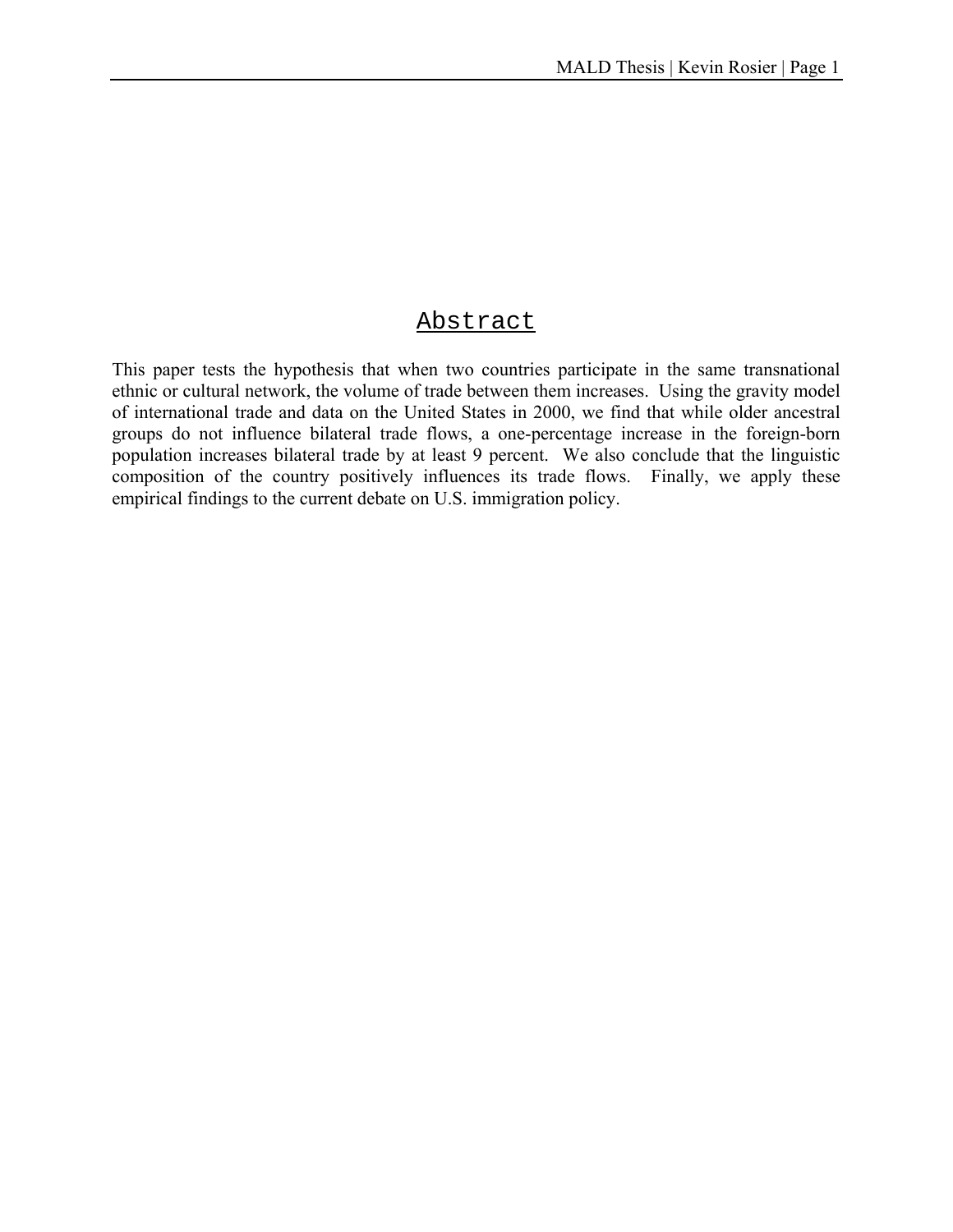# Abstract

This paper tests the hypothesis that when two countries participate in the same transnational ethnic or cultural network, the volume of trade between them increases. Using the gravity model of international trade and data on the United States in 2000, we find that while older ancestral groups do not influence bilateral trade flows, a one-percentage increase in the foreign-born population increases bilateral trade by at least 9 percent. We also conclude that the linguistic composition of the country positively influences its trade flows. Finally, we apply these empirical findings to the current debate on U.S. immigration policy.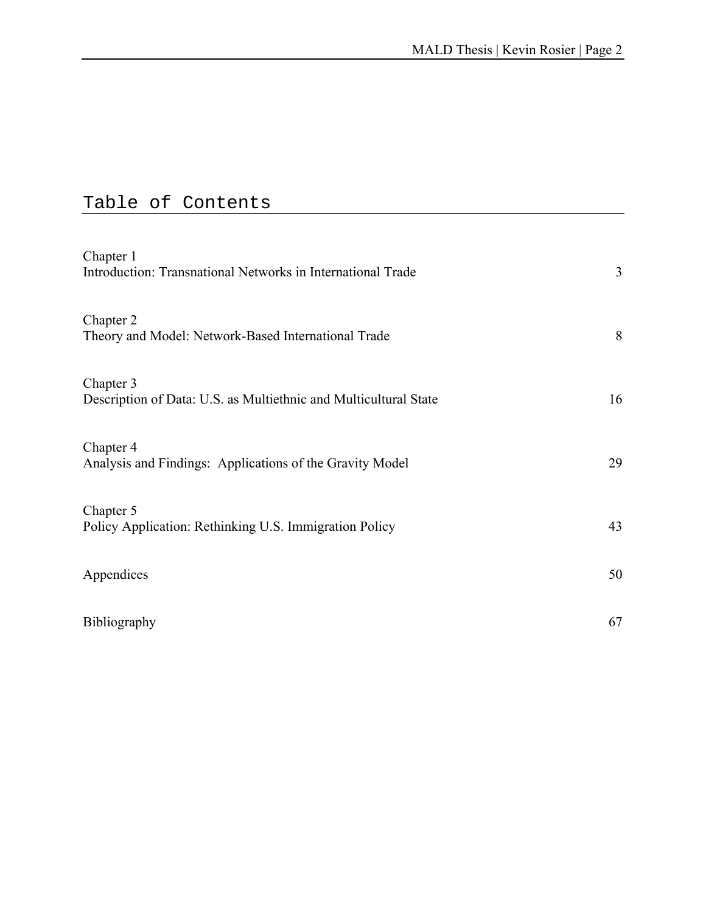# Table of Contents

Chapter 1
Introduction: Transnational Networks in International Trade 3

Chapter 2
Theory and Model: Network-Based International Trade 8

Chapter 3
Description of Data: U.S. as Multiethnic and Multicultural State 16

Chapter 4
Analysis and Findings: Applications of the Gravity Model 29

Chapter 5
Policy Application: Rethinking U.S. Immigration Policy 43

Appendices 50

Bibliography 67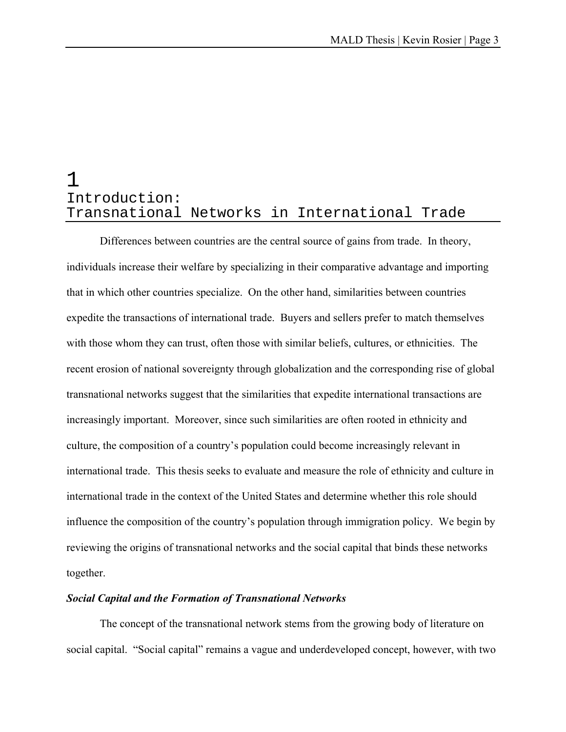# 1 Introduction: Transnational Networks in International Trade

Differences between countries are the central source of gains from trade. In theory, individuals increase their welfare by specializing in their comparative advantage and importing that in which other countries specialize. On the other hand, similarities between countries expedite the transactions of international trade. Buyers and sellers prefer to match themselves with those whom they can trust, often those with similar beliefs, cultures, or ethnicities. The recent erosion of national sovereignty through globalization and the corresponding rise of global transnational networks suggest that the similarities that expedite international transactions are increasingly important. Moreover, since such similarities are often rooted in ethnicity and culture, the composition of a country's population could become increasingly relevant in international trade. This thesis seeks to evaluate and measure the role of ethnicity and culture in international trade in the context of the United States and determine whether this role should influence the composition of the country's population through immigration policy. We begin by reviewing the origins of transnational networks and the social capital that binds these networks together.

### *Social Capital and the Formation of Transnational Networks*

The concept of the transnational network stems from the growing body of literature on social capital. "Social capital" remains a vague and underdeveloped concept, however, with two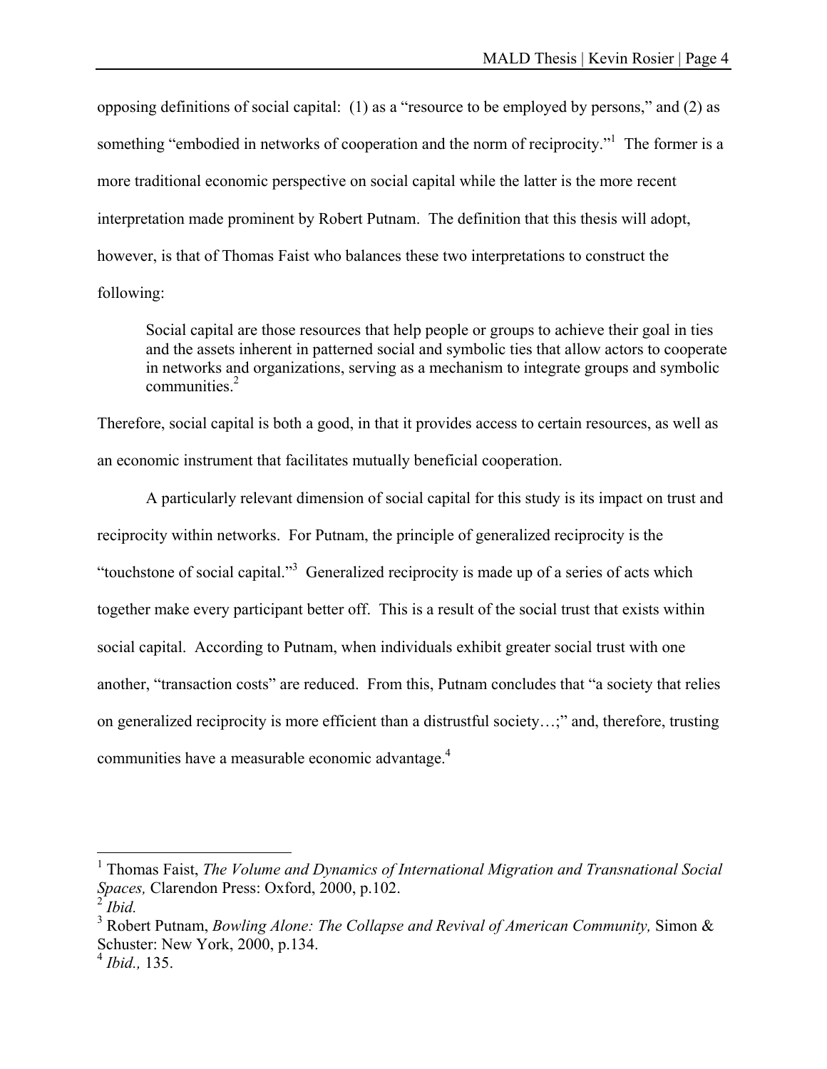opposing definitions of social capital: (1) as a "resource to be employed by persons," and (2) as something "embodied in networks of cooperation and the norm of reciprocity."[1] The former is a more traditional economic perspective on social capital while the latter is the more recent interpretation made prominent by Robert Putnam. The definition that this thesis will adopt, however, is that of Thomas Faist who balances these two interpretations to construct the following:

> Social capital are those resources that help people or groups to achieve their goal in ties and the assets inherent in patterned social and symbolic ties that allow actors to cooperate in networks and organizations, serving as a mechanism to integrate groups and symbolic communities.[2]

Therefore, social capital is both a good, in that it provides access to certain resources, as well as an economic instrument that facilitates mutually beneficial cooperation.

A particularly relevant dimension of social capital for this study is its impact on trust and reciprocity within networks. For Putnam, the principle of generalized reciprocity is the "touchstone of social capital."[3] Generalized reciprocity is made up of a series of acts which together make every participant better off. This is a result of the social trust that exists within social capital. According to Putnam, when individuals exhibit greater social trust with one another, "transaction costs" are reduced. From this, Putnam concludes that "a society that relies on generalized reciprocity is more efficient than a distrustful society…;" and, therefore, trusting communities have a measurable economic advantage.[4]

---

[1] Thomas Faist, *The Volume and Dynamics of International Migration and Transnational Social Spaces,* Clarendon Press: Oxford, 2000, p.102.

[2] *Ibid.*

[3] Robert Putnam, *Bowling Alone: The Collapse and Revival of American Community,* Simon & Schuster: New York, 2000, p.134.

[4] *Ibid.,* 135.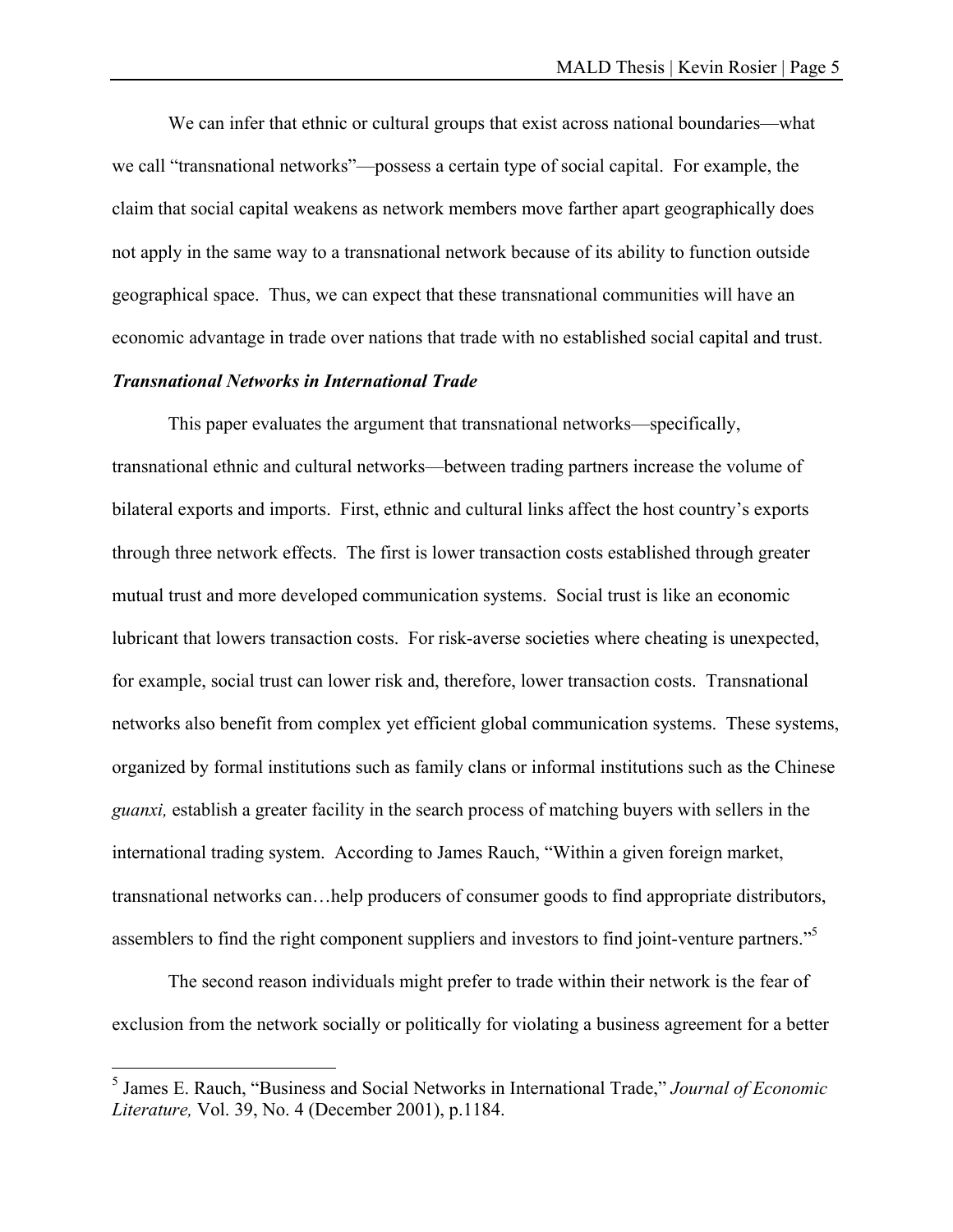We can infer that ethnic or cultural groups that exist across national boundaries—what we call "transnational networks"—possess a certain type of social capital. For example, the claim that social capital weakens as network members move farther apart geographically does not apply in the same way to a transnational network because of its ability to function outside geographical space. Thus, we can expect that these transnational communities will have an economic advantage in trade over nations that trade with no established social capital and trust.

***Transnational Networks in International Trade***

This paper evaluates the argument that transnational networks—specifically, transnational ethnic and cultural networks—between trading partners increase the volume of bilateral exports and imports. First, ethnic and cultural links affect the host country's exports through three network effects. The first is lower transaction costs established through greater mutual trust and more developed communication systems. Social trust is like an economic lubricant that lowers transaction costs. For risk-averse societies where cheating is unexpected, for example, social trust can lower risk and, therefore, lower transaction costs. Transnational networks also benefit from complex yet efficient global communication systems. These systems, organized by formal institutions such as family clans or informal institutions such as the Chinese *guanxi,* establish a greater facility in the search process of matching buyers with sellers in the international trading system. According to James Rauch, "Within a given foreign market, transnational networks can…help producers of consumer goods to find appropriate distributors, assemblers to find the right component suppliers and investors to find joint-venture partners."[5]

The second reason individuals might prefer to trade within their network is the fear of exclusion from the network socially or politically for violating a business agreement for a better

---

[5] James E. Rauch, "Business and Social Networks in International Trade," *Journal of Economic Literature,* Vol. 39, No. 4 (December 2001), p.1184.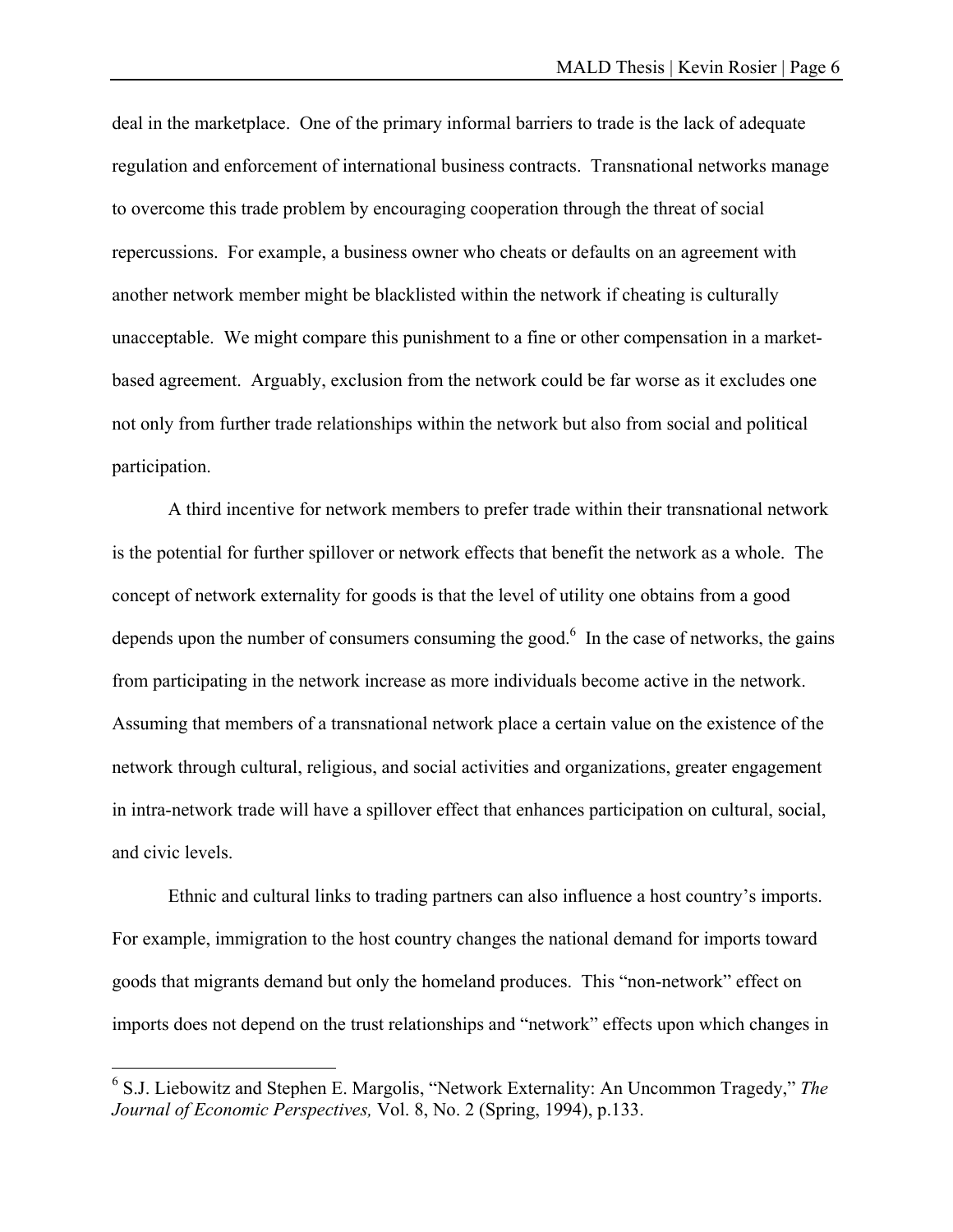deal in the marketplace. One of the primary informal barriers to trade is the lack of adequate regulation and enforcement of international business contracts. Transnational networks manage to overcome this trade problem by encouraging cooperation through the threat of social repercussions. For example, a business owner who cheats or defaults on an agreement with another network member might be blacklisted within the network if cheating is culturally unacceptable. We might compare this punishment to a fine or other compensation in a market-based agreement. Arguably, exclusion from the network could be far worse as it excludes one not only from further trade relationships within the network but also from social and political participation.

A third incentive for network members to prefer trade within their transnational network is the potential for further spillover or network effects that benefit the network as a whole. The concept of network externality for goods is that the level of utility one obtains from a good depends upon the number of consumers consuming the good.[6] In the case of networks, the gains from participating in the network increase as more individuals become active in the network. Assuming that members of a transnational network place a certain value on the existence of the network through cultural, religious, and social activities and organizations, greater engagement in intra-network trade will have a spillover effect that enhances participation on cultural, social, and civic levels.

Ethnic and cultural links to trading partners can also influence a host country's imports. For example, immigration to the host country changes the national demand for imports toward goods that migrants demand but only the homeland produces. This "non-network" effect on imports does not depend on the trust relationships and "network" effects upon which changes in

---

[6] S.J. Liebowitz and Stephen E. Margolis, "Network Externality: An Uncommon Tragedy," *The Journal of Economic Perspectives,* Vol. 8, No. 2 (Spring, 1994), p.133.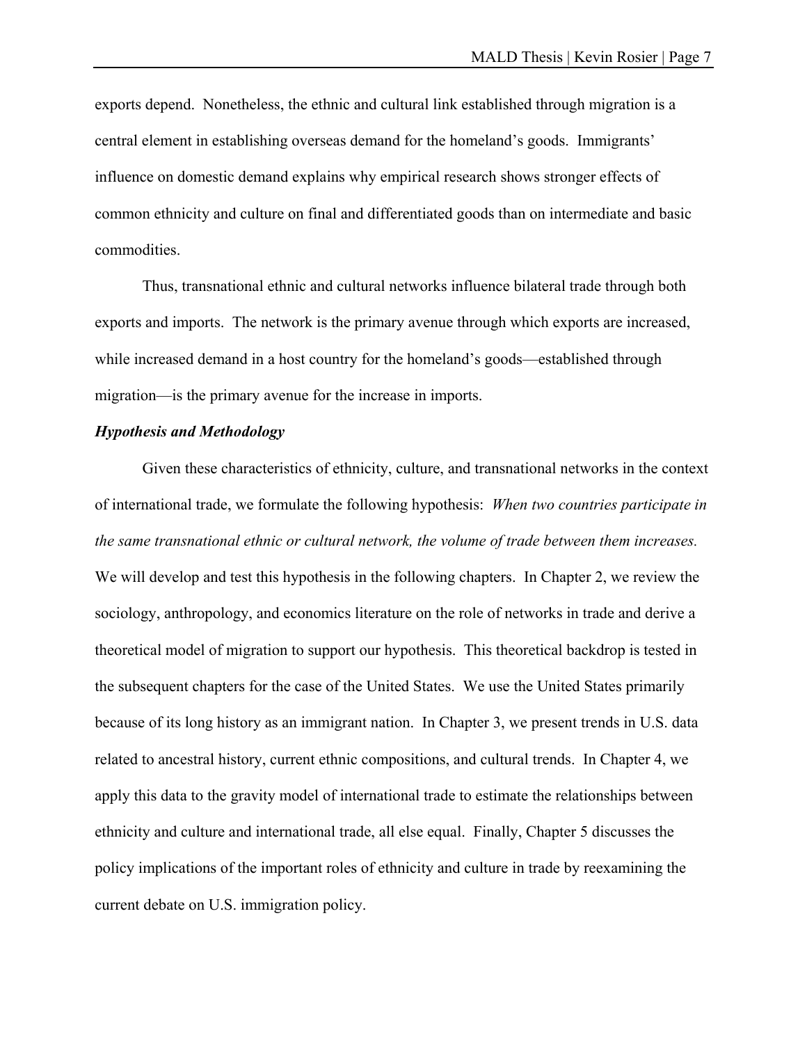exports depend. Nonetheless, the ethnic and cultural link established through migration is a central element in establishing overseas demand for the homeland's goods. Immigrants' influence on domestic demand explains why empirical research shows stronger effects of common ethnicity and culture on final and differentiated goods than on intermediate and basic commodities.

Thus, transnational ethnic and cultural networks influence bilateral trade through both exports and imports. The network is the primary avenue through which exports are increased, while increased demand in a host country for the homeland's goods—established through migration—is the primary avenue for the increase in imports.

### *Hypothesis and Methodology*

Given these characteristics of ethnicity, culture, and transnational networks in the context of international trade, we formulate the following hypothesis: *When two countries participate in the same transnational ethnic or cultural network, the volume of trade between them increases.* We will develop and test this hypothesis in the following chapters. In Chapter 2, we review the sociology, anthropology, and economics literature on the role of networks in trade and derive a theoretical model of migration to support our hypothesis. This theoretical backdrop is tested in the subsequent chapters for the case of the United States. We use the United States primarily because of its long history as an immigrant nation. In Chapter 3, we present trends in U.S. data related to ancestral history, current ethnic compositions, and cultural trends. In Chapter 4, we apply this data to the gravity model of international trade to estimate the relationships between ethnicity and culture and international trade, all else equal. Finally, Chapter 5 discusses the policy implications of the important roles of ethnicity and culture in trade by reexamining the current debate on U.S. immigration policy.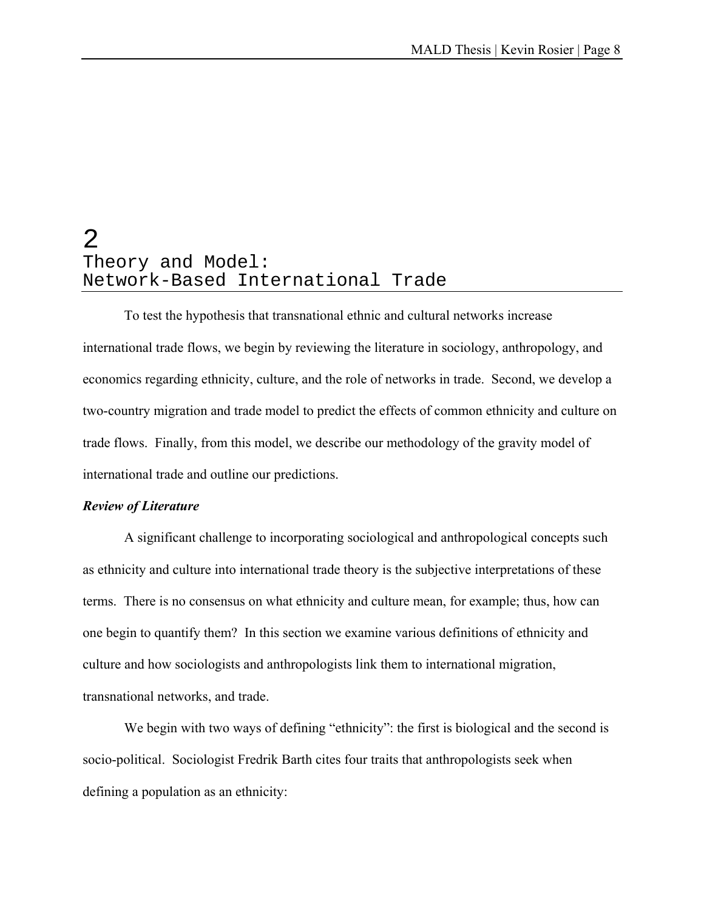# 2
# Theory and Model: Network-Based International Trade

To test the hypothesis that transnational ethnic and cultural networks increase international trade flows, we begin by reviewing the literature in sociology, anthropology, and economics regarding ethnicity, culture, and the role of networks in trade. Second, we develop a two-country migration and trade model to predict the effects of common ethnicity and culture on trade flows. Finally, from this model, we describe our methodology of the gravity model of international trade and outline our predictions.

***Review of Literature***

A significant challenge to incorporating sociological and anthropological concepts such as ethnicity and culture into international trade theory is the subjective interpretations of these terms. There is no consensus on what ethnicity and culture mean, for example; thus, how can one begin to quantify them? In this section we examine various definitions of ethnicity and culture and how sociologists and anthropologists link them to international migration, transnational networks, and trade.

We begin with two ways of defining "ethnicity": the first is biological and the second is socio-political. Sociologist Fredrik Barth cites four traits that anthropologists seek when defining a population as an ethnicity: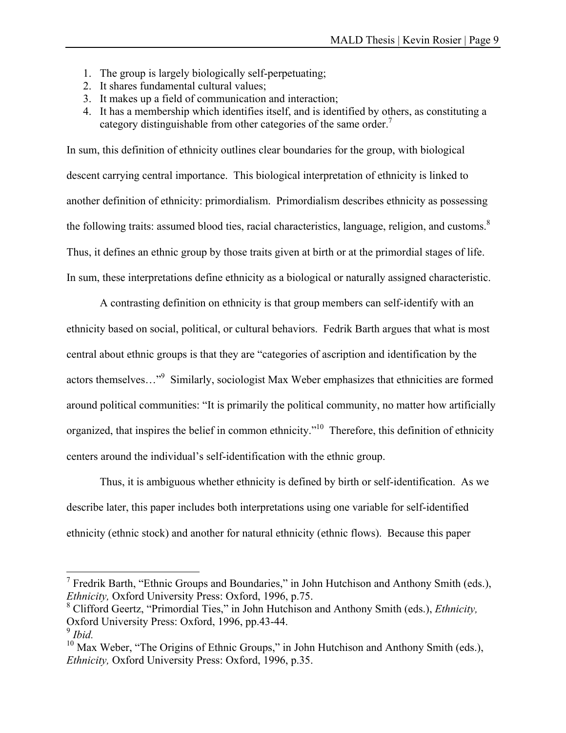1. The group is largely biologically self-perpetuating;
2. It shares fundamental cultural values;
3. It makes up a field of communication and interaction;
4. It has a membership which identifies itself, and is identified by others, as constituting a category distinguishable from other categories of the same order.[7]

In sum, this definition of ethnicity outlines clear boundaries for the group, with biological descent carrying central importance. This biological interpretation of ethnicity is linked to another definition of ethnicity: primordialism. Primordialism describes ethnicity as possessing the following traits: assumed blood ties, racial characteristics, language, religion, and customs.[8] Thus, it defines an ethnic group by those traits given at birth or at the primordial stages of life. In sum, these interpretations define ethnicity as a biological or naturally assigned characteristic.

A contrasting definition on ethnicity is that group members can self-identify with an ethnicity based on social, political, or cultural behaviors. Fedrik Barth argues that what is most central about ethnic groups is that they are "categories of ascription and identification by the actors themselves…"[9] Similarly, sociologist Max Weber emphasizes that ethnicities are formed around political communities: "It is primarily the political community, no matter how artificially organized, that inspires the belief in common ethnicity."[10] Therefore, this definition of ethnicity centers around the individual's self-identification with the ethnic group.

Thus, it is ambiguous whether ethnicity is defined by birth or self-identification. As we describe later, this paper includes both interpretations using one variable for self-identified ethnicity (ethnic stock) and another for natural ethnicity (ethnic flows). Because this paper

---

[7] Fredrik Barth, "Ethnic Groups and Boundaries," in John Hutchison and Anthony Smith (eds.), *Ethnicity,* Oxford University Press: Oxford, 1996, p.75.

[8] Clifford Geertz, "Primordial Ties," in John Hutchison and Anthony Smith (eds.), *Ethnicity,* Oxford University Press: Oxford, 1996, pp.43-44.

[9] *Ibid.*

[10] Max Weber, "The Origins of Ethnic Groups," in John Hutchison and Anthony Smith (eds.), *Ethnicity,* Oxford University Press: Oxford, 1996, p.35.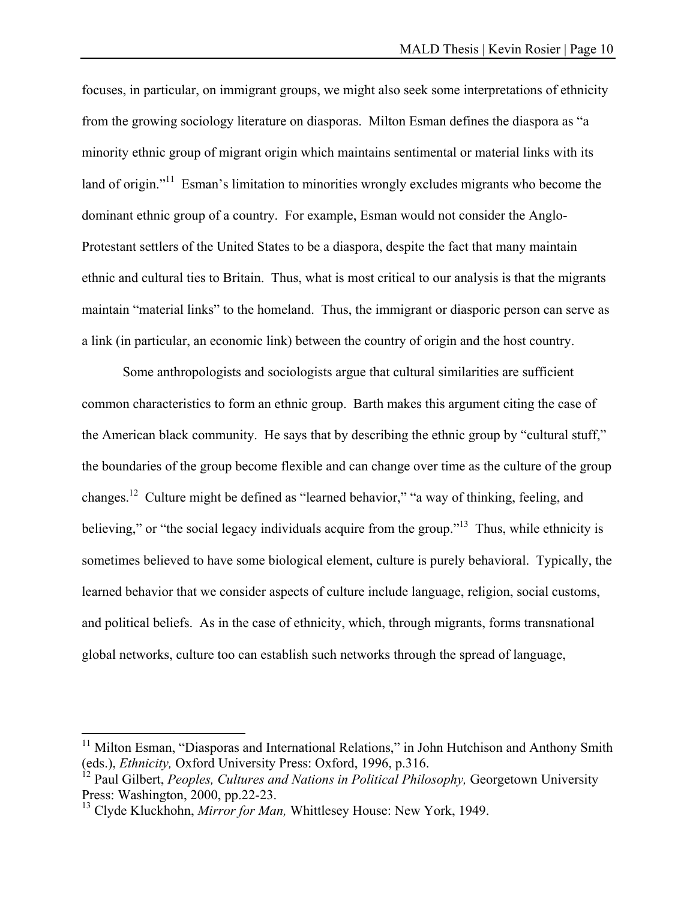focuses, in particular, on immigrant groups, we might also seek some interpretations of ethnicity from the growing sociology literature on diasporas. Milton Esman defines the diaspora as "a minority ethnic group of migrant origin which maintains sentimental or material links with its land of origin."[11] Esman's limitation to minorities wrongly excludes migrants who become the dominant ethnic group of a country. For example, Esman would not consider the Anglo-Protestant settlers of the United States to be a diaspora, despite the fact that many maintain ethnic and cultural ties to Britain. Thus, what is most critical to our analysis is that the migrants maintain "material links" to the homeland. Thus, the immigrant or diasporic person can serve as a link (in particular, an economic link) between the country of origin and the host country.

Some anthropologists and sociologists argue that cultural similarities are sufficient common characteristics to form an ethnic group. Barth makes this argument citing the case of the American black community. He says that by describing the ethnic group by "cultural stuff," the boundaries of the group become flexible and can change over time as the culture of the group changes.[12] Culture might be defined as "learned behavior," "a way of thinking, feeling, and believing," or "the social legacy individuals acquire from the group."[13] Thus, while ethnicity is sometimes believed to have some biological element, culture is purely behavioral. Typically, the learned behavior that we consider aspects of culture include language, religion, social customs, and political beliefs. As in the case of ethnicity, which, through migrants, forms transnational global networks, culture too can establish such networks through the spread of language,

---

[11] Milton Esman, "Diasporas and International Relations," in John Hutchison and Anthony Smith (eds.), *Ethnicity,* Oxford University Press: Oxford, 1996, p.316.

[12] Paul Gilbert, *Peoples, Cultures and Nations in Political Philosophy,* Georgetown University Press: Washington, 2000, pp.22-23.

[13] Clyde Kluckhohn, *Mirror for Man,* Whittlesey House: New York, 1949.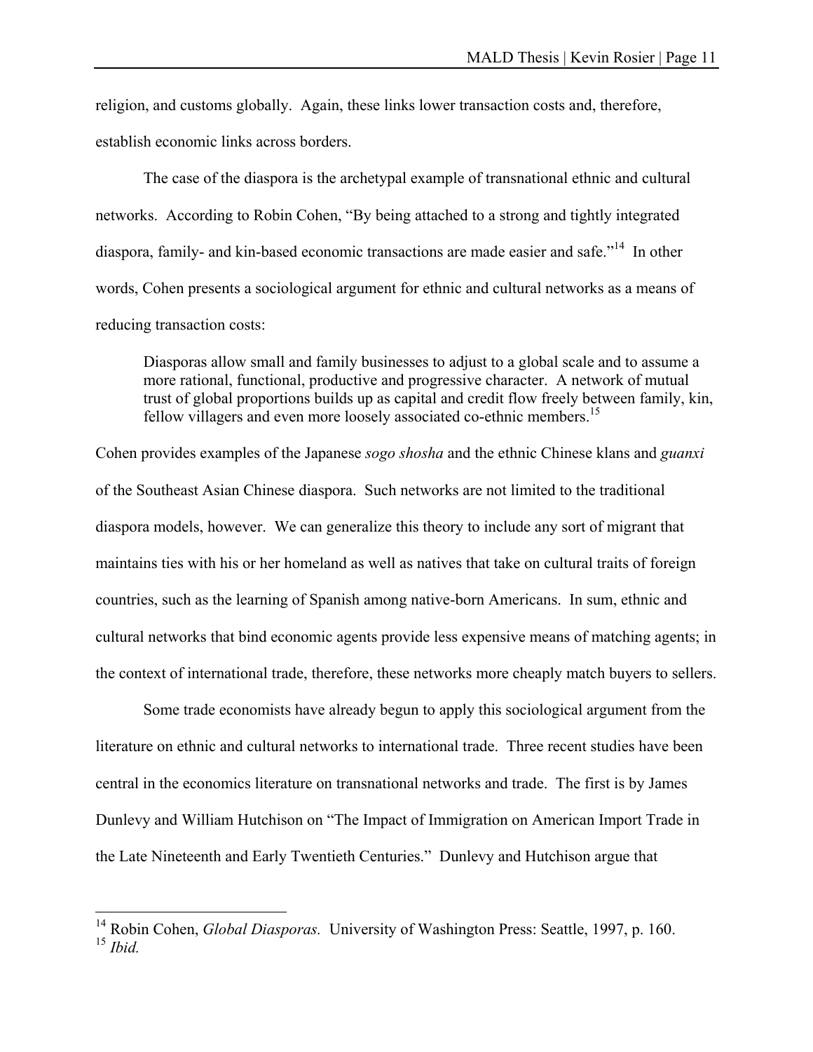religion, and customs globally. Again, these links lower transaction costs and, therefore, establish economic links across borders.

The case of the diaspora is the archetypal example of transnational ethnic and cultural networks. According to Robin Cohen, "By being attached to a strong and tightly integrated diaspora, family- and kin-based economic transactions are made easier and safe."[14] In other words, Cohen presents a sociological argument for ethnic and cultural networks as a means of reducing transaction costs:

> Diasporas allow small and family businesses to adjust to a global scale and to assume a more rational, functional, productive and progressive character. A network of mutual trust of global proportions builds up as capital and credit flow freely between family, kin, fellow villagers and even more loosely associated co-ethnic members.[15]

Cohen provides examples of the Japanese *sogo shosha* and the ethnic Chinese klans and *guanxi* of the Southeast Asian Chinese diaspora. Such networks are not limited to the traditional diaspora models, however. We can generalize this theory to include any sort of migrant that maintains ties with his or her homeland as well as natives that take on cultural traits of foreign countries, such as the learning of Spanish among native-born Americans. In sum, ethnic and cultural networks that bind economic agents provide less expensive means of matching agents; in the context of international trade, therefore, these networks more cheaply match buyers to sellers.

Some trade economists have already begun to apply this sociological argument from the literature on ethnic and cultural networks to international trade. Three recent studies have been central in the economics literature on transnational networks and trade. The first is by James Dunlevy and William Hutchison on "The Impact of Immigration on American Import Trade in the Late Nineteenth and Early Twentieth Centuries." Dunlevy and Hutchison argue that

---

[14] Robin Cohen, *Global Diasporas.* University of Washington Press: Seattle, 1997, p. 160.

[15] *Ibid.*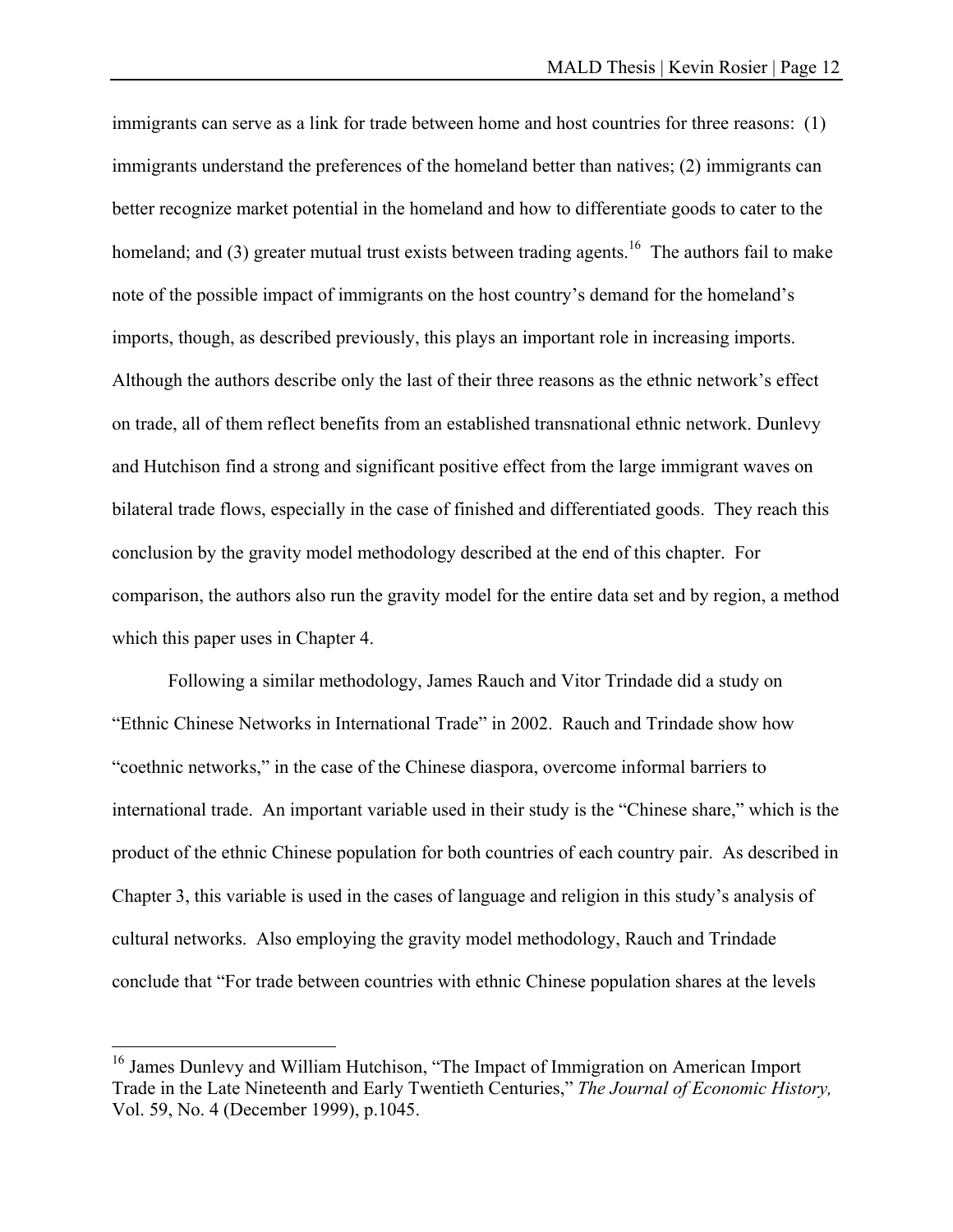immigrants can serve as a link for trade between home and host countries for three reasons: (1) immigrants understand the preferences of the homeland better than natives; (2) immigrants can better recognize market potential in the homeland and how to differentiate goods to cater to the homeland; and (3) greater mutual trust exists between trading agents.[16] The authors fail to make note of the possible impact of immigrants on the host country's demand for the homeland's imports, though, as described previously, this plays an important role in increasing imports. Although the authors describe only the last of their three reasons as the ethnic network's effect on trade, all of them reflect benefits from an established transnational ethnic network. Dunlevy and Hutchison find a strong and significant positive effect from the large immigrant waves on bilateral trade flows, especially in the case of finished and differentiated goods. They reach this conclusion by the gravity model methodology described at the end of this chapter. For comparison, the authors also run the gravity model for the entire data set and by region, a method which this paper uses in Chapter 4.

Following a similar methodology, James Rauch and Vitor Trindade did a study on "Ethnic Chinese Networks in International Trade" in 2002. Rauch and Trindade show how "coethnic networks," in the case of the Chinese diaspora, overcome informal barriers to international trade. An important variable used in their study is the "Chinese share," which is the product of the ethnic Chinese population for both countries of each country pair. As described in Chapter 3, this variable is used in the cases of language and religion in this study's analysis of cultural networks. Also employing the gravity model methodology, Rauch and Trindade conclude that "For trade between countries with ethnic Chinese population shares at the levels

[16] James Dunlevy and William Hutchison, "The Impact of Immigration on American Import Trade in the Late Nineteenth and Early Twentieth Centuries," *The Journal of Economic History,* Vol. 59, No. 4 (December 1999), p.1045.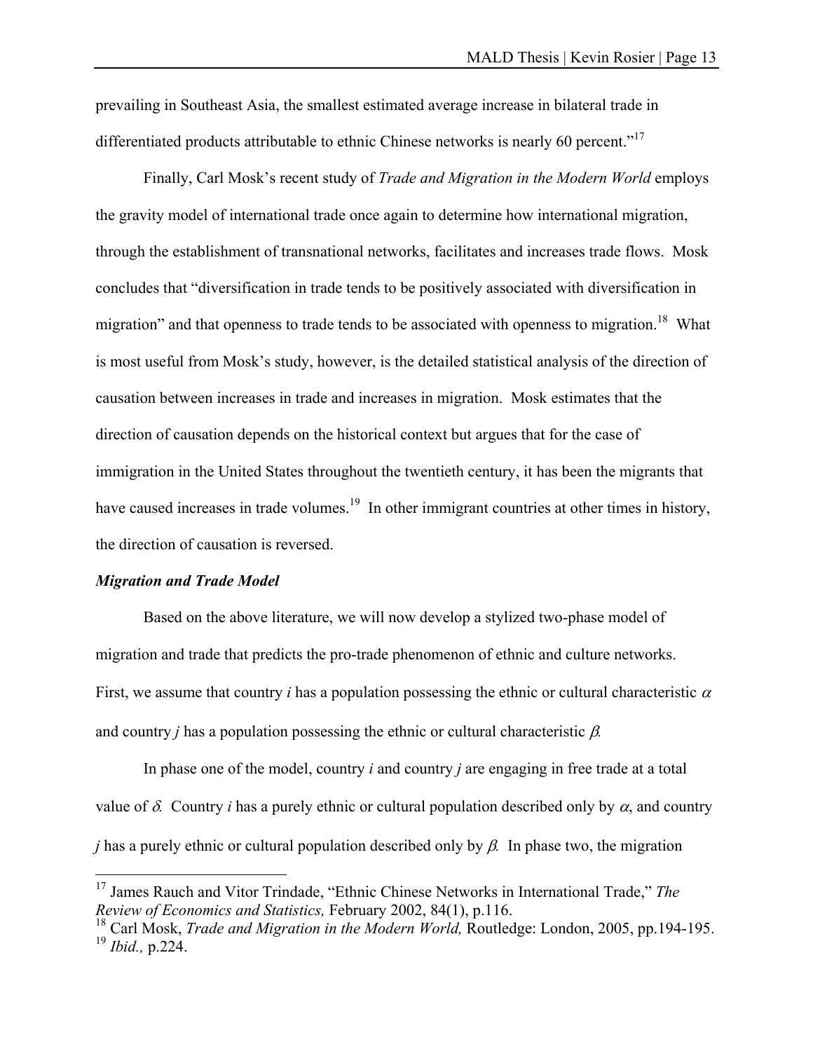prevailing in Southeast Asia, the smallest estimated average increase in bilateral trade in differentiated products attributable to ethnic Chinese networks is nearly 60 percent."[17]

Finally, Carl Mosk's recent study of *Trade and Migration in the Modern World* employs the gravity model of international trade once again to determine how international migration, through the establishment of transnational networks, facilitates and increases trade flows. Mosk concludes that "diversification in trade tends to be positively associated with diversification in migration" and that openness to trade tends to be associated with openness to migration.[18] What is most useful from Mosk's study, however, is the detailed statistical analysis of the direction of causation between increases in trade and increases in migration. Mosk estimates that the direction of causation depends on the historical context but argues that for the case of immigration in the United States throughout the twentieth century, it has been the migrants that have caused increases in trade volumes.[19] In other immigrant countries at other times in history, the direction of causation is reversed.

***Migration and Trade Model***

Based on the above literature, we will now develop a stylized two-phase model of migration and trade that predicts the pro-trade phenomenon of ethnic and culture networks. First, we assume that country $i$ has a population possessing the ethnic or cultural characteristic $\alpha$ and country $j$ has a population possessing the ethnic or cultural characteristic $\beta$.

In phase one of the model, country $i$ and country $j$ are engaging in free trade at a total value of $\delta$. Country $i$ has a purely ethnic or cultural population described only by $\alpha$, and country $j$ has a purely ethnic or cultural population described only by $\beta$. In phase two, the migration

---

[17] James Rauch and Vitor Trindade, "Ethnic Chinese Networks in International Trade," *The Review of Economics and Statistics,* February 2002, 84(1), p.116.

[18] Carl Mosk, *Trade and Migration in the Modern World,* Routledge: London, 2005, pp.194-195.

[19] *Ibid.,* p.224.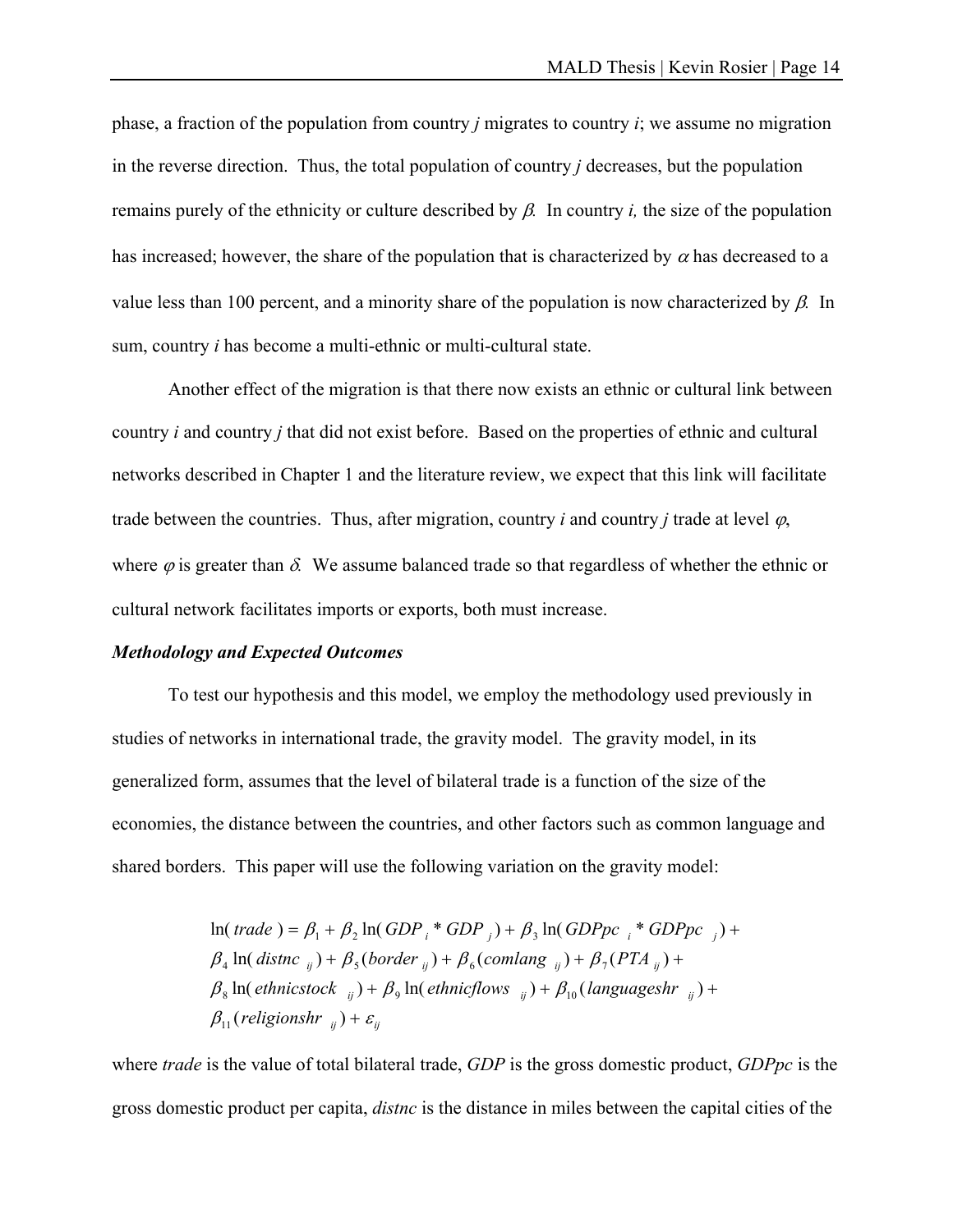phase, a fraction of the population from country *j* migrates to country *i*; we assume no migration in the reverse direction. Thus, the total population of country *j* decreases, but the population remains purely of the ethnicity or culture described by $\beta$. In country *i,* the size of the population has increased; however, the share of the population that is characterized by $\alpha$ has decreased to a value less than 100 percent, and a minority share of the population is now characterized by $\beta$. In sum, country *i* has become a multi-ethnic or multi-cultural state.

Another effect of the migration is that there now exists an ethnic or cultural link between country *i* and country *j* that did not exist before. Based on the properties of ethnic and cultural networks described in Chapter 1 and the literature review, we expect that this link will facilitate trade between the countries. Thus, after migration, country *i* and country *j* trade at level $\varphi$, where $\varphi$ is greater than $\delta$. We assume balanced trade so that regardless of whether the ethnic or cultural network facilitates imports or exports, both must increase.

***Methodology and Expected Outcomes***

To test our hypothesis and this model, we employ the methodology used previously in studies of networks in international trade, the gravity model. The gravity model, in its generalized form, assumes that the level of bilateral trade is a function of the size of the economies, the distance between the countries, and other factors such as common language and shared borders. This paper will use the following variation on the gravity model:

$$
\begin{aligned}
\ln(\mathit{trade}) &= \beta_1 + \beta_2 \ln(\mathit{GDP}_i * \mathit{GDP}_j) + \beta_3 \ln(\mathit{GDPpc}_i * \mathit{GDPpc}_j) + \\
&\beta_4 \ln(\mathit{distnc}_{ij}) + \beta_5(\mathit{border}_{ij}) + \beta_6(\mathit{comlang}_{ij}) + \beta_7(\mathit{PTA}_{ij}) + \\
&\beta_8 \ln(\mathit{ethnicstock}_{ij}) + \beta_9 \ln(\mathit{ethnicflows}_{ij}) + \beta_{10}(\mathit{languageshr}_{ij}) + \\
&\beta_{11}(\mathit{religionshr}_{ij}) + \varepsilon_{ij}
\end{aligned}
$$

where *trade* is the value of total bilateral trade, *GDP* is the gross domestic product, *GDPpc* is the gross domestic product per capita, *distnc* is the distance in miles between the capital cities of the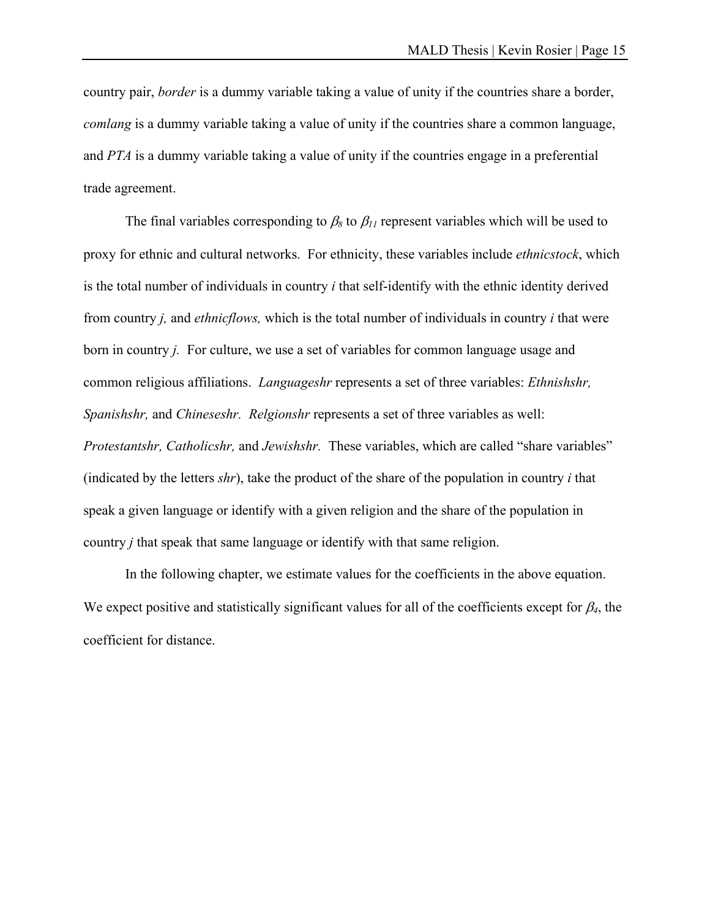country pair, *border* is a dummy variable taking a value of unity if the countries share a border, *comlang* is a dummy variable taking a value of unity if the countries share a common language, and *PTA* is a dummy variable taking a value of unity if the countries engage in a preferential trade agreement.

The final variables corresponding to $\beta_8$ to $\beta_{11}$ represent variables which will be used to proxy for ethnic and cultural networks. For ethnicity, these variables include *ethnicstock*, which is the total number of individuals in country *i* that self-identify with the ethnic identity derived from country *j,* and *ethnicflows,* which is the total number of individuals in country *i* that were born in country *j.* For culture, we use a set of variables for common language usage and common religious affiliations. *Languageshr* represents a set of three variables: *Ethnishshr, Spanishshr,* and *Chineseshr. Relgionshr* represents a set of three variables as well: *Protestantshr, Catholicshr,* and *Jewishshr.* These variables, which are called "share variables" (indicated by the letters *shr*), take the product of the share of the population in country *i* that speak a given language or identify with a given religion and the share of the population in country *j* that speak that same language or identify with that same religion.

In the following chapter, we estimate values for the coefficients in the above equation. We expect positive and statistically significant values for all of the coefficients except for $\beta_4$, the coefficient for distance.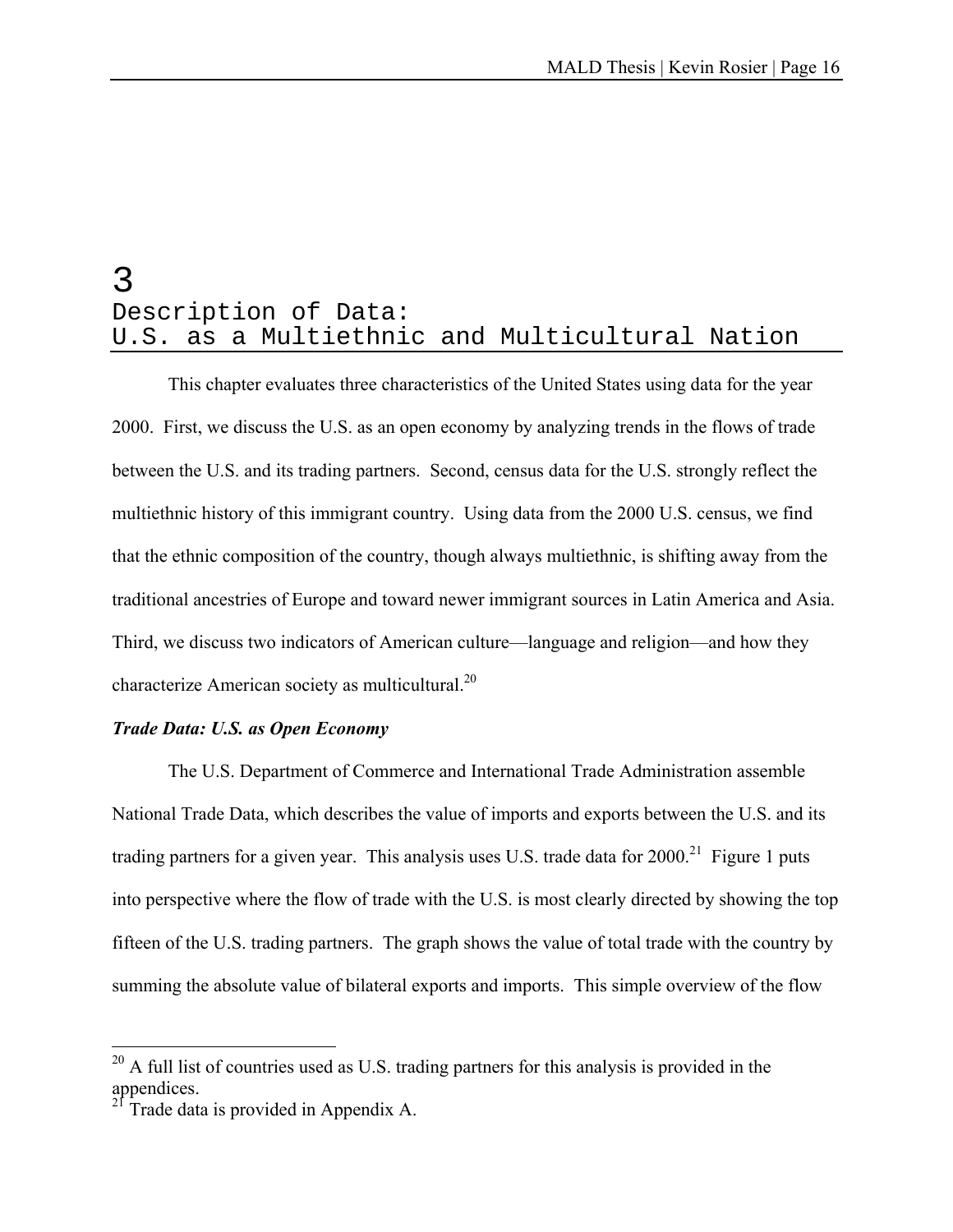# 3
# Description of Data: U.S. as a Multiethnic and Multicultural Nation

This chapter evaluates three characteristics of the United States using data for the year 2000. First, we discuss the U.S. as an open economy by analyzing trends in the flows of trade between the U.S. and its trading partners. Second, census data for the U.S. strongly reflect the multiethnic history of this immigrant country. Using data from the 2000 U.S. census, we find that the ethnic composition of the country, though always multiethnic, is shifting away from the traditional ancestries of Europe and toward newer immigrant sources in Latin America and Asia. Third, we discuss two indicators of American culture—language and religion—and how they characterize American society as multicultural.[20]

***Trade Data: U.S. as Open Economy***

The U.S. Department of Commerce and International Trade Administration assemble National Trade Data, which describes the value of imports and exports between the U.S. and its trading partners for a given year. This analysis uses U.S. trade data for 2000.[21] Figure 1 puts into perspective where the flow of trade with the U.S. is most clearly directed by showing the top fifteen of the U.S. trading partners. The graph shows the value of total trade with the country by summing the absolute value of bilateral exports and imports. This simple overview of the flow

---

[20] A full list of countries used as U.S. trading partners for this analysis is provided in the appendices.

[21] Trade data is provided in Appendix A.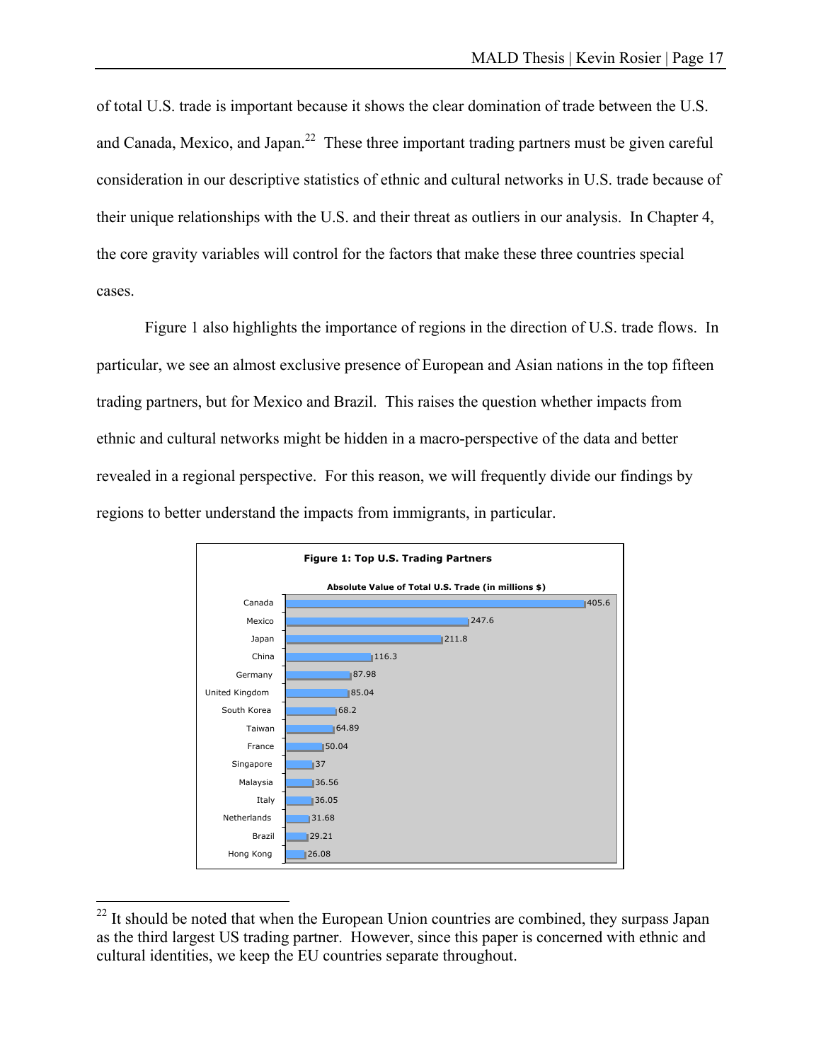of total U.S. trade is important because it shows the clear domination of trade between the U.S. and Canada, Mexico, and Japan.[22] These three important trading partners must be given careful consideration in our descriptive statistics of ethnic and cultural networks in U.S. trade because of their unique relationships with the U.S. and their threat as outliers in our analysis. In Chapter 4, the core gravity variables will control for the factors that make these three countries special cases.

Figure 1 also highlights the importance of regions in the direction of U.S. trade flows. In particular, we see an almost exclusive presence of European and Asian nations in the top fifteen trading partners, but for Mexico and Brazil. This raises the question whether impacts from ethnic and cultural networks might be hidden in a macro-perspective of the data and better revealed in a regional perspective. For this reason, we will frequently divide our findings by regions to better understand the impacts from immigrants, in particular.

**Figure 1: Top U.S. Trading Partners**

**Absolute Value of Total U.S. Trade (in millions $)**

| Country | Value |
|---|---|
| Canada | 405.6 |
| Mexico | 247.6 |
| Japan | 211.8 |
| China | 116.3 |
| Germany | 87.98 |
| United Kingdom | 85.04 |
| South Korea | 68.2 |
| Taiwan | 64.89 |
| France | 50.04 |
| Singapore | 37 |
| Malaysia | 36.56 |
| Italy | 36.05 |
| Netherlands | 31.68 |
| Brazil | 29.21 |
| Hong Kong | 26.08 |

[22] It should be noted that when the European Union countries are combined, they surpass Japan as the third largest US trading partner. However, since this paper is concerned with ethnic and cultural identities, we keep the EU countries separate throughout.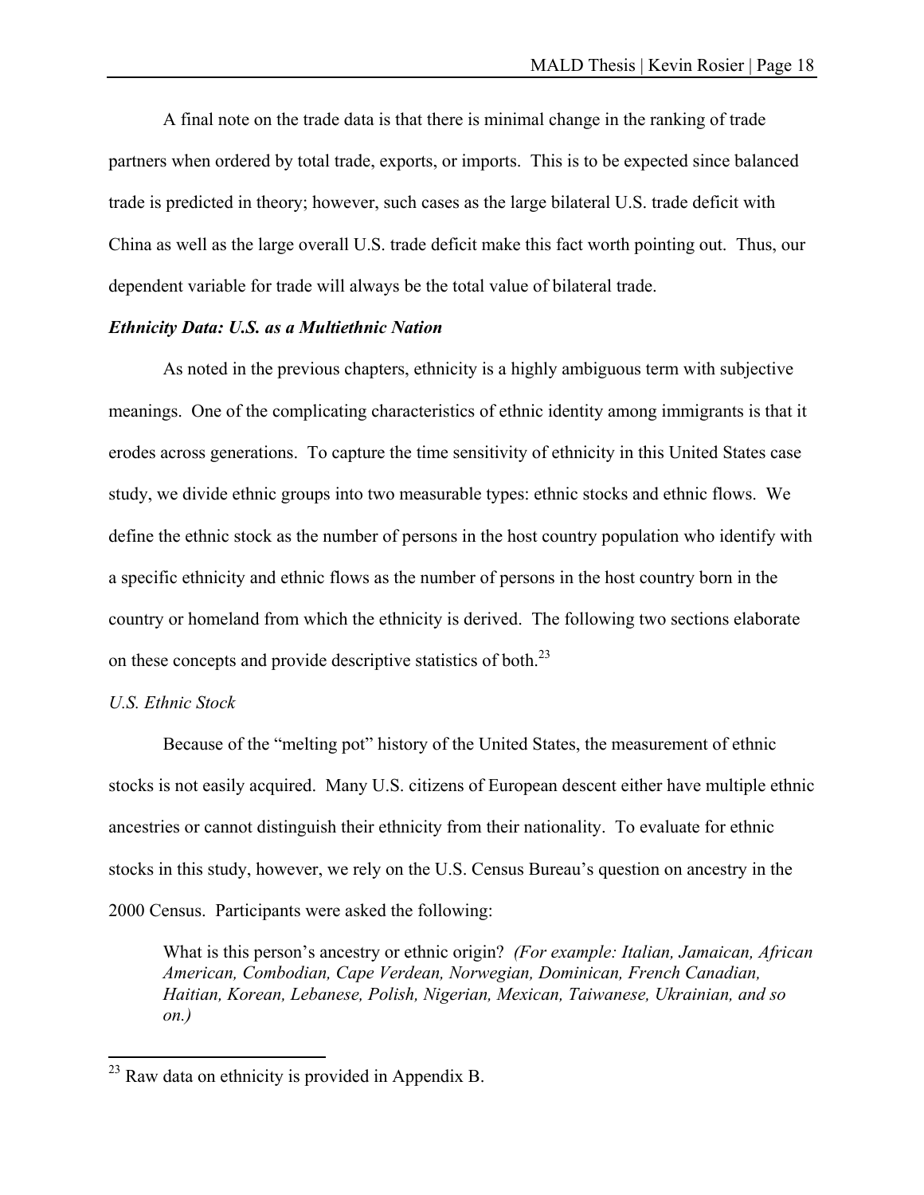A final note on the trade data is that there is minimal change in the ranking of trade partners when ordered by total trade, exports, or imports. This is to be expected since balanced trade is predicted in theory; however, such cases as the large bilateral U.S. trade deficit with China as well as the large overall U.S. trade deficit make this fact worth pointing out. Thus, our dependent variable for trade will always be the total value of bilateral trade.

***Ethnicity Data: U.S. as a Multiethnic Nation***

As noted in the previous chapters, ethnicity is a highly ambiguous term with subjective meanings. One of the complicating characteristics of ethnic identity among immigrants is that it erodes across generations. To capture the time sensitivity of ethnicity in this United States case study, we divide ethnic groups into two measurable types: ethnic stocks and ethnic flows. We define the ethnic stock as the number of persons in the host country population who identify with a specific ethnicity and ethnic flows as the number of persons in the host country born in the country or homeland from which the ethnicity is derived. The following two sections elaborate on these concepts and provide descriptive statistics of both.[23]

*U.S. Ethnic Stock*

Because of the "melting pot" history of the United States, the measurement of ethnic stocks is not easily acquired. Many U.S. citizens of European descent either have multiple ethnic ancestries or cannot distinguish their ethnicity from their nationality. To evaluate for ethnic stocks in this study, however, we rely on the U.S. Census Bureau's question on ancestry in the 2000 Census. Participants were asked the following:

> What is this person's ancestry or ethnic origin? *(For example: Italian, Jamaican, African American, Combodian, Cape Verdean, Norwegian, Dominican, French Canadian, Haitian, Korean, Lebanese, Polish, Nigerian, Mexican, Taiwanese, Ukrainian, and so on.)*

---

[23] Raw data on ethnicity is provided in Appendix B.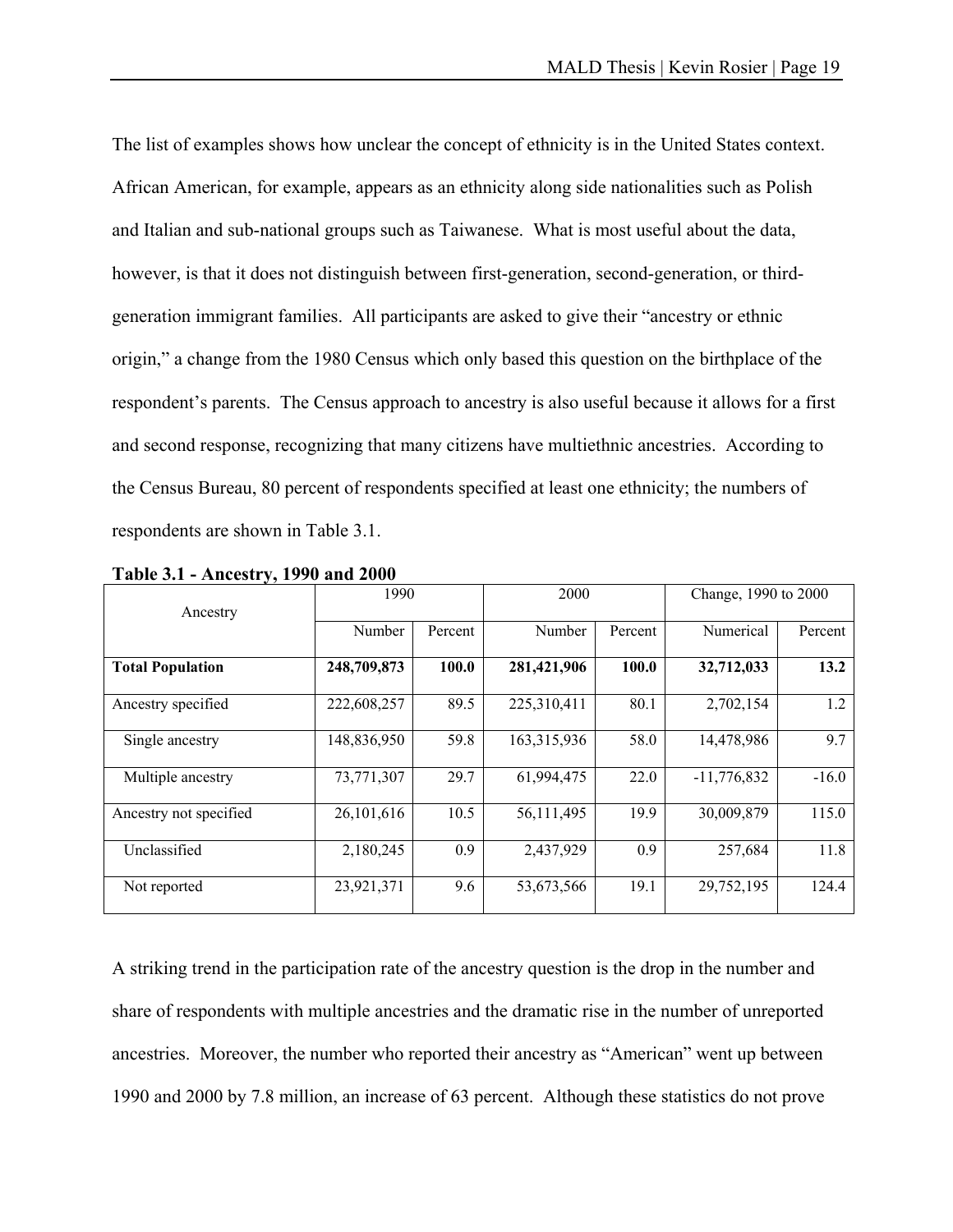The list of examples shows how unclear the concept of ethnicity is in the United States context. African American, for example, appears as an ethnicity along side nationalities such as Polish and Italian and sub-national groups such as Taiwanese. What is most useful about the data, however, is that it does not distinguish between first-generation, second-generation, or third-generation immigrant families. All participants are asked to give their "ancestry or ethnic origin," a change from the 1980 Census which only based this question on the birthplace of the respondent's parents. The Census approach to ancestry is also useful because it allows for a first and second response, recognizing that many citizens have multiethnic ancestries. According to the Census Bureau, 80 percent of respondents specified at least one ethnicity; the numbers of respondents are shown in Table 3.1.

**Table 3.1 - Ancestry, 1990 and 2000**

| Ancestry | 1990 | | 2000 | | Change, 1990 to 2000 | |
|---|---|---|---|---|---|---|
| | Number | Percent | Number | Percent | Numerical | Percent |
| **Total Population** | **248,709,873** | **100.0** | **281,421,906** | **100.0** | **32,712,033** | **13.2** |
| Ancestry specified | 222,608,257 | 89.5 | 225,310,411 | 80.1 | 2,702,154 | 1.2 |
| Single ancestry | 148,836,950 | 59.8 | 163,315,936 | 58.0 | 14,478,986 | 9.7 |
| Multiple ancestry | 73,771,307 | 29.7 | 61,994,475 | 22.0 | -11,776,832 | -16.0 |
| Ancestry not specified | 26,101,616 | 10.5 | 56,111,495 | 19.9 | 30,009,879 | 115.0 |
| Unclassified | 2,180,245 | 0.9 | 2,437,929 | 0.9 | 257,684 | 11.8 |
| Not reported | 23,921,371 | 9.6 | 53,673,566 | 19.1 | 29,752,195 | 124.4 |

A striking trend in the participation rate of the ancestry question is the drop in the number and share of respondents with multiple ancestries and the dramatic rise in the number of unreported ancestries. Moreover, the number who reported their ancestry as "American" went up between 1990 and 2000 by 7.8 million, an increase of 63 percent. Although these statistics do not prove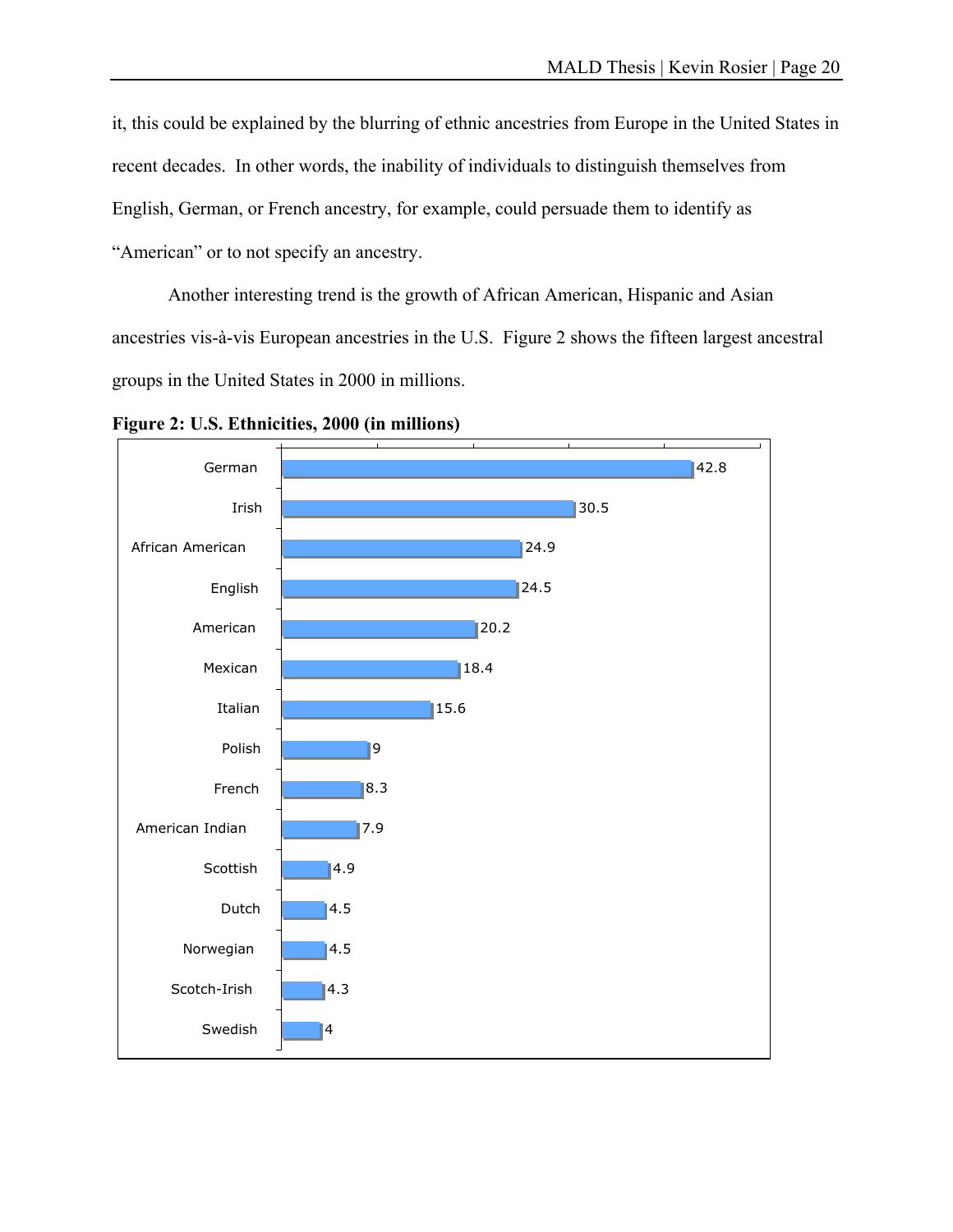it, this could be explained by the blurring of ethnic ancestries from Europe in the United States in recent decades. In other words, the inability of individuals to distinguish themselves from English, German, or French ancestry, for example, could persuade them to identify as "American" or to not specify an ancestry.

Another interesting trend is the growth of African American, Hispanic and Asian ancestries vis-à-vis European ancestries in the U.S. Figure 2 shows the fifteen largest ancestral groups in the United States in 2000 in millions.

**Figure 2: U.S. Ethnicities, 2000 (in millions)**

| Ethnicity | Millions |
|---|---|
| German | 42.8 |
| Irish | 30.5 |
| African American | 24.9 |
| English | 24.5 |
| American | 20.2 |
| Mexican | 18.4 |
| Italian | 15.6 |
| Polish | 9 |
| French | 8.3 |
| American Indian | 7.9 |
| Scottish | 4.9 |
| Dutch | 4.5 |
| Norwegian | 4.5 |
| Scotch-Irish | 4.3 |
| Swedish | 4 |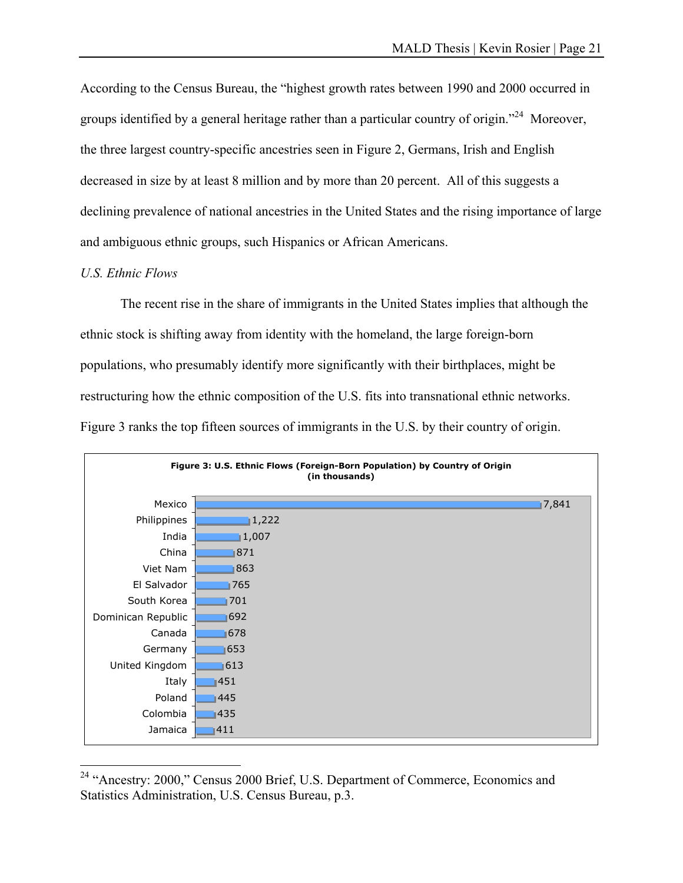According to the Census Bureau, the "highest growth rates between 1990 and 2000 occurred in groups identified by a general heritage rather than a particular country of origin."[24] Moreover, the three largest country-specific ancestries seen in Figure 2, Germans, Irish and English decreased in size by at least 8 million and by more than 20 percent. All of this suggests a declining prevalence of national ancestries in the United States and the rising importance of large and ambiguous ethnic groups, such Hispanics or African Americans.

*U.S. Ethnic Flows*

The recent rise in the share of immigrants in the United States implies that although the ethnic stock is shifting away from identity with the homeland, the large foreign-born populations, who presumably identify more significantly with their birthplaces, might be restructuring how the ethnic composition of the U.S. fits into transnational ethnic networks. Figure 3 ranks the top fifteen sources of immigrants in the U.S. by their country of origin.

**Figure 3: U.S. Ethnic Flows (Foreign-Born Population) by Country of Origin (in thousands)**

| Country | Foreign-Born Population (thousands) |
|---|---|
| Mexico | 7,841 |
| Philippines | 1,222 |
| India | 1,007 |
| China | 871 |
| Viet Nam | 863 |
| El Salvador | 765 |
| South Korea | 701 |
| Dominican Republic | 692 |
| Canada | 678 |
| Germany | 653 |
| United Kingdom | 613 |
| Italy | 451 |
| Poland | 445 |
| Colombia | 435 |
| Jamaica | 411 |

[24] "Ancestry: 2000," Census 2000 Brief, U.S. Department of Commerce, Economics and Statistics Administration, U.S. Census Bureau, p.3.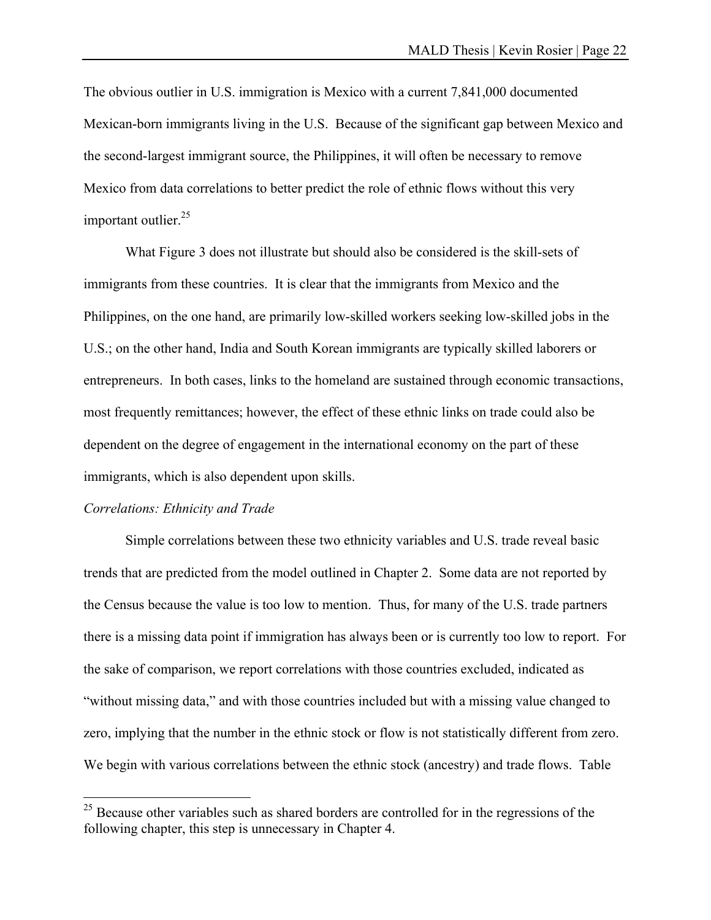The obvious outlier in U.S. immigration is Mexico with a current 7,841,000 documented Mexican-born immigrants living in the U.S. Because of the significant gap between Mexico and the second-largest immigrant source, the Philippines, it will often be necessary to remove Mexico from data correlations to better predict the role of ethnic flows without this very important outlier.[25]

What Figure 3 does not illustrate but should also be considered is the skill-sets of immigrants from these countries. It is clear that the immigrants from Mexico and the Philippines, on the one hand, are primarily low-skilled workers seeking low-skilled jobs in the U.S.; on the other hand, India and South Korean immigrants are typically skilled laborers or entrepreneurs. In both cases, links to the homeland are sustained through economic transactions, most frequently remittances; however, the effect of these ethnic links on trade could also be dependent on the degree of engagement in the international economy on the part of these immigrants, which is also dependent upon skills.

*Correlations: Ethnicity and Trade*

Simple correlations between these two ethnicity variables and U.S. trade reveal basic trends that are predicted from the model outlined in Chapter 2. Some data are not reported by the Census because the value is too low to mention. Thus, for many of the U.S. trade partners there is a missing data point if immigration has always been or is currently too low to report. For the sake of comparison, we report correlations with those countries excluded, indicated as "without missing data," and with those countries included but with a missing value changed to zero, implying that the number in the ethnic stock or flow is not statistically different from zero. We begin with various correlations between the ethnic stock (ancestry) and trade flows. Table

[25] Because other variables such as shared borders are controlled for in the regressions of the following chapter, this step is unnecessary in Chapter 4.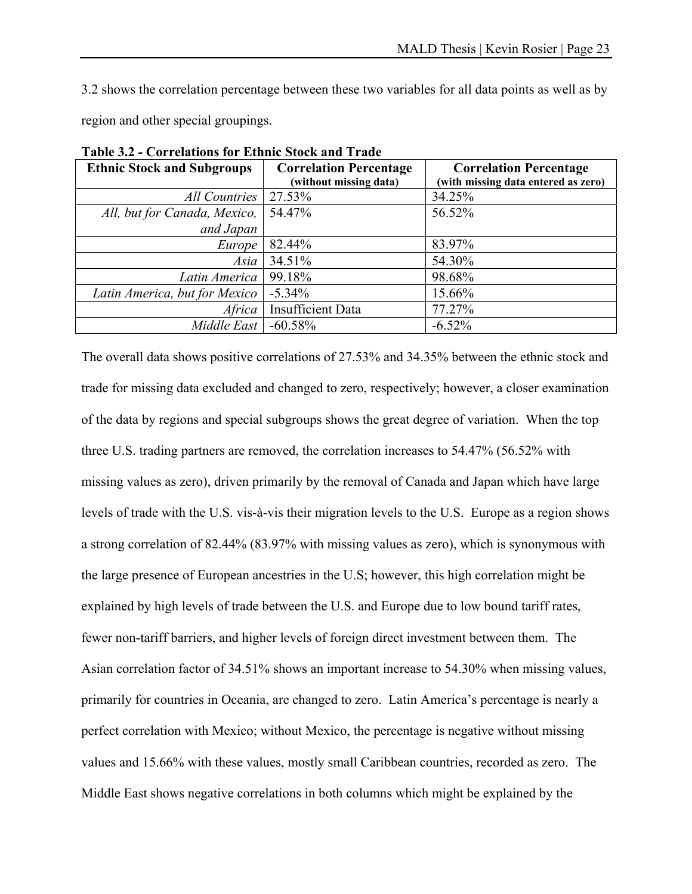3.2 shows the correlation percentage between these two variables for all data points as well as by region and other special groupings.

**Table 3.2 - Correlations for Ethnic Stock and Trade**

| Ethnic Stock and Subgroups | Correlation Percentage (without missing data) | Correlation Percentage (with missing data entered as zero) |
|---|---|---|
| *All Countries* | 27.53% | 34.25% |
| *All, but for Canada, Mexico, and Japan* | 54.47% | 56.52% |
| *Europe* | 82.44% | 83.97% |
| *Asia* | 34.51% | 54.30% |
| *Latin America* | 99.18% | 98.68% |
| *Latin America, but for Mexico* | -5.34% | 15.66% |
| *Africa* | Insufficient Data | 77.27% |
| *Middle East* | -60.58% | -6.52% |

The overall data shows positive correlations of 27.53% and 34.35% between the ethnic stock and trade for missing data excluded and changed to zero, respectively; however, a closer examination of the data by regions and special subgroups shows the great degree of variation. When the top three U.S. trading partners are removed, the correlation increases to 54.47% (56.52% with missing values as zero), driven primarily by the removal of Canada and Japan which have large levels of trade with the U.S. vis-à-vis their migration levels to the U.S. Europe as a region shows a strong correlation of 82.44% (83.97% with missing values as zero), which is synonymous with the large presence of European ancestries in the U.S; however, this high correlation might be explained by high levels of trade between the U.S. and Europe due to low bound tariff rates, fewer non-tariff barriers, and higher levels of foreign direct investment between them. The Asian correlation factor of 34.51% shows an important increase to 54.30% when missing values, primarily for countries in Oceania, are changed to zero. Latin America's percentage is nearly a perfect correlation with Mexico; without Mexico, the percentage is negative without missing values and 15.66% with these values, mostly small Caribbean countries, recorded as zero. The Middle East shows negative correlations in both columns which might be explained by the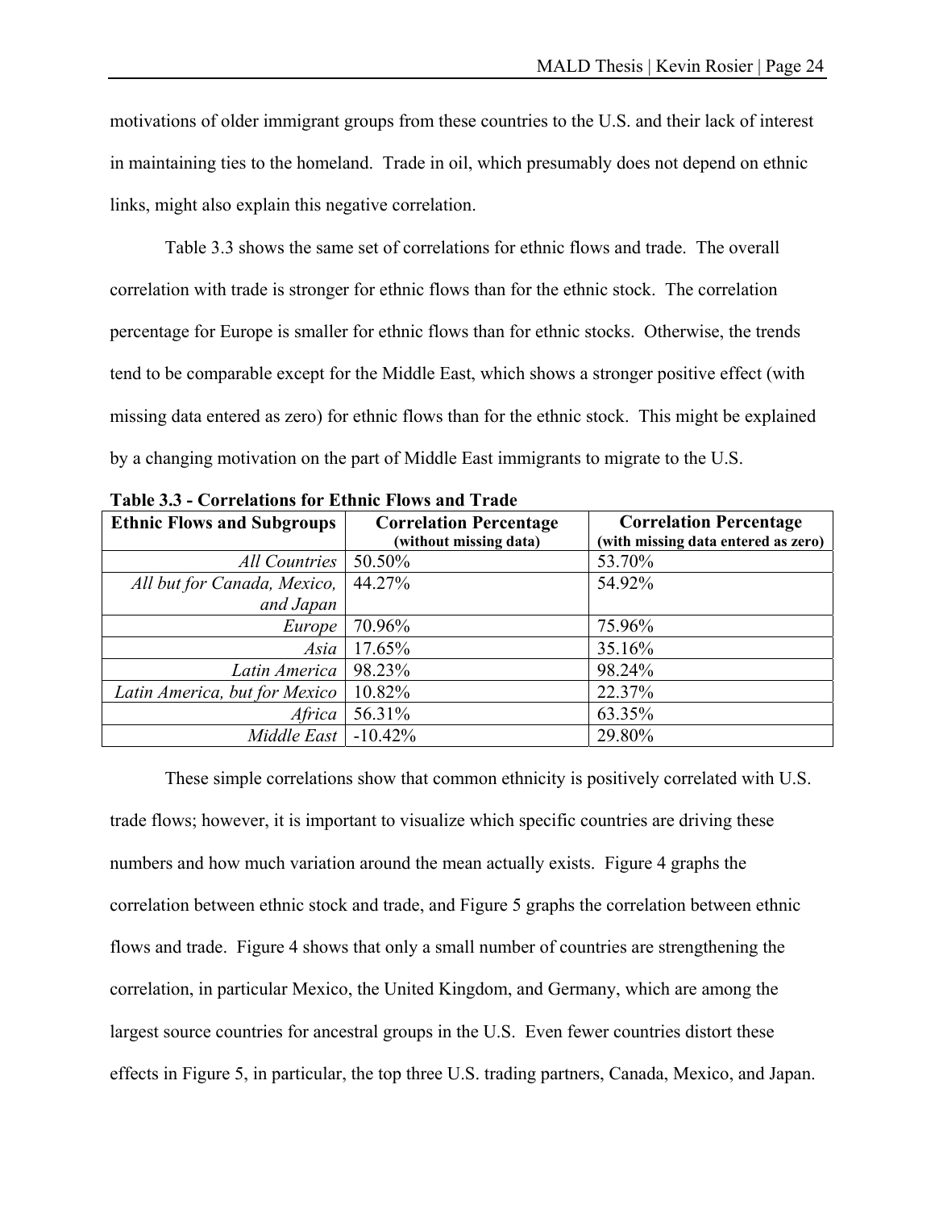motivations of older immigrant groups from these countries to the U.S. and their lack of interest in maintaining ties to the homeland. Trade in oil, which presumably does not depend on ethnic links, might also explain this negative correlation.

Table 3.3 shows the same set of correlations for ethnic flows and trade. The overall correlation with trade is stronger for ethnic flows than for the ethnic stock. The correlation percentage for Europe is smaller for ethnic flows than for ethnic stocks. Otherwise, the trends tend to be comparable except for the Middle East, which shows a stronger positive effect (with missing data entered as zero) for ethnic flows than for the ethnic stock. This might be explained by a changing motivation on the part of Middle East immigrants to migrate to the U.S.

**Table 3.3 - Correlations for Ethnic Flows and Trade**

| Ethnic Flows and Subgroups | Correlation Percentage (without missing data) | Correlation Percentage (with missing data entered as zero) |
|---|---|---|
| *All Countries* | 50.50% | 53.70% |
| *All but for Canada, Mexico, and Japan* | 44.27% | 54.92% |
| *Europe* | 70.96% | 75.96% |
| *Asia* | 17.65% | 35.16% |
| *Latin America* | 98.23% | 98.24% |
| *Latin America, but for Mexico* | 10.82% | 22.37% |
| *Africa* | 56.31% | 63.35% |
| *Middle East* | -10.42% | 29.80% |

These simple correlations show that common ethnicity is positively correlated with U.S. trade flows; however, it is important to visualize which specific countries are driving these numbers and how much variation around the mean actually exists. Figure 4 graphs the correlation between ethnic stock and trade, and Figure 5 graphs the correlation between ethnic flows and trade. Figure 4 shows that only a small number of countries are strengthening the correlation, in particular Mexico, the United Kingdom, and Germany, which are among the largest source countries for ancestral groups in the U.S. Even fewer countries distort these effects in Figure 5, in particular, the top three U.S. trading partners, Canada, Mexico, and Japan.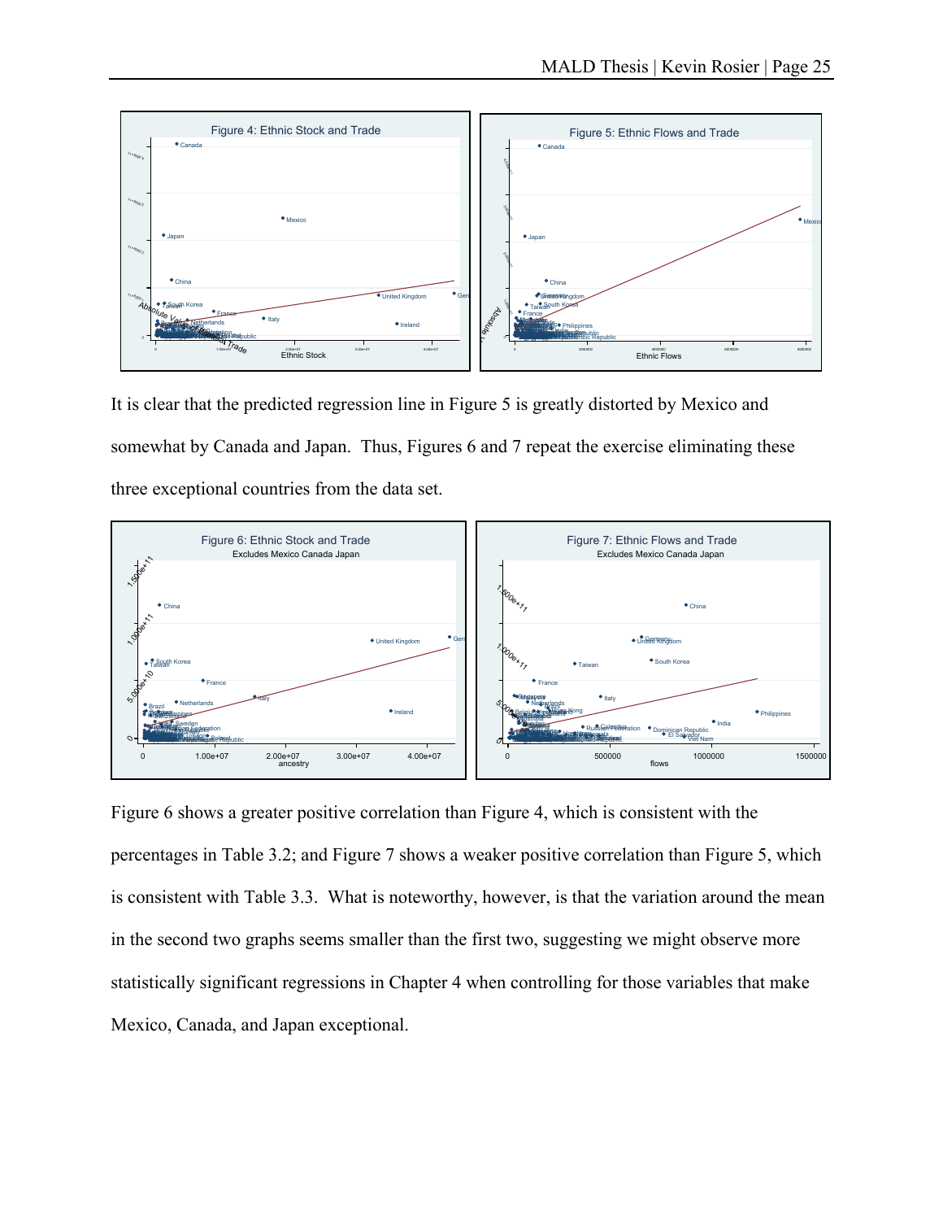It is clear that the predicted regression line in Figure 5 is greatly distorted by Mexico and somewhat by Canada and Japan. Thus, Figures 6 and 7 repeat the exercise eliminating these three exceptional countries from the data set.

Figure 6 shows a greater positive correlation than Figure 4, which is consistent with the percentages in Table 3.2; and Figure 7 shows a weaker positive correlation than Figure 5, which is consistent with Table 3.3. What is noteworthy, however, is that the variation around the mean in the second two graphs seems smaller than the first two, suggesting we might observe more statistically significant regressions in Chapter 4 when controlling for those variables that make Mexico, Canada, and Japan exceptional.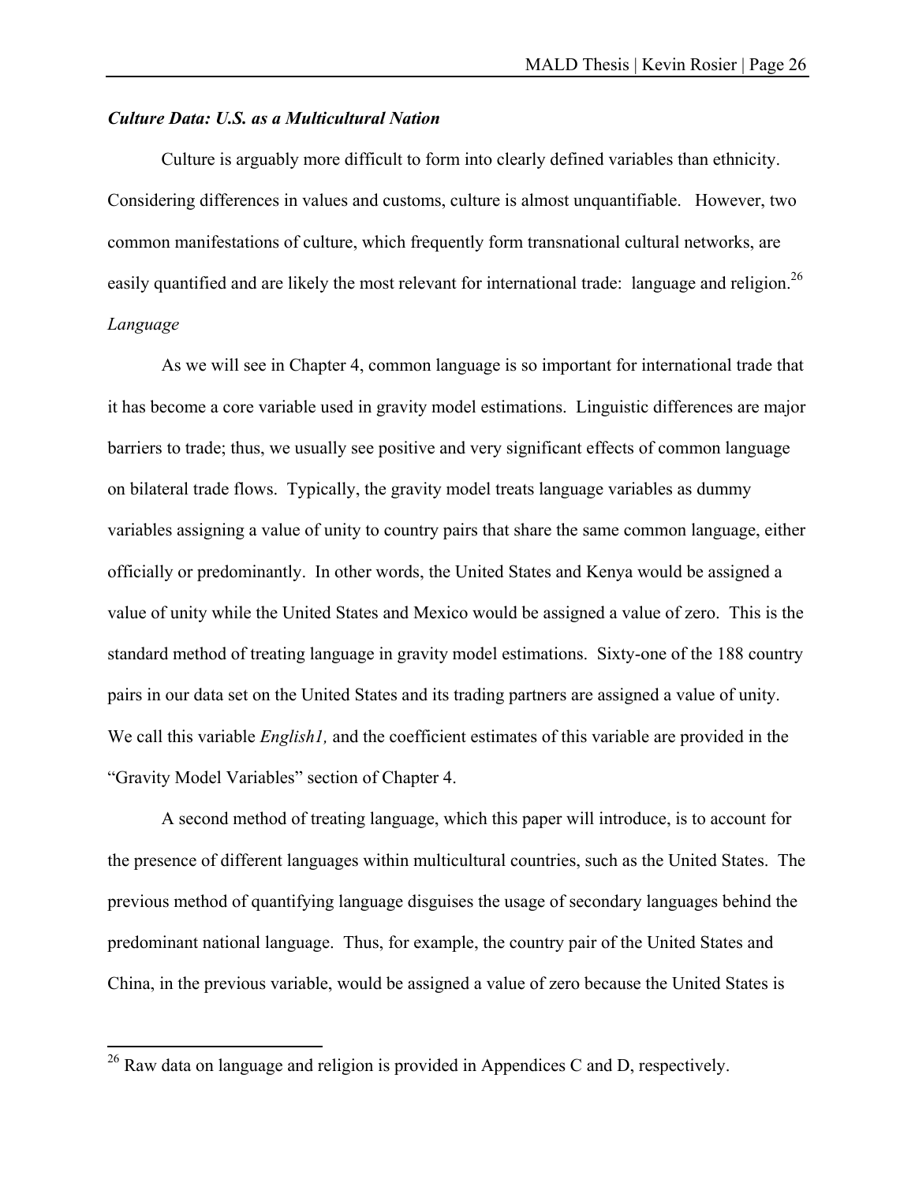### *Culture Data: U.S. as a Multicultural Nation*

Culture is arguably more difficult to form into clearly defined variables than ethnicity. Considering differences in values and customs, culture is almost unquantifiable. However, two common manifestations of culture, which frequently form transnational cultural networks, are easily quantified and are likely the most relevant for international trade: language and religion.[26]

#### *Language*

As we will see in Chapter 4, common language is so important for international trade that it has become a core variable used in gravity model estimations. Linguistic differences are major barriers to trade; thus, we usually see positive and very significant effects of common language on bilateral trade flows. Typically, the gravity model treats language variables as dummy variables assigning a value of unity to country pairs that share the same common language, either officially or predominantly. In other words, the United States and Kenya would be assigned a value of unity while the United States and Mexico would be assigned a value of zero. This is the standard method of treating language in gravity model estimations. Sixty-one of the 188 country pairs in our data set on the United States and its trading partners are assigned a value of unity. We call this variable *English1,* and the coefficient estimates of this variable are provided in the "Gravity Model Variables" section of Chapter 4.

A second method of treating language, which this paper will introduce, is to account for the presence of different languages within multicultural countries, such as the United States. The previous method of quantifying language disguises the usage of secondary languages behind the predominant national language. Thus, for example, the country pair of the United States and China, in the previous variable, would be assigned a value of zero because the United States is

[26] Raw data on language and religion is provided in Appendices C and D, respectively.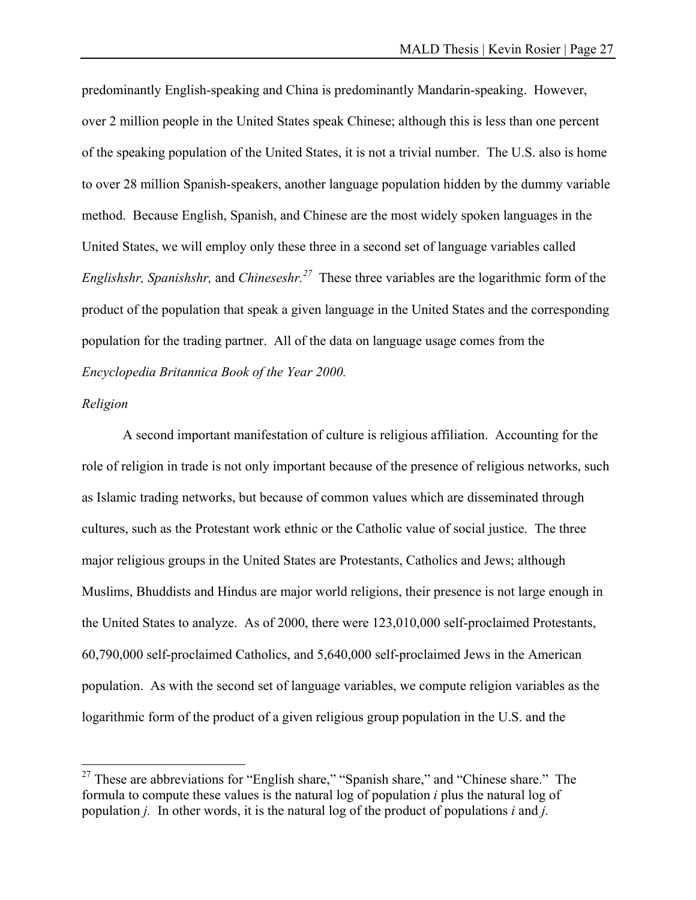predominantly English-speaking and China is predominantly Mandarin-speaking. However, over 2 million people in the United States speak Chinese; although this is less than one percent of the speaking population of the United States, it is not a trivial number. The U.S. also is home to over 28 million Spanish-speakers, another language population hidden by the dummy variable method. Because English, Spanish, and Chinese are the most widely spoken languages in the United States, we will employ only these three in a second set of language variables called *Englishshr, Spanishshr,* and *Chineseshr.*[27] These three variables are the logarithmic form of the product of the population that speak a given language in the United States and the corresponding population for the trading partner. All of the data on language usage comes from the *Encyclopedia Britannica Book of the Year 2000.*

*Religion*

A second important manifestation of culture is religious affiliation. Accounting for the role of religion in trade is not only important because of the presence of religious networks, such as Islamic trading networks, but because of common values which are disseminated through cultures, such as the Protestant work ethnic or the Catholic value of social justice. The three major religious groups in the United States are Protestants, Catholics and Jews; although Muslims, Bhuddists and Hindus are major world religions, their presence is not large enough in the United States to analyze. As of 2000, there were 123,010,000 self-proclaimed Protestants, 60,790,000 self-proclaimed Catholics, and 5,640,000 self-proclaimed Jews in the American population. As with the second set of language variables, we compute religion variables as the logarithmic form of the product of a given religious group population in the U.S. and the

---

[27] These are abbreviations for "English share," "Spanish share," and "Chinese share." The formula to compute these values is the natural log of population *i* plus the natural log of population *j*. In other words, it is the natural log of the product of populations *i* and *j*.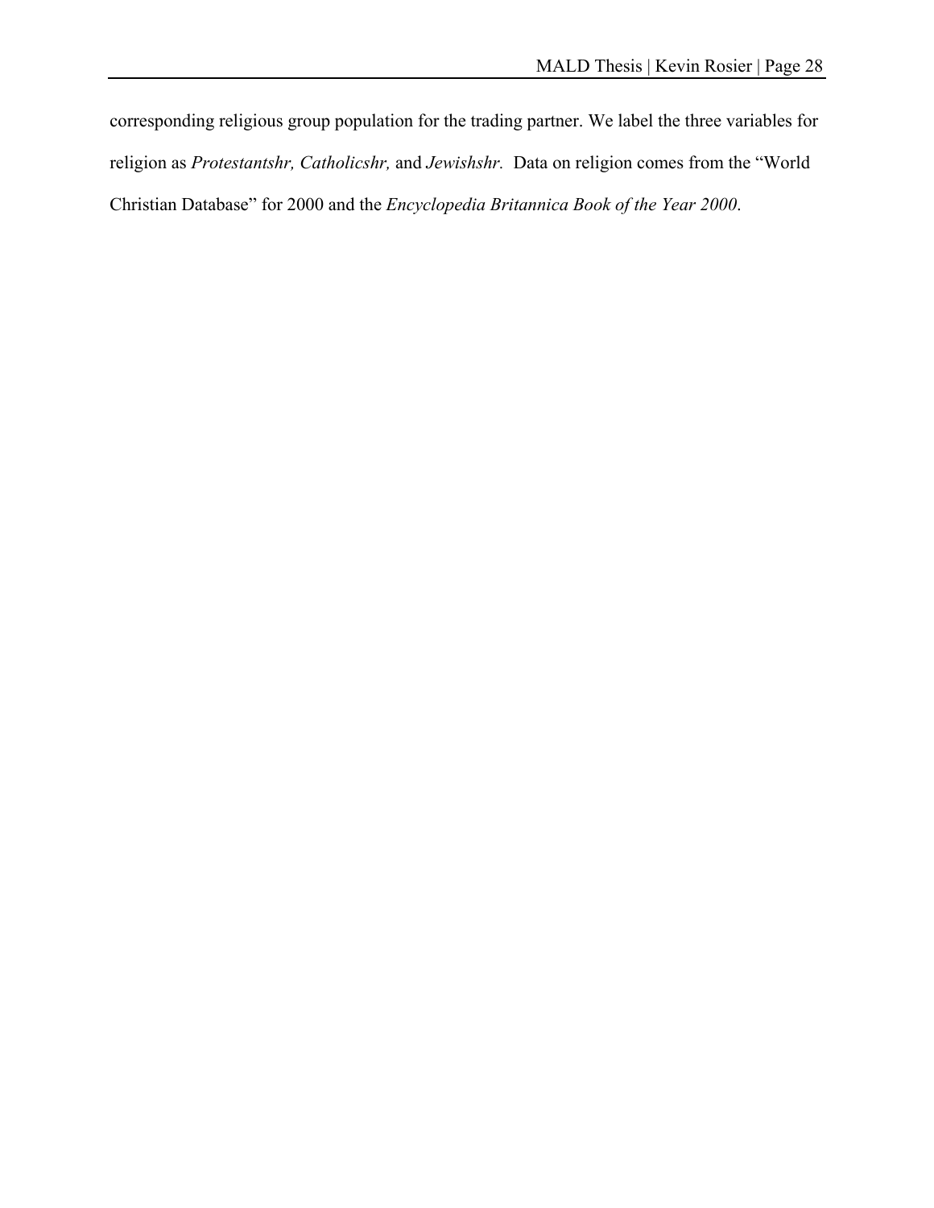corresponding religious group population for the trading partner. We label the three variables for religion as *Protestantshr, Catholicshr,* and *Jewishshr.* Data on religion comes from the "World Christian Database" for 2000 and the *Encyclopedia Britannica Book of the Year 2000*.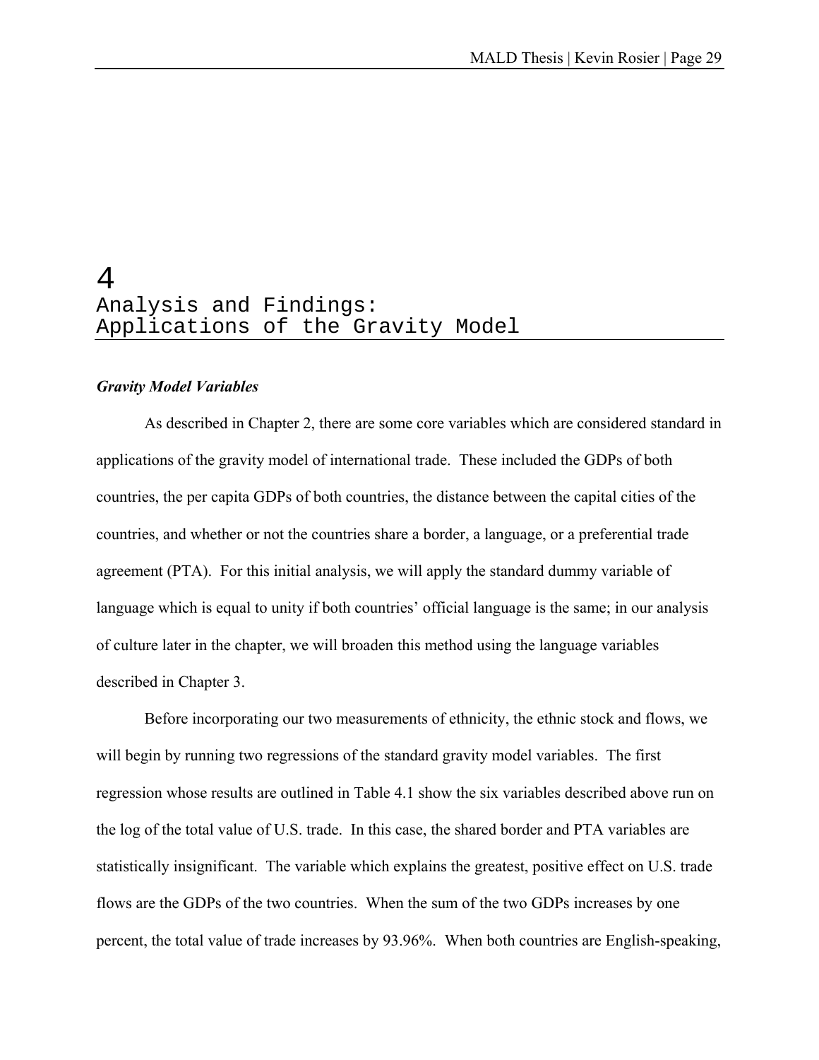# 4
# Analysis and Findings: Applications of the Gravity Model

### *Gravity Model Variables*

As described in Chapter 2, there are some core variables which are considered standard in applications of the gravity model of international trade. These included the GDPs of both countries, the per capita GDPs of both countries, the distance between the capital cities of the countries, and whether or not the countries share a border, a language, or a preferential trade agreement (PTA). For this initial analysis, we will apply the standard dummy variable of language which is equal to unity if both countries' official language is the same; in our analysis of culture later in the chapter, we will broaden this method using the language variables described in Chapter 3.

Before incorporating our two measurements of ethnicity, the ethnic stock and flows, we will begin by running two regressions of the standard gravity model variables. The first regression whose results are outlined in Table 4.1 show the six variables described above run on the log of the total value of U.S. trade. In this case, the shared border and PTA variables are statistically insignificant. The variable which explains the greatest, positive effect on U.S. trade flows are the GDPs of the two countries. When the sum of the two GDPs increases by one percent, the total value of trade increases by 93.96%. When both countries are English-speaking,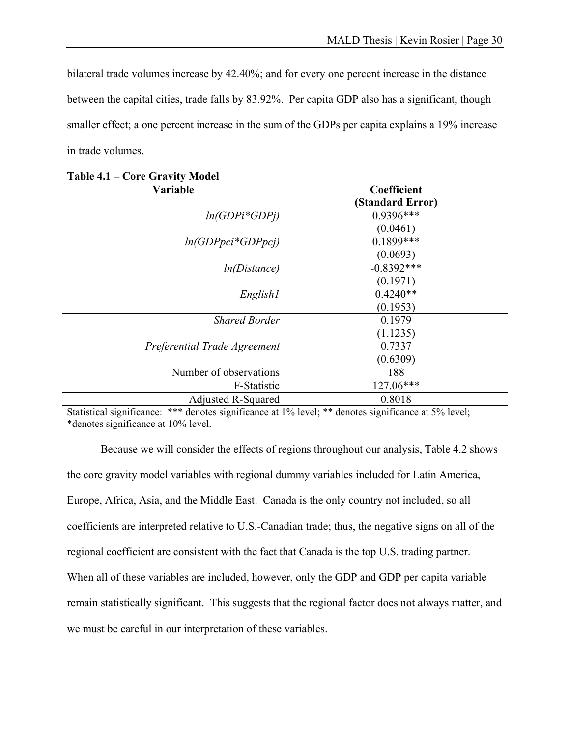bilateral trade volumes increase by 42.40%; and for every one percent increase in the distance between the capital cities, trade falls by 83.92%. Per capita GDP also has a significant, though smaller effect; a one percent increase in the sum of the GDPs per capita explains a 19% increase in trade volumes.

**Table 4.1 – Core Gravity Model**

| Variable | Coefficient (Standard Error) |
|---|---|
| *ln(GDPi\*GDPj)* | 0.9396*** (0.0461) |
| *ln(GDPpci\*GDPpcj)* | 0.1899*** (0.0693) |
| *ln(Distance)* | -0.8392*** (0.1971) |
| *English1* | 0.4240** (0.1953) |
| *Shared Border* | 0.1979 (1.1235) |
| *Preferential Trade Agreement* | 0.7337 (0.6309) |
| Number of observations | 188 |
| F-Statistic | 127.06*** |
| Adjusted R-Squared | 0.8018 |

Statistical significance: *** denotes significance at 1% level; ** denotes significance at 5% level; *denotes significance at 10% level.

Because we will consider the effects of regions throughout our analysis, Table 4.2 shows the core gravity model variables with regional dummy variables included for Latin America, Europe, Africa, Asia, and the Middle East. Canada is the only country not included, so all coefficients are interpreted relative to U.S.-Canadian trade; thus, the negative signs on all of the regional coefficient are consistent with the fact that Canada is the top U.S. trading partner. When all of these variables are included, however, only the GDP and GDP per capita variable remain statistically significant. This suggests that the regional factor does not always matter, and we must be careful in our interpretation of these variables.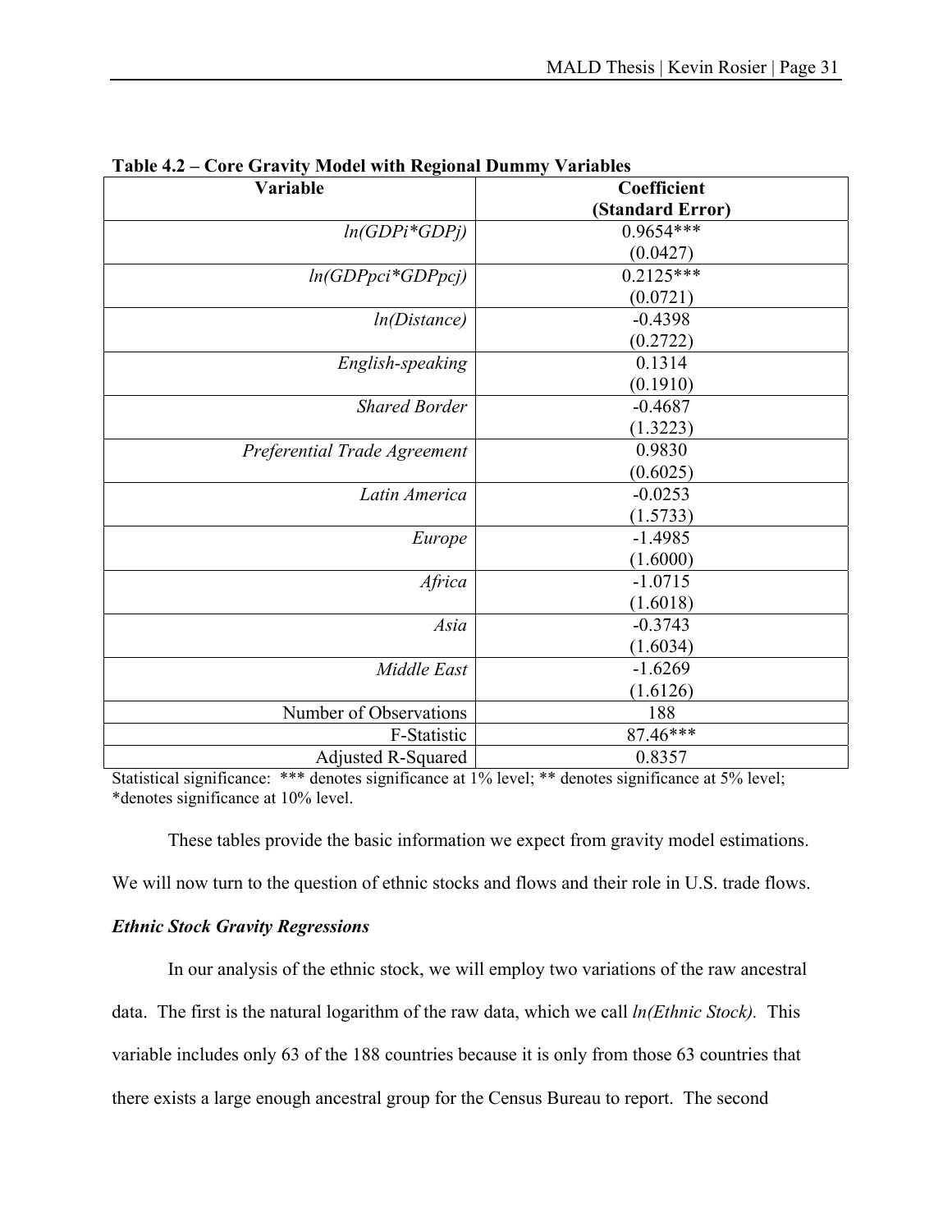**Table 4.2 – Core Gravity Model with Regional Dummy Variables**

| Variable | Coefficient (Standard Error) |
|---|---|
| *ln(GDPi*GDPj)* | 0.9654*** (0.0427) |
| *ln(GDPpci*GDPpcj)* | 0.2125*** (0.0721) |
| *ln(Distance)* | -0.4398 (0.2722) |
| *English-speaking* | 0.1314 (0.1910) |
| *Shared Border* | -0.4687 (1.3223) |
| *Preferential Trade Agreement* | 0.9830 (0.6025) |
| *Latin America* | -0.0253 (1.5733) |
| *Europe* | -1.4985 (1.6000) |
| *Africa* | -1.0715 (1.6018) |
| *Asia* | -0.3743 (1.6034) |
| *Middle East* | -1.6269 (1.6126) |
| Number of Observations | 188 |
| F-Statistic | 87.46*** |
| Adjusted R-Squared | 0.8357 |

Statistical significance: *** denotes significance at 1% level; ** denotes significance at 5% level; *denotes significance at 10% level.

These tables provide the basic information we expect from gravity model estimations. We will now turn to the question of ethnic stocks and flows and their role in U.S. trade flows.

***Ethnic Stock Gravity Regressions***

In our analysis of the ethnic stock, we will employ two variations of the raw ancestral data. The first is the natural logarithm of the raw data, which we call *ln(Ethnic Stock)*. This variable includes only 63 of the 188 countries because it is only from those 63 countries that there exists a large enough ancestral group for the Census Bureau to report. The second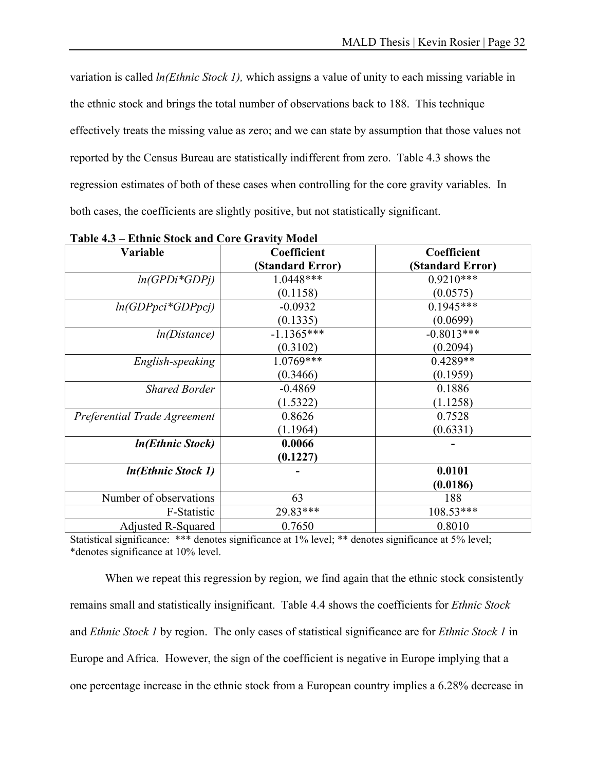variation is called *ln(Ethnic Stock 1),* which assigns a value of unity to each missing variable in the ethnic stock and brings the total number of observations back to 188. This technique effectively treats the missing value as zero; and we can state by assumption that those values not reported by the Census Bureau are statistically indifferent from zero. Table 4.3 shows the regression estimates of both of these cases when controlling for the core gravity variables. In both cases, the coefficients are slightly positive, but not statistically significant.

**Table 4.3 – Ethnic Stock and Core Gravity Model**

| Variable | Coefficient (Standard Error) | Coefficient (Standard Error) |
|---|---|---|
| *ln(GPDi*GDPj)* | 1.0448*** (0.1158) | 0.9210*** (0.0575) |
| *ln(GDPpci*GDPpcj)* | -0.0932 (0.1335) | 0.1945*** (0.0699) |
| *ln(Distance)* | -1.1365*** (0.3102) | -0.8013*** (0.2094) |
| *English-speaking* | 1.0769*** (0.3466) | 0.4289** (0.1959) |
| *Shared Border* | -0.4869 (1.5322) | 0.1886 (1.1258) |
| *Preferential Trade Agreement* | 0.8626 (1.1964) | 0.7528 (0.6331) |
| ***ln(Ethnic Stock)*** | **0.0066 (0.1227)** | **-** |
| ***ln(Ethnic Stock 1)*** | **-** | **0.0101 (0.0186)** |
| Number of observations | 63 | 188 |
| F-Statistic | 29.83*** | 108.53*** |
| Adjusted R-Squared | 0.7650 | 0.8010 |

Statistical significance: *** denotes significance at 1% level; ** denotes significance at 5% level; *denotes significance at 10% level.

When we repeat this regression by region, we find again that the ethnic stock consistently remains small and statistically insignificant. Table 4.4 shows the coefficients for *Ethnic Stock* and *Ethnic Stock 1* by region. The only cases of statistical significance are for *Ethnic Stock 1* in Europe and Africa. However, the sign of the coefficient is negative in Europe implying that a one percentage increase in the ethnic stock from a European country implies a 6.28% decrease in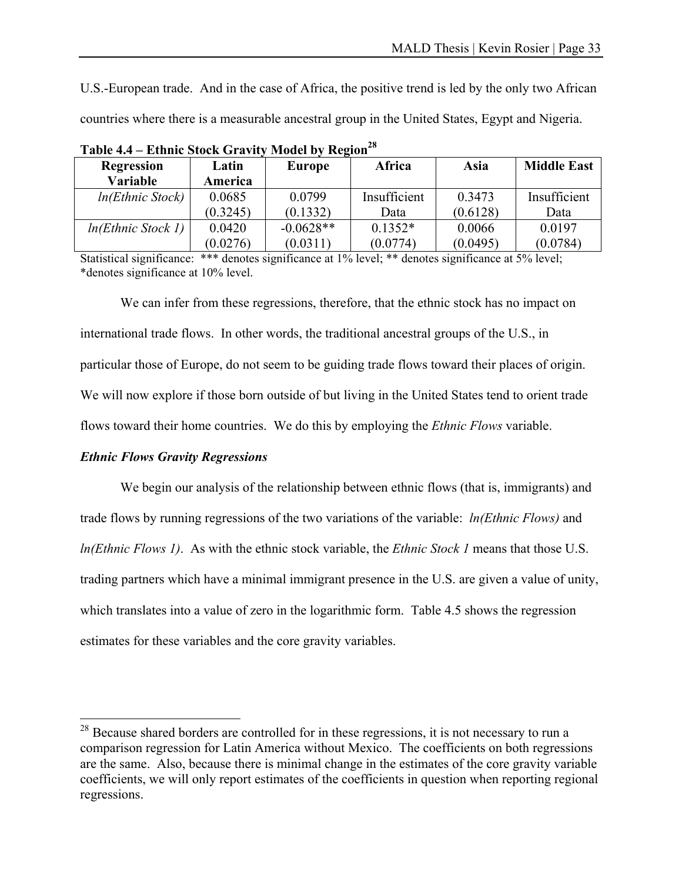U.S.-European trade. And in the case of Africa, the positive trend is led by the only two African countries where there is a measurable ancestral group in the United States, Egypt and Nigeria.

**Table 4.4 – Ethnic Stock Gravity Model by Region**[28]

| Regression Variable | Latin America | Europe | Africa | Asia | Middle East |
|---|---|---|---|---|---|
| *ln(Ethnic Stock)* | 0.0685<br>(0.3245) | 0.0799<br>(0.1332) | Insufficient Data | 0.3473<br>(0.6128) | Insufficient Data |
| *ln(Ethnic Stock 1)* | 0.0420<br>(0.0276) | -0.0628**<br>(0.0311) | 0.1352*<br>(0.0774) | 0.0066<br>(0.0495) | 0.0197<br>(0.0784) |

Statistical significance: *** denotes significance at 1% level; ** denotes significance at 5% level; *denotes significance at 10% level.

We can infer from these regressions, therefore, that the ethnic stock has no impact on international trade flows. In other words, the traditional ancestral groups of the U.S., in particular those of Europe, do not seem to be guiding trade flows toward their places of origin. We will now explore if those born outside of but living in the United States tend to orient trade flows toward their home countries. We do this by employing the *Ethnic Flows* variable.

### *Ethnic Flows Gravity Regressions*

We begin our analysis of the relationship between ethnic flows (that is, immigrants) and trade flows by running regressions of the two variations of the variable: *ln(Ethnic Flows)* and *ln(Ethnic Flows 1)*. As with the ethnic stock variable, the *Ethnic Stock 1* means that those U.S. trading partners which have a minimal immigrant presence in the U.S. are given a value of unity, which translates into a value of zero in the logarithmic form. Table 4.5 shows the regression estimates for these variables and the core gravity variables.

---

[28] Because shared borders are controlled for in these regressions, it is not necessary to run a comparison regression for Latin America without Mexico. The coefficients on both regressions are the same. Also, because there is minimal change in the estimates of the core gravity variable coefficients, we will only report estimates of the coefficients in question when reporting regional regressions.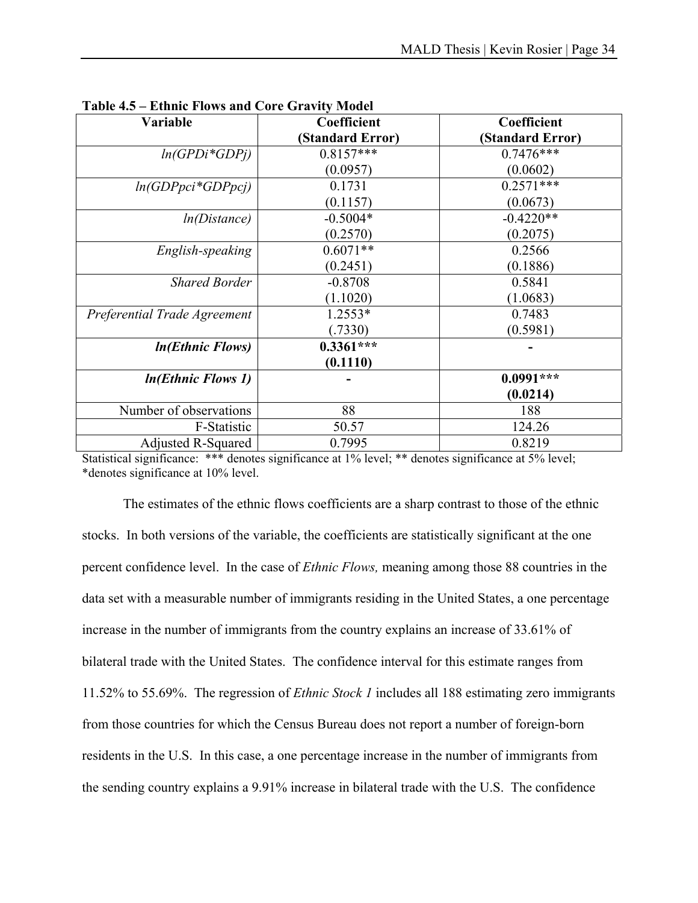**Table 4.5 – Ethnic Flows and Core Gravity Model**

| Variable | Coefficient (Standard Error) | Coefficient (Standard Error) |
|---|---|---|
| *ln(GPDi*GDPj)* | 0.8157*** (0.0957) | 0.7476*** (0.0602) |
| *ln(GDPpci*GDPpcj)* | 0.1731 (0.1157) | 0.2571*** (0.0673) |
| *ln(Distance)* | -0.5004* (0.2570) | -0.4220** (0.2075) |
| *English-speaking* | 0.6071** (0.2451) | 0.2566 (0.1886) |
| *Shared Border* | -0.8708 (1.1020) | 0.5841 (1.0683) |
| *Preferential Trade Agreement* | 1.2553* (.7330) | 0.7483 (0.5981) |
| ***ln(Ethnic Flows)*** | **0.3361*** (0.1110)** | **-** |
| ***ln(Ethnic Flows 1)*** | **-** | **0.0991*** (0.0214)** |
| Number of observations | 88 | 188 |
| F-Statistic | 50.57 | 124.26 |
| Adjusted R-Squared | 0.7995 | 0.8219 |

Statistical significance: *** denotes significance at 1% level; ** denotes significance at 5% level; *denotes significance at 10% level.

The estimates of the ethnic flows coefficients are a sharp contrast to those of the ethnic stocks. In both versions of the variable, the coefficients are statistically significant at the one percent confidence level. In the case of *Ethnic Flows,* meaning among those 88 countries in the data set with a measurable number of immigrants residing in the United States, a one percentage increase in the number of immigrants from the country explains an increase of 33.61% of bilateral trade with the United States. The confidence interval for this estimate ranges from 11.52% to 55.69%. The regression of *Ethnic Stock 1* includes all 188 estimating zero immigrants from those countries for which the Census Bureau does not report a number of foreign-born residents in the U.S. In this case, a one percentage increase in the number of immigrants from the sending country explains a 9.91% increase in bilateral trade with the U.S. The confidence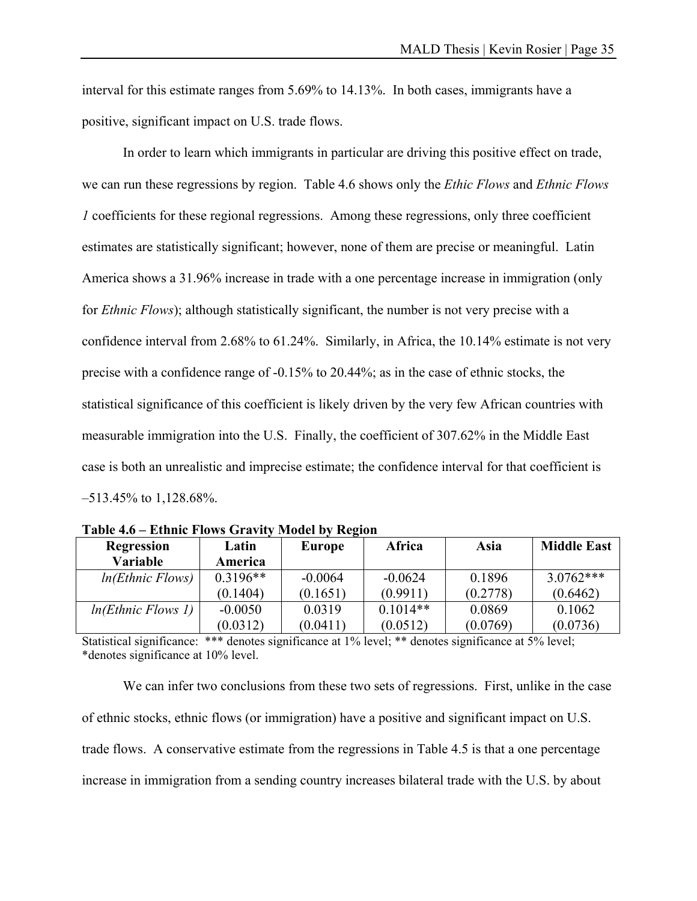interval for this estimate ranges from 5.69% to 14.13%. In both cases, immigrants have a positive, significant impact on U.S. trade flows.

In order to learn which immigrants in particular are driving this positive effect on trade, we can run these regressions by region. Table 4.6 shows only the *Ethic Flows* and *Ethnic Flows 1* coefficients for these regional regressions. Among these regressions, only three coefficient estimates are statistically significant; however, none of them are precise or meaningful. Latin America shows a 31.96% increase in trade with a one percentage increase in immigration (only for *Ethnic Flows*); although statistically significant, the number is not very precise with a confidence interval from 2.68% to 61.24%. Similarly, in Africa, the 10.14% estimate is not very precise with a confidence range of -0.15% to 20.44%; as in the case of ethnic stocks, the statistical significance of this coefficient is likely driven by the very few African countries with measurable immigration into the U.S. Finally, the coefficient of 307.62% in the Middle East case is both an unrealistic and imprecise estimate; the confidence interval for that coefficient is –513.45% to 1,128.68%.

**Table 4.6 – Ethnic Flows Gravity Model by Region**

| Regression Variable | Latin America | Europe | Africa | Asia | Middle East |
|---|---|---|---|---|---|
| *ln(Ethnic Flows)* | 0.3196** | -0.0064 | -0.0624 | 0.1896 | 3.0762*** |
| | (0.1404) | (0.1651) | (0.9911) | (0.2778) | (0.6462) |
| *ln(Ethnic Flows 1)* | -0.0050 | 0.0319 | 0.1014** | 0.0869 | 0.1062 |
| | (0.0312) | (0.0411) | (0.0512) | (0.0769) | (0.0736) |

Statistical significance: *** denotes significance at 1% level; ** denotes significance at 5% level; *denotes significance at 10% level.

We can infer two conclusions from these two sets of regressions. First, unlike in the case of ethnic stocks, ethnic flows (or immigration) have a positive and significant impact on U.S. trade flows. A conservative estimate from the regressions in Table 4.5 is that a one percentage increase in immigration from a sending country increases bilateral trade with the U.S. by about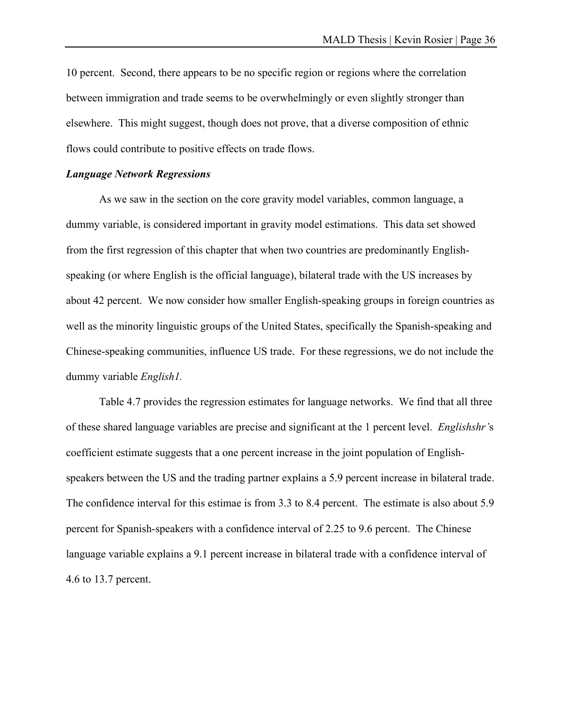10 percent. Second, there appears to be no specific region or regions where the correlation between immigration and trade seems to be overwhelmingly or even slightly stronger than elsewhere. This might suggest, though does not prove, that a diverse composition of ethnic flows could contribute to positive effects on trade flows.

### *Language Network Regressions*

As we saw in the section on the core gravity model variables, common language, a dummy variable, is considered important in gravity model estimations. This data set showed from the first regression of this chapter that when two countries are predominantly English-speaking (or where English is the official language), bilateral trade with the US increases by about 42 percent. We now consider how smaller English-speaking groups in foreign countries as well as the minority linguistic groups of the United States, specifically the Spanish-speaking and Chinese-speaking communities, influence US trade. For these regressions, we do not include the dummy variable *English1*.

Table 4.7 provides the regression estimates for language networks. We find that all three of these shared language variables are precise and significant at the 1 percent level. *Englishshr'*s coefficient estimate suggests that a one percent increase in the joint population of English-speakers between the US and the trading partner explains a 5.9 percent increase in bilateral trade. The confidence interval for this estimae is from 3.3 to 8.4 percent. The estimate is also about 5.9 percent for Spanish-speakers with a confidence interval of 2.25 to 9.6 percent. The Chinese language variable explains a 9.1 percent increase in bilateral trade with a confidence interval of 4.6 to 13.7 percent.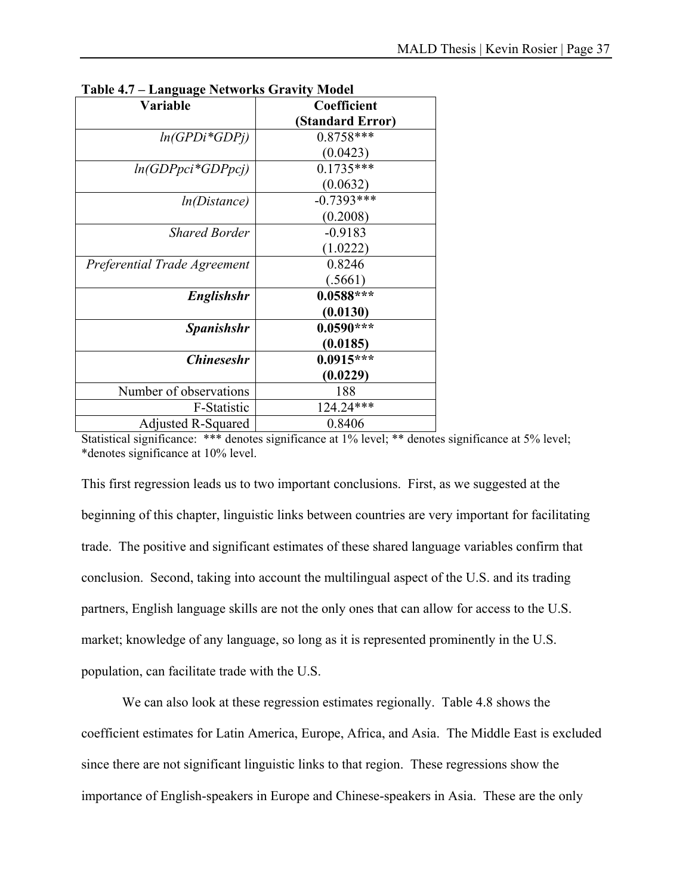**Table 4.7 – Language Networks Gravity Model**

| Variable | Coefficient (Standard Error) |
|---|---|
| *ln(GPDi*GDPj)* | 0.8758*** (0.0423) |
| *ln(GDPpci*GDPpcj)* | 0.1735*** (0.0632) |
| *ln(Distance)* | -0.7393*** (0.2008) |
| *Shared Border* | -0.9183 (1.0222) |
| *Preferential Trade Agreement* | 0.8246 (.5661) |
| ***Englishshr*** | **0.0588*** (0.0130)** |
| ***Spanishshr*** | **0.0590*** (0.0185)** |
| ***Chineseshr*** | **0.0915*** (0.0229)** |
| Number of observations | 188 |
| F-Statistic | 124.24*** |
| Adjusted R-Squared | 0.8406 |

Statistical significance: *** denotes significance at 1% level; ** denotes significance at 5% level; *denotes significance at 10% level.

This first regression leads us to two important conclusions. First, as we suggested at the beginning of this chapter, linguistic links between countries are very important for facilitating trade. The positive and significant estimates of these shared language variables confirm that conclusion. Second, taking into account the multilingual aspect of the U.S. and its trading partners, English language skills are not the only ones that can allow for access to the U.S. market; knowledge of any language, so long as it is represented prominently in the U.S. population, can facilitate trade with the U.S.

We can also look at these regression estimates regionally. Table 4.8 shows the coefficient estimates for Latin America, Europe, Africa, and Asia. The Middle East is excluded since there are not significant linguistic links to that region. These regressions show the importance of English-speakers in Europe and Chinese-speakers in Asia. These are the only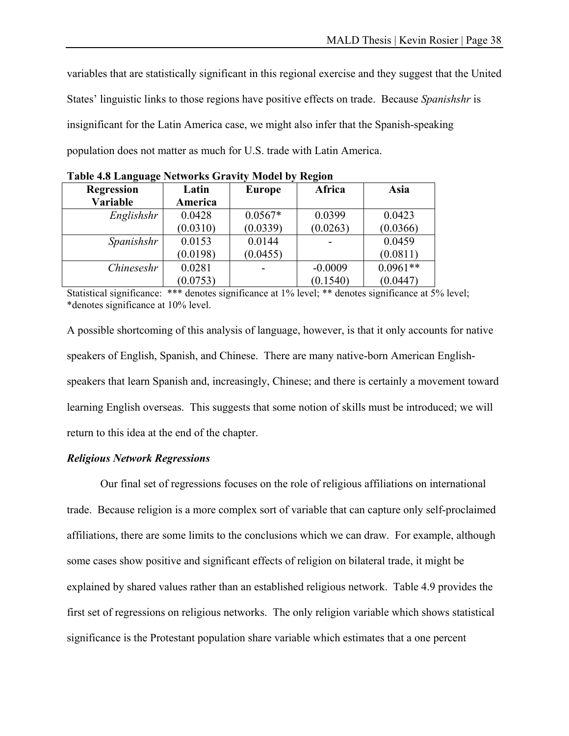variables that are statistically significant in this regional exercise and they suggest that the United States' linguistic links to those regions have positive effects on trade. Because *Spanishshr* is insignificant for the Latin America case, we might also infer that the Spanish-speaking population does not matter as much for U.S. trade with Latin America.

**Table 4.8 Language Networks Gravity Model by Region**

| Regression Variable | Latin America | Europe | Africa | Asia |
|---|---|---|---|---|
| *Englishshr* | 0.0428<br>(0.0310) | 0.0567*<br>(0.0339) | 0.0399<br>(0.0263) | 0.0423<br>(0.0366) |
| *Spanishshr* | 0.0153<br>(0.0198) | 0.0144<br>(0.0455) | - | 0.0459<br>(0.0811) |
| *Chineseshr* | 0.0281<br>(0.0753) | - | -0.0009<br>(0.1540) | 0.0961**<br>(0.0447) |

Statistical significance: *** denotes significance at 1% level; ** denotes significance at 5% level; *denotes significance at 10% level.

A possible shortcoming of this analysis of language, however, is that it only accounts for native speakers of English, Spanish, and Chinese. There are many native-born American English-speakers that learn Spanish and, increasingly, Chinese; and there is certainly a movement toward learning English overseas. This suggests that some notion of skills must be introduced; we will return to this idea at the end of the chapter.

***Religious Network Regressions***

Our final set of regressions focuses on the role of religious affiliations on international trade. Because religion is a more complex sort of variable that can capture only self-proclaimed affiliations, there are some limits to the conclusions which we can draw. For example, although some cases show positive and significant effects of religion on bilateral trade, it might be explained by shared values rather than an established religious network. Table 4.9 provides the first set of regressions on religious networks. The only religion variable which shows statistical significance is the Protestant population share variable which estimates that a one percent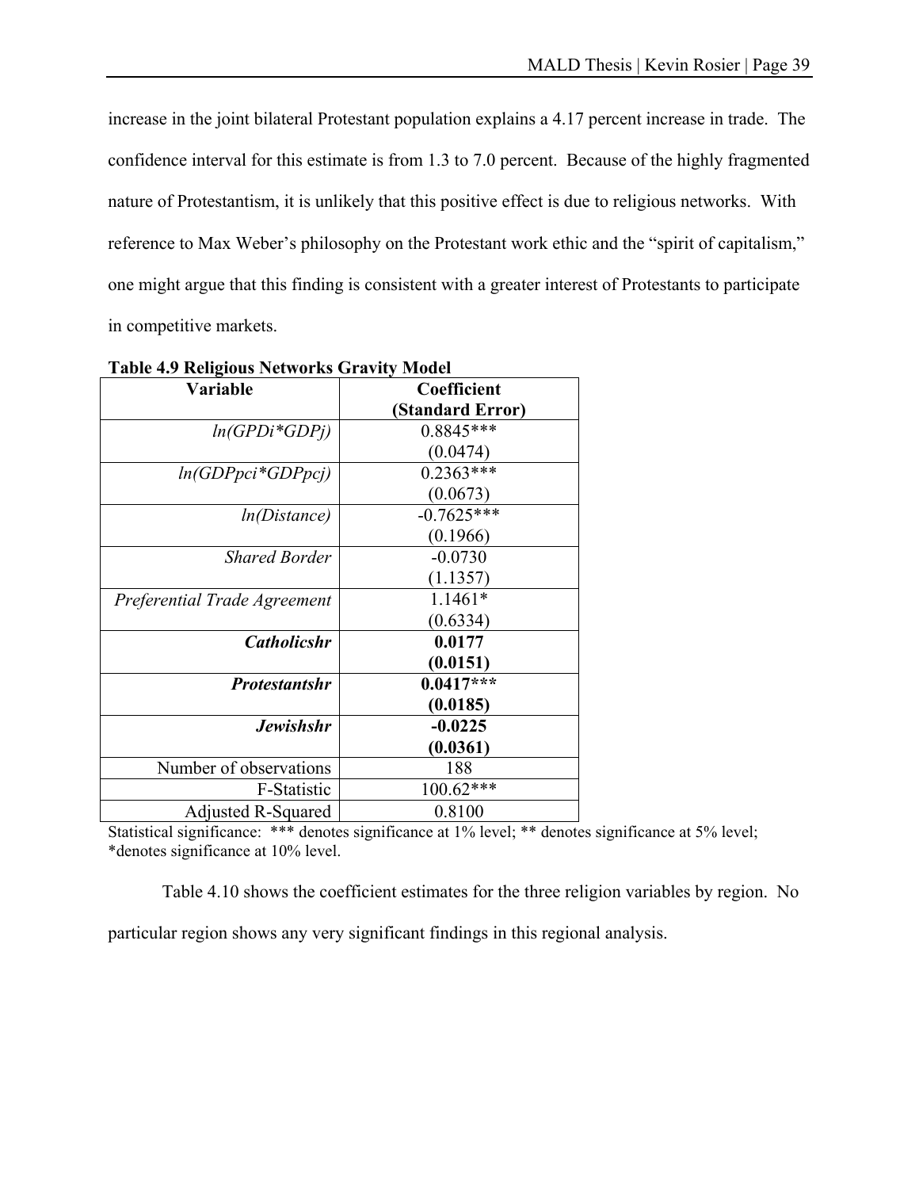increase in the joint bilateral Protestant population explains a 4.17 percent increase in trade. The confidence interval for this estimate is from 1.3 to 7.0 percent. Because of the highly fragmented nature of Protestantism, it is unlikely that this positive effect is due to religious networks. With reference to Max Weber's philosophy on the Protestant work ethic and the "spirit of capitalism," one might argue that this finding is consistent with a greater interest of Protestants to participate in competitive markets.

**Table 4.9 Religious Networks Gravity Model**

| Variable | Coefficient (Standard Error) |
|---|---|
| *ln(GPDi*GDPj)* | 0.8845*** (0.0474) |
| *ln(GDPpci*GDPpcj)* | 0.2363*** (0.0673) |
| *ln(Distance)* | -0.7625*** (0.1966) |
| *Shared Border* | -0.0730 (1.1357) |
| *Preferential Trade Agreement* | 1.1461* (0.6334) |
| ***Catholicshr*** | **0.0177 (0.0151)** |
| ***Protestantshr*** | **0.0417*** (0.0185)** |
| ***Jewishshr*** | **-0.0225 (0.0361)** |
| Number of observations | 188 |
| F-Statistic | 100.62*** |
| Adjusted R-Squared | 0.8100 |

Statistical significance: *** denotes significance at 1% level; ** denotes significance at 5% level; *denotes significance at 10% level.

Table 4.10 shows the coefficient estimates for the three religion variables by region. No particular region shows any very significant findings in this regional analysis.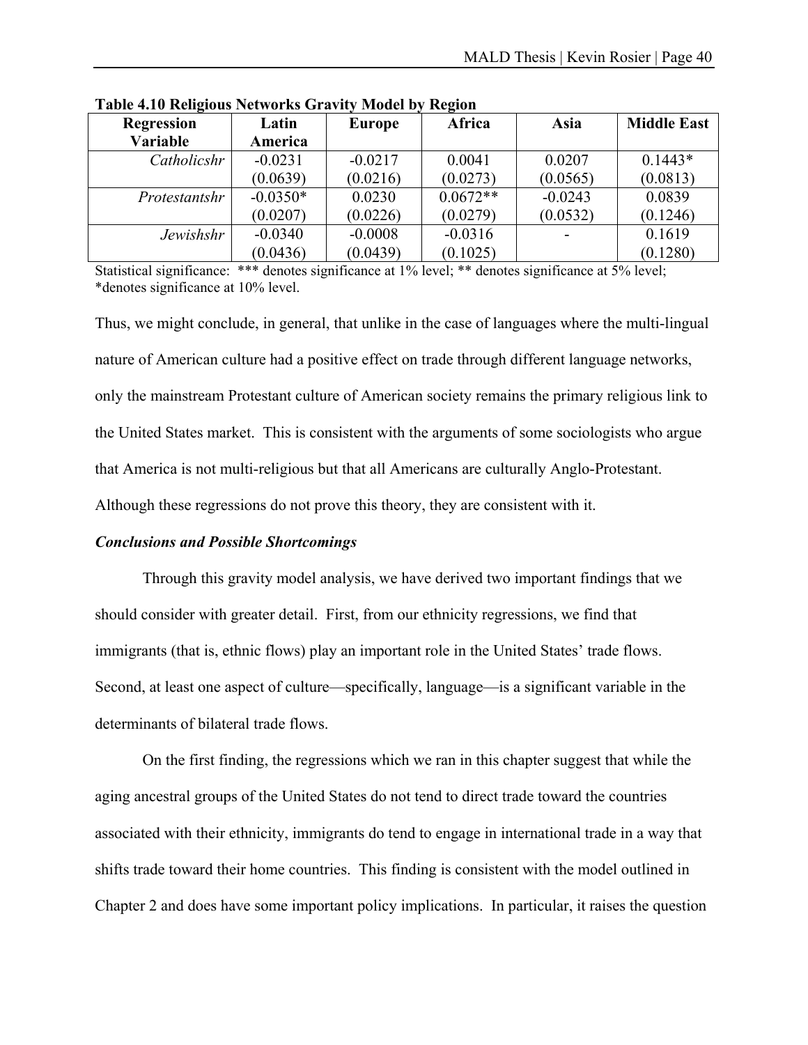**Table 4.10 Religious Networks Gravity Model by Region**

| Regression Variable | Latin America | Europe | Africa | Asia | Middle East |
|---|---|---|---|---|---|
| *Catholicshr* | -0.0231 | -0.0217 | 0.0041 | 0.0207 | 0.1443* |
| | (0.0639) | (0.0216) | (0.0273) | (0.0565) | (0.0813) |
| *Protestantshr* | -0.0350* | 0.0230 | 0.0672** | -0.0243 | 0.0839 |
| | (0.0207) | (0.0226) | (0.0279) | (0.0532) | (0.1246) |
| *Jewishshr* | -0.0340 | -0.0008 | -0.0316 | - | 0.1619 |
| | (0.0436) | (0.0439) | (0.1025) | | (0.1280) |

Statistical significance: *** denotes significance at 1% level; ** denotes significance at 5% level; *denotes significance at 10% level.

Thus, we might conclude, in general, that unlike in the case of languages where the multi-lingual nature of American culture had a positive effect on trade through different language networks, only the mainstream Protestant culture of American society remains the primary religious link to the United States market. This is consistent with the arguments of some sociologists who argue that America is not multi-religious but that all Americans are culturally Anglo-Protestant. Although these regressions do not prove this theory, they are consistent with it.

***Conclusions and Possible Shortcomings***

Through this gravity model analysis, we have derived two important findings that we should consider with greater detail. First, from our ethnicity regressions, we find that immigrants (that is, ethnic flows) play an important role in the United States' trade flows. Second, at least one aspect of culture—specifically, language—is a significant variable in the determinants of bilateral trade flows.

On the first finding, the regressions which we ran in this chapter suggest that while the aging ancestral groups of the United States do not tend to direct trade toward the countries associated with their ethnicity, immigrants do tend to engage in international trade in a way that shifts trade toward their home countries. This finding is consistent with the model outlined in Chapter 2 and does have some important policy implications. In particular, it raises the question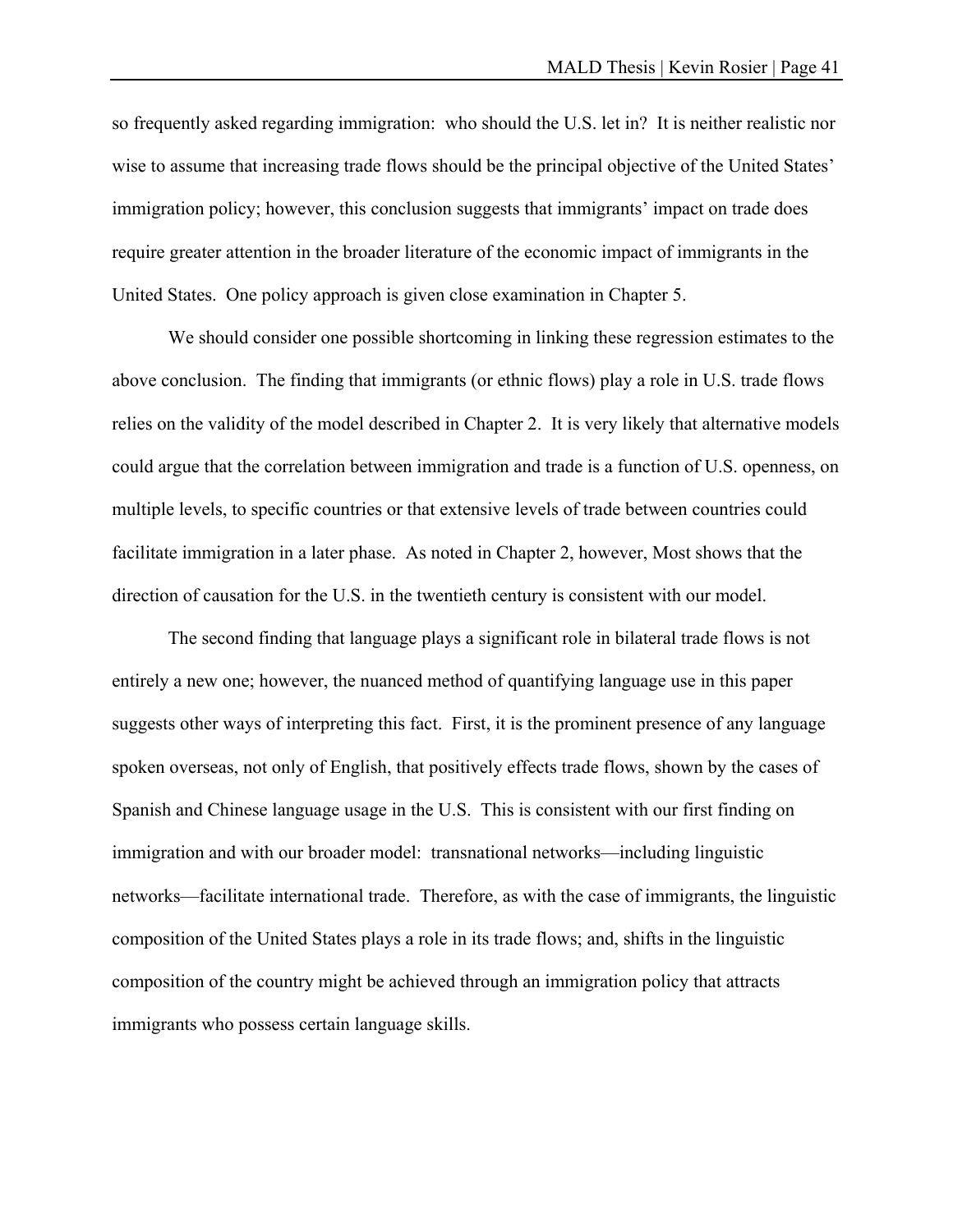so frequently asked regarding immigration: who should the U.S. let in? It is neither realistic nor wise to assume that increasing trade flows should be the principal objective of the United States' immigration policy; however, this conclusion suggests that immigrants' impact on trade does require greater attention in the broader literature of the economic impact of immigrants in the United States. One policy approach is given close examination in Chapter 5.

We should consider one possible shortcoming in linking these regression estimates to the above conclusion. The finding that immigrants (or ethnic flows) play a role in U.S. trade flows relies on the validity of the model described in Chapter 2. It is very likely that alternative models could argue that the correlation between immigration and trade is a function of U.S. openness, on multiple levels, to specific countries or that extensive levels of trade between countries could facilitate immigration in a later phase. As noted in Chapter 2, however, Most shows that the direction of causation for the U.S. in the twentieth century is consistent with our model.

The second finding that language plays a significant role in bilateral trade flows is not entirely a new one; however, the nuanced method of quantifying language use in this paper suggests other ways of interpreting this fact. First, it is the prominent presence of any language spoken overseas, not only of English, that positively effects trade flows, shown by the cases of Spanish and Chinese language usage in the U.S. This is consistent with our first finding on immigration and with our broader model: transnational networks—including linguistic networks—facilitate international trade. Therefore, as with the case of immigrants, the linguistic composition of the United States plays a role in its trade flows; and, shifts in the linguistic composition of the country might be achieved through an immigration policy that attracts immigrants who possess certain language skills.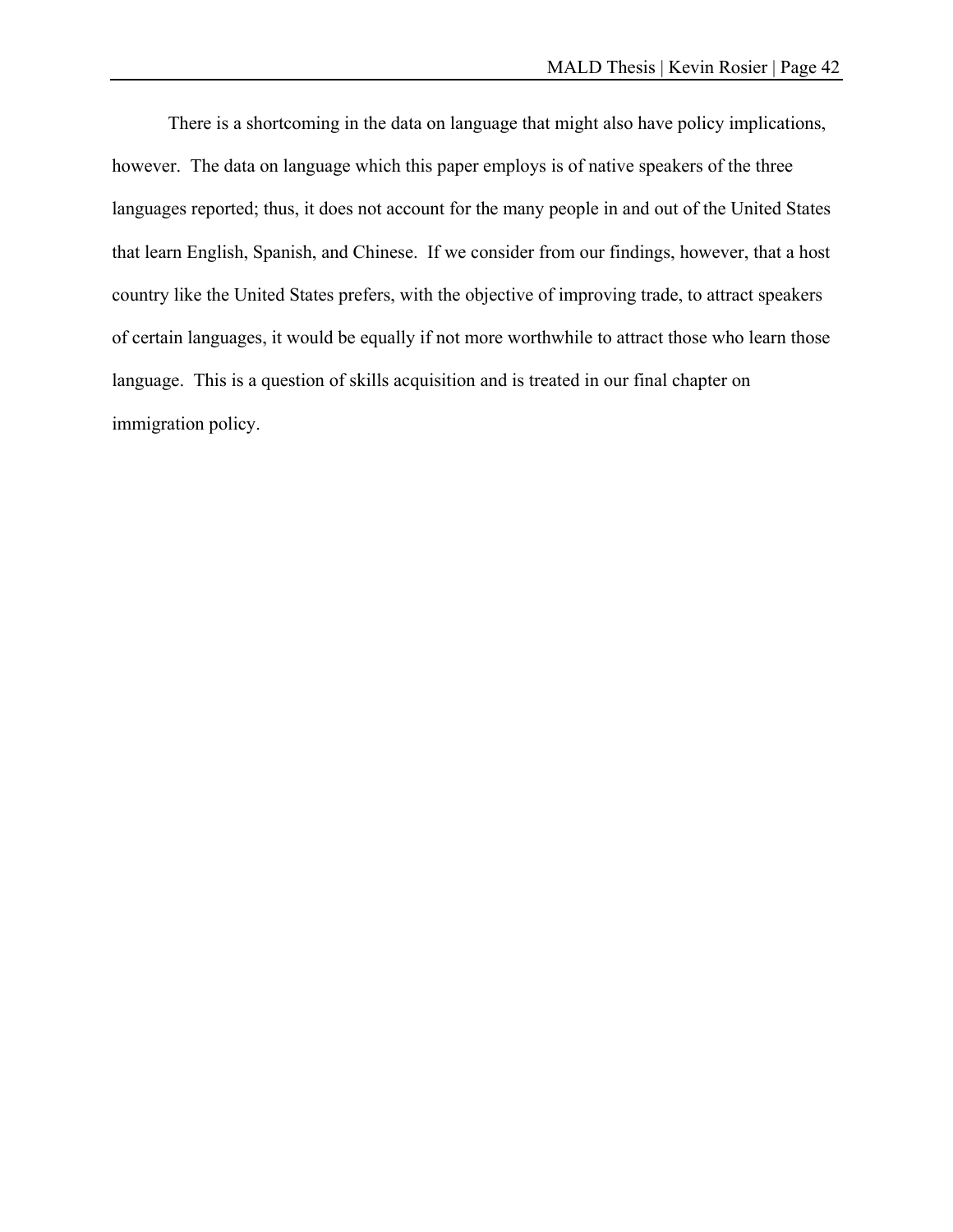There is a shortcoming in the data on language that might also have policy implications, however. The data on language which this paper employs is of native speakers of the three languages reported; thus, it does not account for the many people in and out of the United States that learn English, Spanish, and Chinese. If we consider from our findings, however, that a host country like the United States prefers, with the objective of improving trade, to attract speakers of certain languages, it would be equally if not more worthwhile to attract those who learn those language. This is a question of skills acquisition and is treated in our final chapter on immigration policy.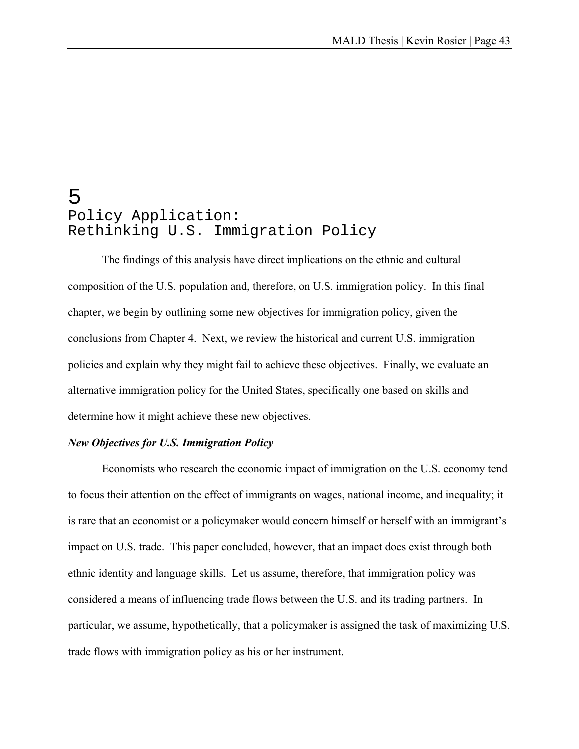# 5 Policy Application: Rethinking U.S. Immigration Policy

The findings of this analysis have direct implications on the ethnic and cultural composition of the U.S. population and, therefore, on U.S. immigration policy. In this final chapter, we begin by outlining some new objectives for immigration policy, given the conclusions from Chapter 4. Next, we review the historical and current U.S. immigration policies and explain why they might fail to achieve these objectives. Finally, we evaluate an alternative immigration policy for the United States, specifically one based on skills and determine how it might achieve these new objectives.

***New Objectives for U.S. Immigration Policy***

Economists who research the economic impact of immigration on the U.S. economy tend to focus their attention on the effect of immigrants on wages, national income, and inequality; it is rare that an economist or a policymaker would concern himself or herself with an immigrant's impact on U.S. trade. This paper concluded, however, that an impact does exist through both ethnic identity and language skills. Let us assume, therefore, that immigration policy was considered a means of influencing trade flows between the U.S. and its trading partners. In particular, we assume, hypothetically, that a policymaker is assigned the task of maximizing U.S. trade flows with immigration policy as his or her instrument.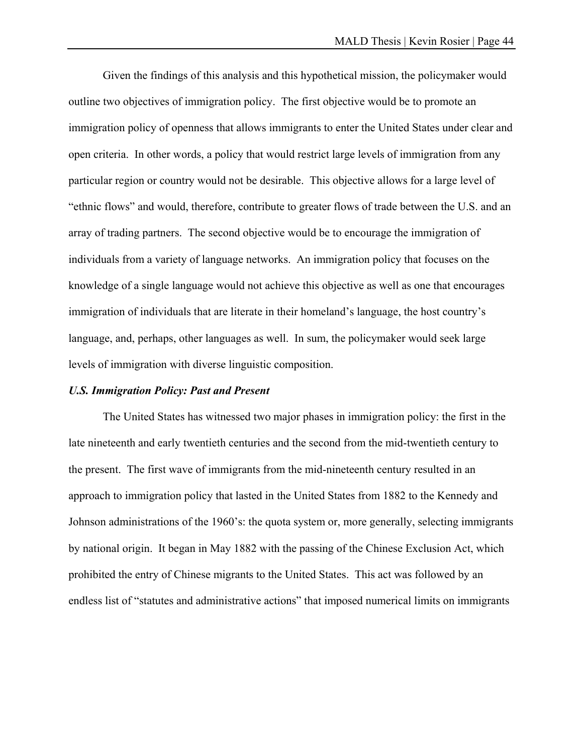Given the findings of this analysis and this hypothetical mission, the policymaker would outline two objectives of immigration policy. The first objective would be to promote an immigration policy of openness that allows immigrants to enter the United States under clear and open criteria. In other words, a policy that would restrict large levels of immigration from any particular region or country would not be desirable. This objective allows for a large level of "ethnic flows" and would, therefore, contribute to greater flows of trade between the U.S. and an array of trading partners. The second objective would be to encourage the immigration of individuals from a variety of language networks. An immigration policy that focuses on the knowledge of a single language would not achieve this objective as well as one that encourages immigration of individuals that are literate in their homeland's language, the host country's language, and, perhaps, other languages as well. In sum, the policymaker would seek large levels of immigration with diverse linguistic composition.

***U.S. Immigration Policy: Past and Present***

The United States has witnessed two major phases in immigration policy: the first in the late nineteenth and early twentieth centuries and the second from the mid-twentieth century to the present. The first wave of immigrants from the mid-nineteenth century resulted in an approach to immigration policy that lasted in the United States from 1882 to the Kennedy and Johnson administrations of the 1960's: the quota system or, more generally, selecting immigrants by national origin. It began in May 1882 with the passing of the Chinese Exclusion Act, which prohibited the entry of Chinese migrants to the United States. This act was followed by an endless list of "statutes and administrative actions" that imposed numerical limits on immigrants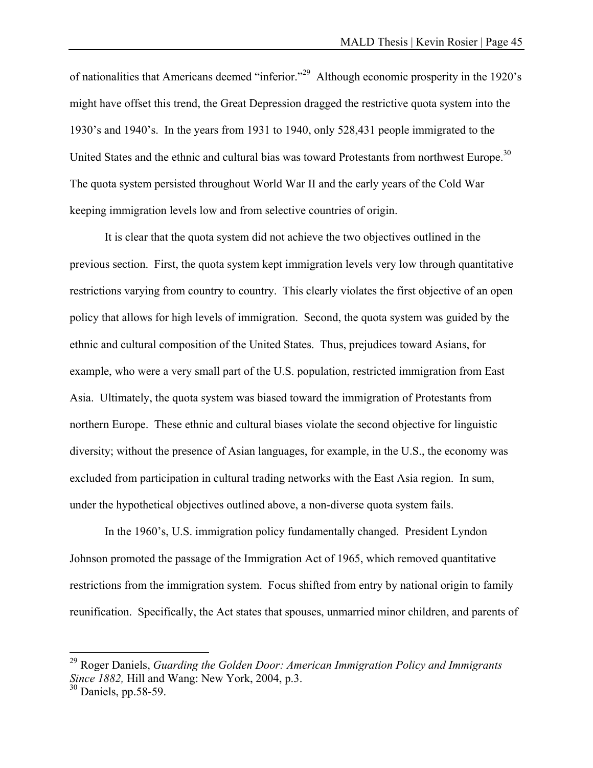of nationalities that Americans deemed "inferior."[29] Although economic prosperity in the 1920's might have offset this trend, the Great Depression dragged the restrictive quota system into the 1930's and 1940's. In the years from 1931 to 1940, only 528,431 people immigrated to the United States and the ethnic and cultural bias was toward Protestants from northwest Europe.[30] The quota system persisted throughout World War II and the early years of the Cold War keeping immigration levels low and from selective countries of origin.

It is clear that the quota system did not achieve the two objectives outlined in the previous section. First, the quota system kept immigration levels very low through quantitative restrictions varying from country to country. This clearly violates the first objective of an open policy that allows for high levels of immigration. Second, the quota system was guided by the ethnic and cultural composition of the United States. Thus, prejudices toward Asians, for example, who were a very small part of the U.S. population, restricted immigration from East Asia. Ultimately, the quota system was biased toward the immigration of Protestants from northern Europe. These ethnic and cultural biases violate the second objective for linguistic diversity; without the presence of Asian languages, for example, in the U.S., the economy was excluded from participation in cultural trading networks with the East Asia region. In sum, under the hypothetical objectives outlined above, a non-diverse quota system fails.

In the 1960's, U.S. immigration policy fundamentally changed. President Lyndon Johnson promoted the passage of the Immigration Act of 1965, which removed quantitative restrictions from the immigration system. Focus shifted from entry by national origin to family reunification. Specifically, the Act states that spouses, unmarried minor children, and parents of

---

[29] Roger Daniels, *Guarding the Golden Door: American Immigration Policy and Immigrants Since 1882,* Hill and Wang: New York, 2004, p.3.

[30] Daniels, pp.58-59.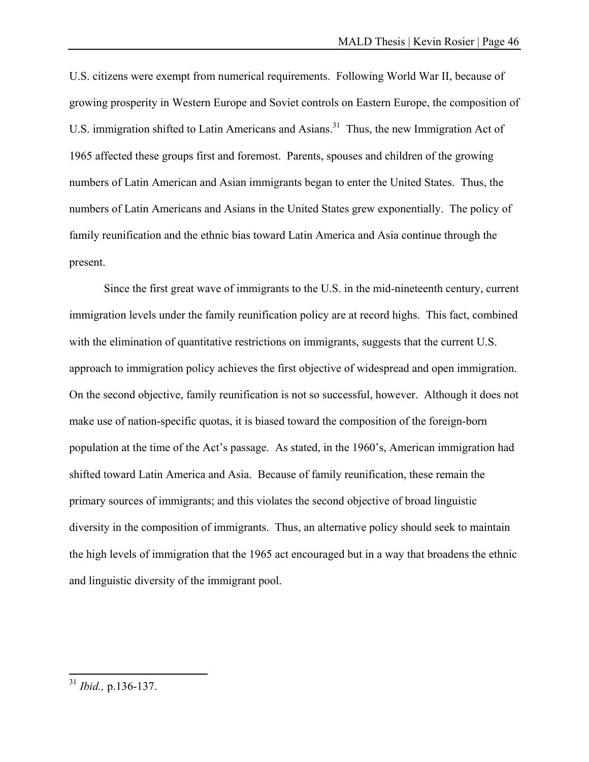U.S. citizens were exempt from numerical requirements. Following World War II, because of growing prosperity in Western Europe and Soviet controls on Eastern Europe, the composition of U.S. immigration shifted to Latin Americans and Asians.[31] Thus, the new Immigration Act of 1965 affected these groups first and foremost. Parents, spouses and children of the growing numbers of Latin American and Asian immigrants began to enter the United States. Thus, the numbers of Latin Americans and Asians in the United States grew exponentially. The policy of family reunification and the ethnic bias toward Latin America and Asia continue through the present.

Since the first great wave of immigrants to the U.S. in the mid-nineteenth century, current immigration levels under the family reunification policy are at record highs. This fact, combined with the elimination of quantitative restrictions on immigrants, suggests that the current U.S. approach to immigration policy achieves the first objective of widespread and open immigration. On the second objective, family reunification is not so successful, however. Although it does not make use of nation-specific quotas, it is biased toward the composition of the foreign-born population at the time of the Act's passage. As stated, in the 1960's, American immigration had shifted toward Latin America and Asia. Because of family reunification, these remain the primary sources of immigrants; and this violates the second objective of broad linguistic diversity in the composition of immigrants. Thus, an alternative policy should seek to maintain the high levels of immigration that the 1965 act encouraged but in a way that broadens the ethnic and linguistic diversity of the immigrant pool.

---

[31] *Ibid.,* p.136-137.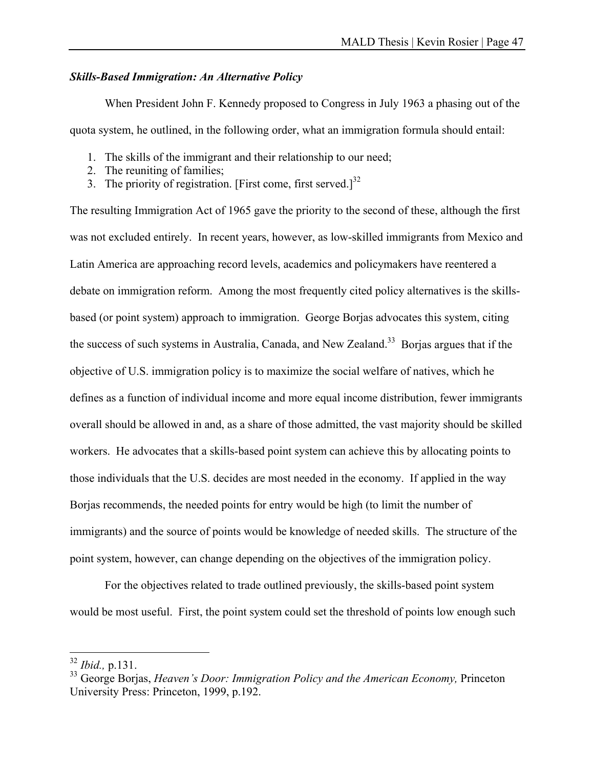***Skills-Based Immigration: An Alternative Policy***

When President John F. Kennedy proposed to Congress in July 1963 a phasing out of the quota system, he outlined, in the following order, what an immigration formula should entail:

1. The skills of the immigrant and their relationship to our need;
2. The reuniting of families;
3. The priority of registration. [First come, first served.][32]

The resulting Immigration Act of 1965 gave the priority to the second of these, although the first was not excluded entirely. In recent years, however, as low-skilled immigrants from Mexico and Latin America are approaching record levels, academics and policymakers have reentered a debate on immigration reform. Among the most frequently cited policy alternatives is the skills-based (or point system) approach to immigration. George Borjas advocates this system, citing the success of such systems in Australia, Canada, and New Zealand.[33] Borjas argues that if the objective of U.S. immigration policy is to maximize the social welfare of natives, which he defines as a function of individual income and more equal income distribution, fewer immigrants overall should be allowed in and, as a share of those admitted, the vast majority should be skilled workers. He advocates that a skills-based point system can achieve this by allocating points to those individuals that the U.S. decides are most needed in the economy. If applied in the way Borjas recommends, the needed points for entry would be high (to limit the number of immigrants) and the source of points would be knowledge of needed skills. The structure of the point system, however, can change depending on the objectives of the immigration policy.

For the objectives related to trade outlined previously, the skills-based point system would be most useful. First, the point system could set the threshold of points low enough such

---

[32] *Ibid.,* p.131.

[33] George Borjas, *Heaven's Door: Immigration Policy and the American Economy,* Princeton University Press: Princeton, 1999, p.192.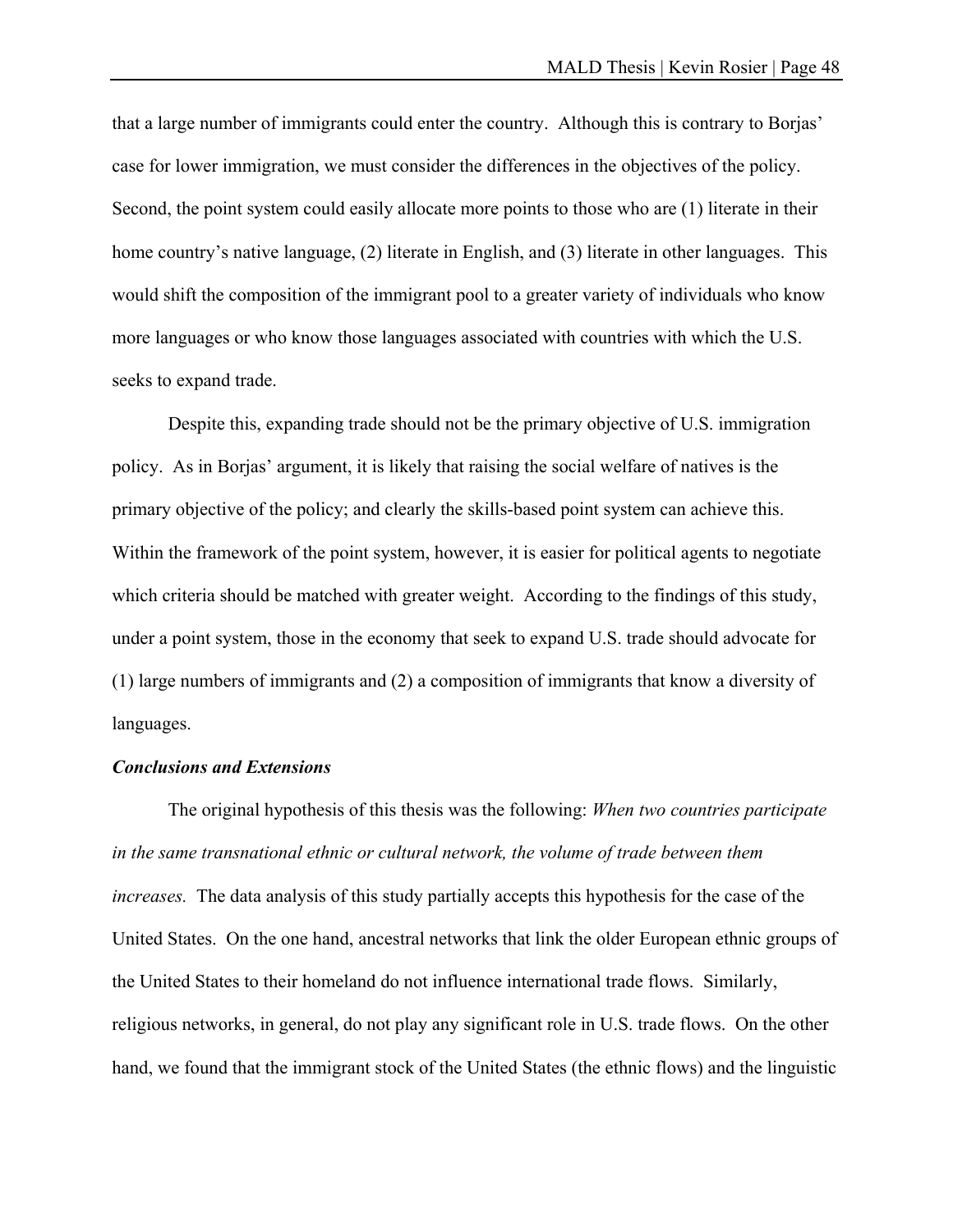that a large number of immigrants could enter the country. Although this is contrary to Borjas' case for lower immigration, we must consider the differences in the objectives of the policy. Second, the point system could easily allocate more points to those who are (1) literate in their home country's native language, (2) literate in English, and (3) literate in other languages. This would shift the composition of the immigrant pool to a greater variety of individuals who know more languages or who know those languages associated with countries with which the U.S. seeks to expand trade.

Despite this, expanding trade should not be the primary objective of U.S. immigration policy. As in Borjas' argument, it is likely that raising the social welfare of natives is the primary objective of the policy; and clearly the skills-based point system can achieve this. Within the framework of the point system, however, it is easier for political agents to negotiate which criteria should be matched with greater weight. According to the findings of this study, under a point system, those in the economy that seek to expand U.S. trade should advocate for (1) large numbers of immigrants and (2) a composition of immigrants that know a diversity of languages.

***Conclusions and Extensions***

The original hypothesis of this thesis was the following: *When two countries participate in the same transnational ethnic or cultural network, the volume of trade between them increases.* The data analysis of this study partially accepts this hypothesis for the case of the United States. On the one hand, ancestral networks that link the older European ethnic groups of the United States to their homeland do not influence international trade flows. Similarly, religious networks, in general, do not play any significant role in U.S. trade flows. On the other hand, we found that the immigrant stock of the United States (the ethnic flows) and the linguistic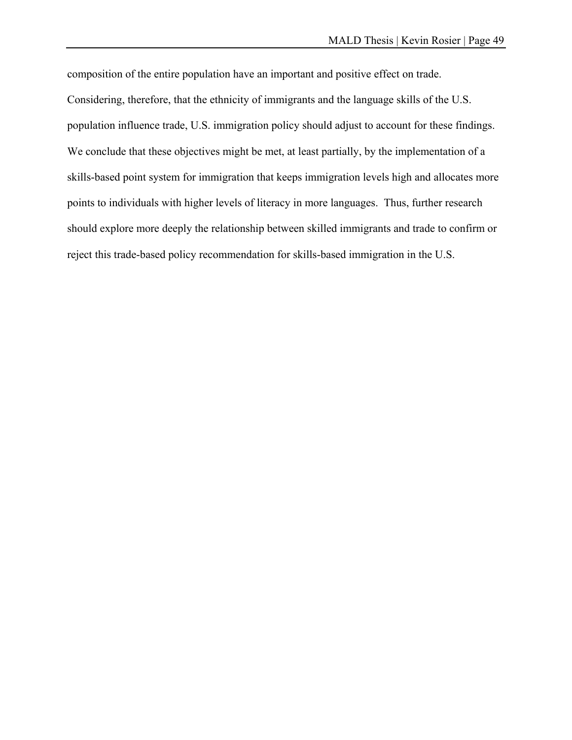composition of the entire population have an important and positive effect on trade. Considering, therefore, that the ethnicity of immigrants and the language skills of the U.S. population influence trade, U.S. immigration policy should adjust to account for these findings. We conclude that these objectives might be met, at least partially, by the implementation of a skills-based point system for immigration that keeps immigration levels high and allocates more points to individuals with higher levels of literacy in more languages. Thus, further research should explore more deeply the relationship between skilled immigrants and trade to confirm or reject this trade-based policy recommendation for skills-based immigration in the U.S.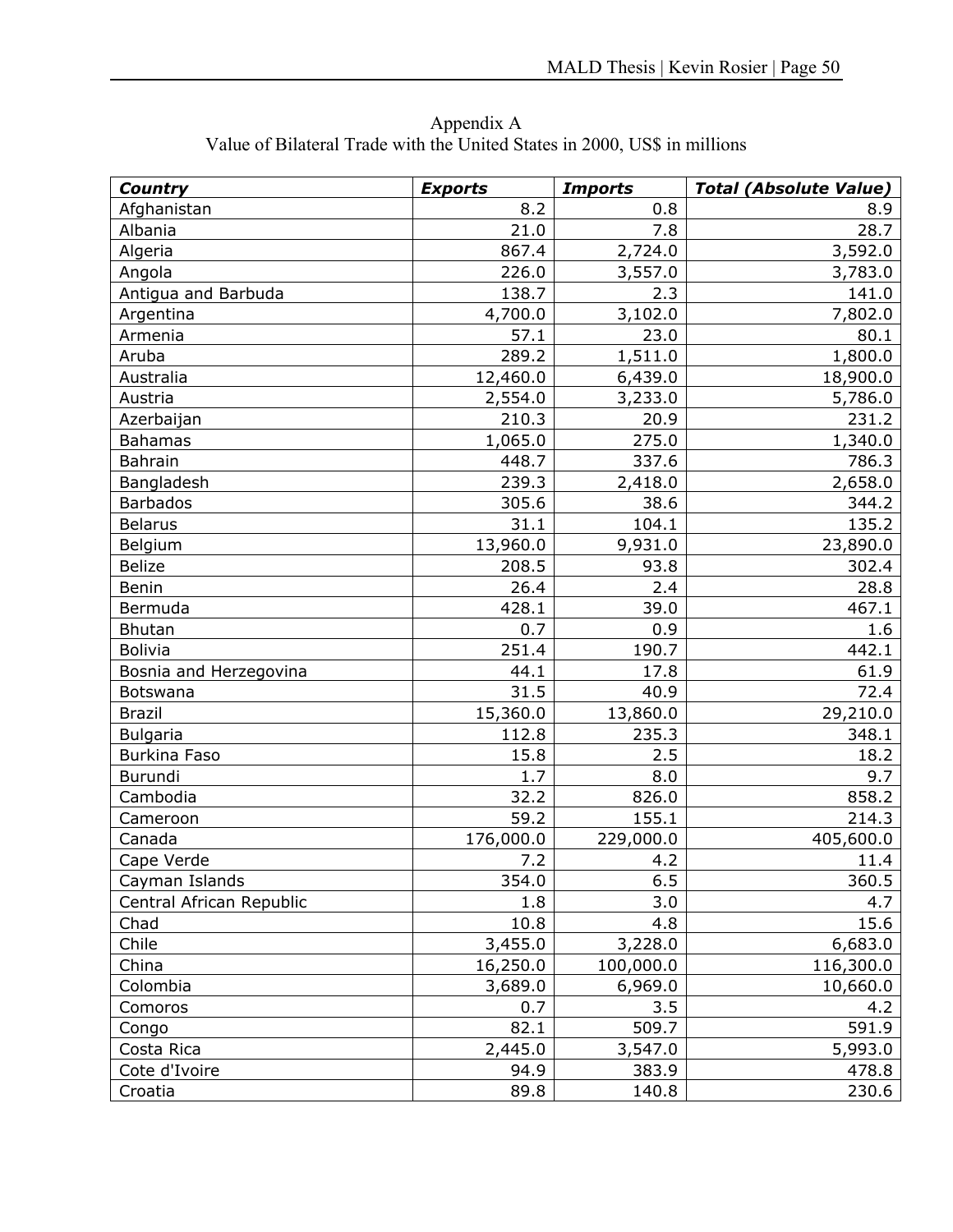Appendix A
Value of Bilateral Trade with the United States in 2000, US$ in millions

| ***Country*** | ***Exports*** | ***Imports*** | ***Total (Absolute Value)*** |
|---|---|---|---|
| Afghanistan | 8.2 | 0.8 | 8.9 |
| Albania | 21.0 | 7.8 | 28.7 |
| Algeria | 867.4 | 2,724.0 | 3,592.0 |
| Angola | 226.0 | 3,557.0 | 3,783.0 |
| Antigua and Barbuda | 138.7 | 2.3 | 141.0 |
| Argentina | 4,700.0 | 3,102.0 | 7,802.0 |
| Armenia | 57.1 | 23.0 | 80.1 |
| Aruba | 289.2 | 1,511.0 | 1,800.0 |
| Australia | 12,460.0 | 6,439.0 | 18,900.0 |
| Austria | 2,554.0 | 3,233.0 | 5,786.0 |
| Azerbaijan | 210.3 | 20.9 | 231.2 |
| Bahamas | 1,065.0 | 275.0 | 1,340.0 |
| Bahrain | 448.7 | 337.6 | 786.3 |
| Bangladesh | 239.3 | 2,418.0 | 2,658.0 |
| Barbados | 305.6 | 38.6 | 344.2 |
| Belarus | 31.1 | 104.1 | 135.2 |
| Belgium | 13,960.0 | 9,931.0 | 23,890.0 |
| Belize | 208.5 | 93.8 | 302.4 |
| Benin | 26.4 | 2.4 | 28.8 |
| Bermuda | 428.1 | 39.0 | 467.1 |
| Bhutan | 0.7 | 0.9 | 1.6 |
| Bolivia | 251.4 | 190.7 | 442.1 |
| Bosnia and Herzegovina | 44.1 | 17.8 | 61.9 |
| Botswana | 31.5 | 40.9 | 72.4 |
| Brazil | 15,360.0 | 13,860.0 | 29,210.0 |
| Bulgaria | 112.8 | 235.3 | 348.1 |
| Burkina Faso | 15.8 | 2.5 | 18.2 |
| Burundi | 1.7 | 8.0 | 9.7 |
| Cambodia | 32.2 | 826.0 | 858.2 |
| Cameroon | 59.2 | 155.1 | 214.3 |
| Canada | 176,000.0 | 229,000.0 | 405,600.0 |
| Cape Verde | 7.2 | 4.2 | 11.4 |
| Cayman Islands | 354.0 | 6.5 | 360.5 |
| Central African Republic | 1.8 | 3.0 | 4.7 |
| Chad | 10.8 | 4.8 | 15.6 |
| Chile | 3,455.0 | 3,228.0 | 6,683.0 |
| China | 16,250.0 | 100,000.0 | 116,300.0 |
| Colombia | 3,689.0 | 6,969.0 | 10,660.0 |
| Comoros | 0.7 | 3.5 | 4.2 |
| Congo | 82.1 | 509.7 | 591.9 |
| Costa Rica | 2,445.0 | 3,547.0 | 5,993.0 |
| Cote d'Ivoire | 94.9 | 383.9 | 478.8 |
| Croatia | 89.8 | 140.8 | 230.6 |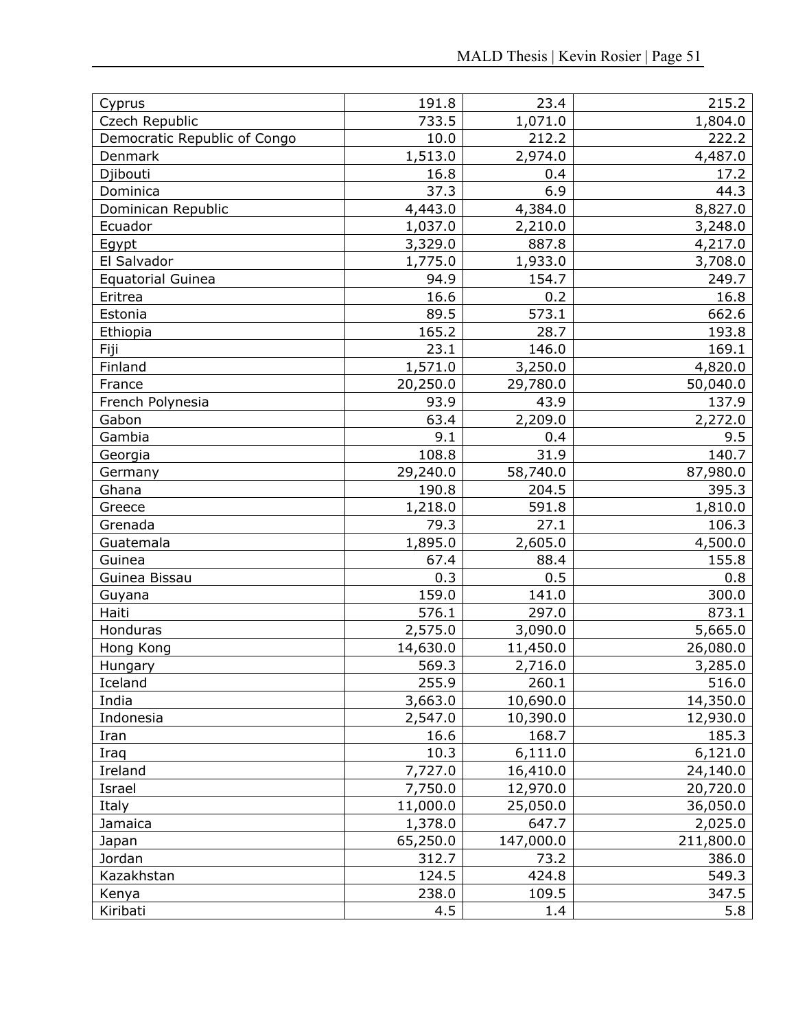| | | | |
|---|---|---|---|
| Cyprus | 191.8 | 23.4 | 215.2 |
| Czech Republic | 733.5 | 1,071.0 | 1,804.0 |
| Democratic Republic of Congo | 10.0 | 212.2 | 222.2 |
| Denmark | 1,513.0 | 2,974.0 | 4,487.0 |
| Djibouti | 16.8 | 0.4 | 17.2 |
| Dominica | 37.3 | 6.9 | 44.3 |
| Dominican Republic | 4,443.0 | 4,384.0 | 8,827.0 |
| Ecuador | 1,037.0 | 2,210.0 | 3,248.0 |
| Egypt | 3,329.0 | 887.8 | 4,217.0 |
| El Salvador | 1,775.0 | 1,933.0 | 3,708.0 |
| Equatorial Guinea | 94.9 | 154.7 | 249.7 |
| Eritrea | 16.6 | 0.2 | 16.8 |
| Estonia | 89.5 | 573.1 | 662.6 |
| Ethiopia | 165.2 | 28.7 | 193.8 |
| Fiji | 23.1 | 146.0 | 169.1 |
| Finland | 1,571.0 | 3,250.0 | 4,820.0 |
| France | 20,250.0 | 29,780.0 | 50,040.0 |
| French Polynesia | 93.9 | 43.9 | 137.9 |
| Gabon | 63.4 | 2,209.0 | 2,272.0 |
| Gambia | 9.1 | 0.4 | 9.5 |
| Georgia | 108.8 | 31.9 | 140.7 |
| Germany | 29,240.0 | 58,740.0 | 87,980.0 |
| Ghana | 190.8 | 204.5 | 395.3 |
| Greece | 1,218.0 | 591.8 | 1,810.0 |
| Grenada | 79.3 | 27.1 | 106.3 |
| Guatemala | 1,895.0 | 2,605.0 | 4,500.0 |
| Guinea | 67.4 | 88.4 | 155.8 |
| Guinea Bissau | 0.3 | 0.5 | 0.8 |
| Guyana | 159.0 | 141.0 | 300.0 |
| Haiti | 576.1 | 297.0 | 873.1 |
| Honduras | 2,575.0 | 3,090.0 | 5,665.0 |
| Hong Kong | 14,630.0 | 11,450.0 | 26,080.0 |
| Hungary | 569.3 | 2,716.0 | 3,285.0 |
| Iceland | 255.9 | 260.1 | 516.0 |
| India | 3,663.0 | 10,690.0 | 14,350.0 |
| Indonesia | 2,547.0 | 10,390.0 | 12,930.0 |
| Iran | 16.6 | 168.7 | 185.3 |
| Iraq | 10.3 | 6,111.0 | 6,121.0 |
| Ireland | 7,727.0 | 16,410.0 | 24,140.0 |
| Israel | 7,750.0 | 12,970.0 | 20,720.0 |
| Italy | 11,000.0 | 25,050.0 | 36,050.0 |
| Jamaica | 1,378.0 | 647.7 | 2,025.0 |
| Japan | 65,250.0 | 147,000.0 | 211,800.0 |
| Jordan | 312.7 | 73.2 | 386.0 |
| Kazakhstan | 124.5 | 424.8 | 549.3 |
| Kenya | 238.0 | 109.5 | 347.5 |
| Kiribati | 4.5 | 1.4 | 5.8 |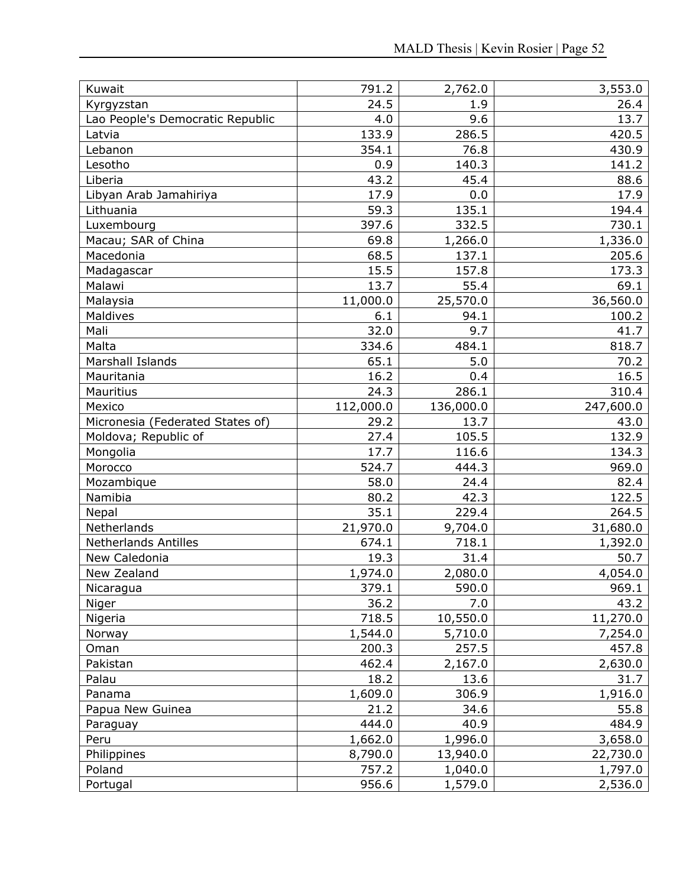| | | | |
|---|---|---|---|
| Kuwait | 791.2 | 2,762.0 | 3,553.0 |
| Kyrgyzstan | 24.5 | 1.9 | 26.4 |
| Lao People's Democratic Republic | 4.0 | 9.6 | 13.7 |
| Latvia | 133.9 | 286.5 | 420.5 |
| Lebanon | 354.1 | 76.8 | 430.9 |
| Lesotho | 0.9 | 140.3 | 141.2 |
| Liberia | 43.2 | 45.4 | 88.6 |
| Libyan Arab Jamahiriya | 17.9 | 0.0 | 17.9 |
| Lithuania | 59.3 | 135.1 | 194.4 |
| Luxembourg | 397.6 | 332.5 | 730.1 |
| Macau; SAR of China | 69.8 | 1,266.0 | 1,336.0 |
| Macedonia | 68.5 | 137.1 | 205.6 |
| Madagascar | 15.5 | 157.8 | 173.3 |
| Malawi | 13.7 | 55.4 | 69.1 |
| Malaysia | 11,000.0 | 25,570.0 | 36,560.0 |
| Maldives | 6.1 | 94.1 | 100.2 |
| Mali | 32.0 | 9.7 | 41.7 |
| Malta | 334.6 | 484.1 | 818.7 |
| Marshall Islands | 65.1 | 5.0 | 70.2 |
| Mauritania | 16.2 | 0.4 | 16.5 |
| Mauritius | 24.3 | 286.1 | 310.4 |
| Mexico | 112,000.0 | 136,000.0 | 247,600.0 |
| Micronesia (Federated States of) | 29.2 | 13.7 | 43.0 |
| Moldova; Republic of | 27.4 | 105.5 | 132.9 |
| Mongolia | 17.7 | 116.6 | 134.3 |
| Morocco | 524.7 | 444.3 | 969.0 |
| Mozambique | 58.0 | 24.4 | 82.4 |
| Namibia | 80.2 | 42.3 | 122.5 |
| Nepal | 35.1 | 229.4 | 264.5 |
| Netherlands | 21,970.0 | 9,704.0 | 31,680.0 |
| Netherlands Antilles | 674.1 | 718.1 | 1,392.0 |
| New Caledonia | 19.3 | 31.4 | 50.7 |
| New Zealand | 1,974.0 | 2,080.0 | 4,054.0 |
| Nicaragua | 379.1 | 590.0 | 969.1 |
| Niger | 36.2 | 7.0 | 43.2 |
| Nigeria | 718.5 | 10,550.0 | 11,270.0 |
| Norway | 1,544.0 | 5,710.0 | 7,254.0 |
| Oman | 200.3 | 257.5 | 457.8 |
| Pakistan | 462.4 | 2,167.0 | 2,630.0 |
| Palau | 18.2 | 13.6 | 31.7 |
| Panama | 1,609.0 | 306.9 | 1,916.0 |
| Papua New Guinea | 21.2 | 34.6 | 55.8 |
| Paraguay | 444.0 | 40.9 | 484.9 |
| Peru | 1,662.0 | 1,996.0 | 3,658.0 |
| Philippines | 8,790.0 | 13,940.0 | 22,730.0 |
| Poland | 757.2 | 1,040.0 | 1,797.0 |
| Portugal | 956.6 | 1,579.0 | 2,536.0 |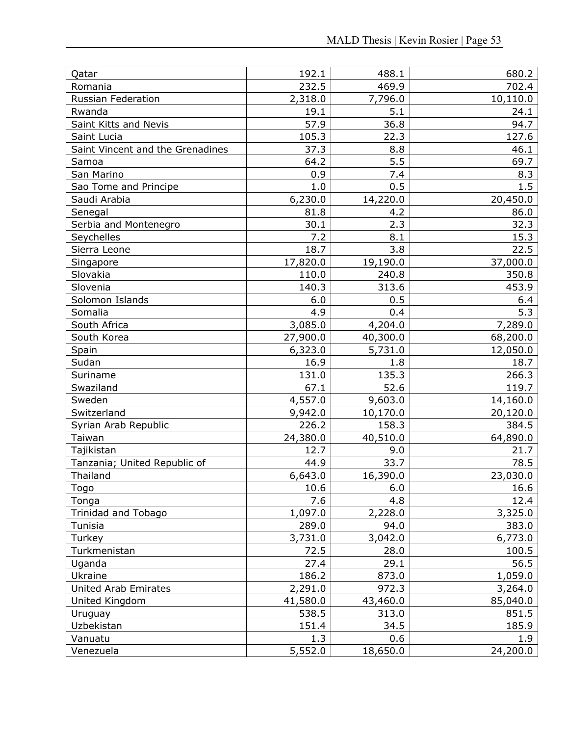| | | | |
|---|---|---|---|
| Qatar | 192.1 | 488.1 | 680.2 |
| Romania | 232.5 | 469.9 | 702.4 |
| Russian Federation | 2,318.0 | 7,796.0 | 10,110.0 |
| Rwanda | 19.1 | 5.1 | 24.1 |
| Saint Kitts and Nevis | 57.9 | 36.8 | 94.7 |
| Saint Lucia | 105.3 | 22.3 | 127.6 |
| Saint Vincent and the Grenadines | 37.3 | 8.8 | 46.1 |
| Samoa | 64.2 | 5.5 | 69.7 |
| San Marino | 0.9 | 7.4 | 8.3 |
| Sao Tome and Principe | 1.0 | 0.5 | 1.5 |
| Saudi Arabia | 6,230.0 | 14,220.0 | 20,450.0 |
| Senegal | 81.8 | 4.2 | 86.0 |
| Serbia and Montenegro | 30.1 | 2.3 | 32.3 |
| Seychelles | 7.2 | 8.1 | 15.3 |
| Sierra Leone | 18.7 | 3.8 | 22.5 |
| Singapore | 17,820.0 | 19,190.0 | 37,000.0 |
| Slovakia | 110.0 | 240.8 | 350.8 |
| Slovenia | 140.3 | 313.6 | 453.9 |
| Solomon Islands | 6.0 | 0.5 | 6.4 |
| Somalia | 4.9 | 0.4 | 5.3 |
| South Africa | 3,085.0 | 4,204.0 | 7,289.0 |
| South Korea | 27,900.0 | 40,300.0 | 68,200.0 |
| Spain | 6,323.0 | 5,731.0 | 12,050.0 |
| Sudan | 16.9 | 1.8 | 18.7 |
| Suriname | 131.0 | 135.3 | 266.3 |
| Swaziland | 67.1 | 52.6 | 119.7 |
| Sweden | 4,557.0 | 9,603.0 | 14,160.0 |
| Switzerland | 9,942.0 | 10,170.0 | 20,120.0 |
| Syrian Arab Republic | 226.2 | 158.3 | 384.5 |
| Taiwan | 24,380.0 | 40,510.0 | 64,890.0 |
| Tajikistan | 12.7 | 9.0 | 21.7 |
| Tanzania; United Republic of | 44.9 | 33.7 | 78.5 |
| Thailand | 6,643.0 | 16,390.0 | 23,030.0 |
| Togo | 10.6 | 6.0 | 16.6 |
| Tonga | 7.6 | 4.8 | 12.4 |
| Trinidad and Tobago | 1,097.0 | 2,228.0 | 3,325.0 |
| Tunisia | 289.0 | 94.0 | 383.0 |
| Turkey | 3,731.0 | 3,042.0 | 6,773.0 |
| Turkmenistan | 72.5 | 28.0 | 100.5 |
| Uganda | 27.4 | 29.1 | 56.5 |
| Ukraine | 186.2 | 873.0 | 1,059.0 |
| United Arab Emirates | 2,291.0 | 972.3 | 3,264.0 |
| United Kingdom | 41,580.0 | 43,460.0 | 85,040.0 |
| Uruguay | 538.5 | 313.0 | 851.5 |
| Uzbekistan | 151.4 | 34.5 | 185.9 |
| Vanuatu | 1.3 | 0.6 | 1.9 |
| Venezuela | 5,552.0 | 18,650.0 | 24,200.0 |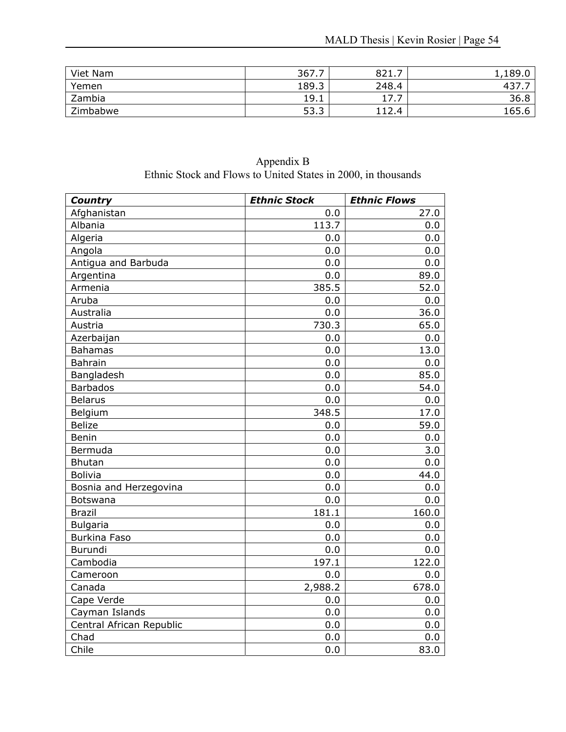| | | | |
|---|---|---|---|
| Viet Nam | 367.7 | 821.7 | 1,189.0 |
| Yemen | 189.3 | 248.4 | 437.7 |
| Zambia | 19.1 | 17.7 | 36.8 |
| Zimbabwe | 53.3 | 112.4 | 165.6 |

Appendix B
Ethnic Stock and Flows to United States in 2000, in thousands

| ***Country*** | ***Ethnic Stock*** | ***Ethnic Flows*** |
|---|---|---|
| Afghanistan | 0.0 | 27.0 |
| Albania | 113.7 | 0.0 |
| Algeria | 0.0 | 0.0 |
| Angola | 0.0 | 0.0 |
| Antigua and Barbuda | 0.0 | 0.0 |
| Argentina | 0.0 | 89.0 |
| Armenia | 385.5 | 52.0 |
| Aruba | 0.0 | 0.0 |
| Australia | 0.0 | 36.0 |
| Austria | 730.3 | 65.0 |
| Azerbaijan | 0.0 | 0.0 |
| Bahamas | 0.0 | 13.0 |
| Bahrain | 0.0 | 0.0 |
| Bangladesh | 0.0 | 85.0 |
| Barbados | 0.0 | 54.0 |
| Belarus | 0.0 | 0.0 |
| Belgium | 348.5 | 17.0 |
| Belize | 0.0 | 59.0 |
| Benin | 0.0 | 0.0 |
| Bermuda | 0.0 | 3.0 |
| Bhutan | 0.0 | 0.0 |
| Bolivia | 0.0 | 44.0 |
| Bosnia and Herzegovina | 0.0 | 0.0 |
| Botswana | 0.0 | 0.0 |
| Brazil | 181.1 | 160.0 |
| Bulgaria | 0.0 | 0.0 |
| Burkina Faso | 0.0 | 0.0 |
| Burundi | 0.0 | 0.0 |
| Cambodia | 197.1 | 122.0 |
| Cameroon | 0.0 | 0.0 |
| Canada | 2,988.2 | 678.0 |
| Cape Verde | 0.0 | 0.0 |
| Cayman Islands | 0.0 | 0.0 |
| Central African Republic | 0.0 | 0.0 |
| Chad | 0.0 | 0.0 |
| Chile | 0.0 | 83.0 |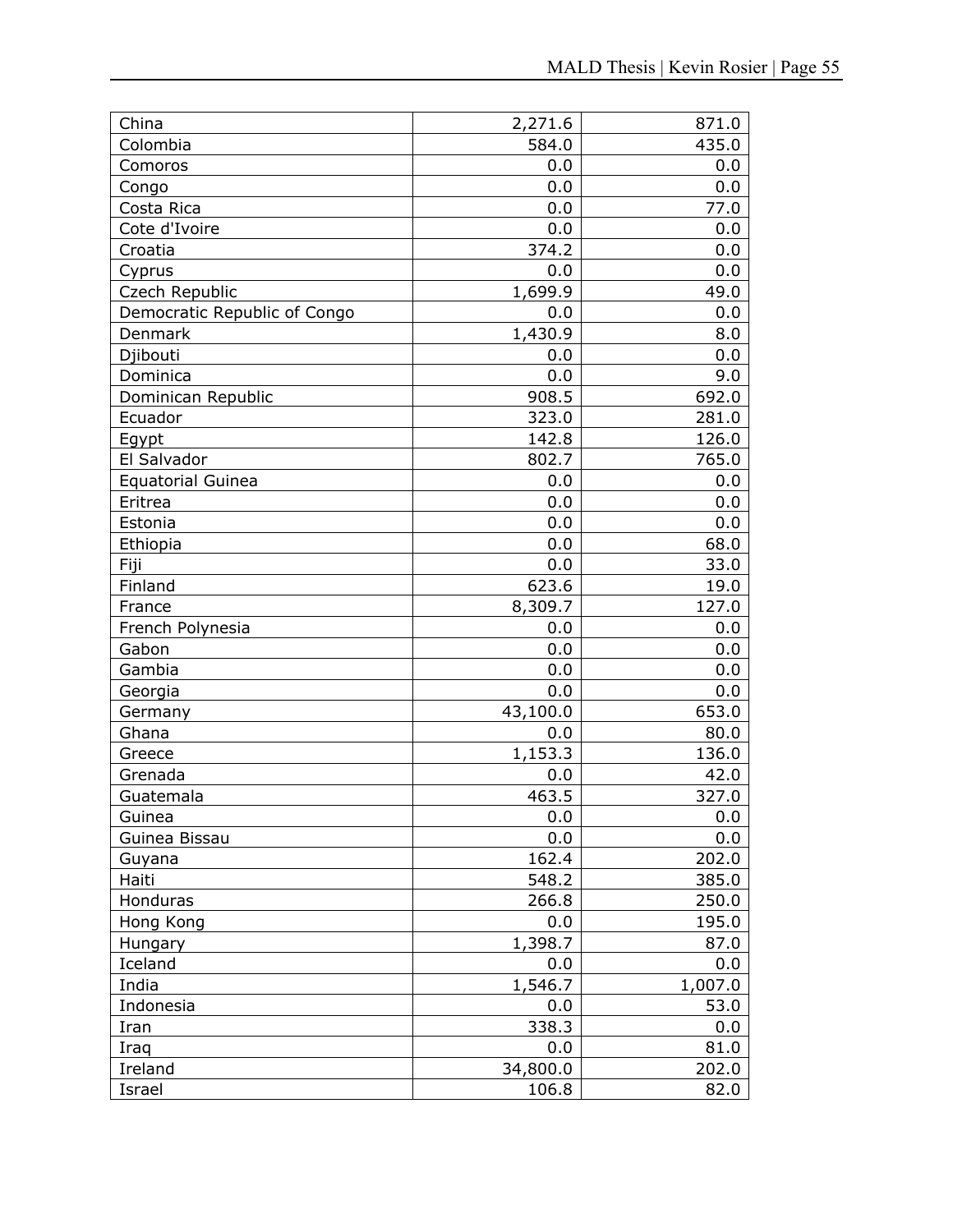| | | |
|---|---|---|
| China | 2,271.6 | 871.0 |
| Colombia | 584.0 | 435.0 |
| Comoros | 0.0 | 0.0 |
| Congo | 0.0 | 0.0 |
| Costa Rica | 0.0 | 77.0 |
| Cote d'Ivoire | 0.0 | 0.0 |
| Croatia | 374.2 | 0.0 |
| Cyprus | 0.0 | 0.0 |
| Czech Republic | 1,699.9 | 49.0 |
| Democratic Republic of Congo | 0.0 | 0.0 |
| Denmark | 1,430.9 | 8.0 |
| Djibouti | 0.0 | 0.0 |
| Dominica | 0.0 | 9.0 |
| Dominican Republic | 908.5 | 692.0 |
| Ecuador | 323.0 | 281.0 |
| Egypt | 142.8 | 126.0 |
| El Salvador | 802.7 | 765.0 |
| Equatorial Guinea | 0.0 | 0.0 |
| Eritrea | 0.0 | 0.0 |
| Estonia | 0.0 | 0.0 |
| Ethiopia | 0.0 | 68.0 |
| Fiji | 0.0 | 33.0 |
| Finland | 623.6 | 19.0 |
| France | 8,309.7 | 127.0 |
| French Polynesia | 0.0 | 0.0 |
| Gabon | 0.0 | 0.0 |
| Gambia | 0.0 | 0.0 |
| Georgia | 0.0 | 0.0 |
| Germany | 43,100.0 | 653.0 |
| Ghana | 0.0 | 80.0 |
| Greece | 1,153.3 | 136.0 |
| Grenada | 0.0 | 42.0 |
| Guatemala | 463.5 | 327.0 |
| Guinea | 0.0 | 0.0 |
| Guinea Bissau | 0.0 | 0.0 |
| Guyana | 162.4 | 202.0 |
| Haiti | 548.2 | 385.0 |
| Honduras | 266.8 | 250.0 |
| Hong Kong | 0.0 | 195.0 |
| Hungary | 1,398.7 | 87.0 |
| Iceland | 0.0 | 0.0 |
| India | 1,546.7 | 1,007.0 |
| Indonesia | 0.0 | 53.0 |
| Iran | 338.3 | 0.0 |
| Iraq | 0.0 | 81.0 |
| Ireland | 34,800.0 | 202.0 |
| Israel | 106.8 | 82.0 |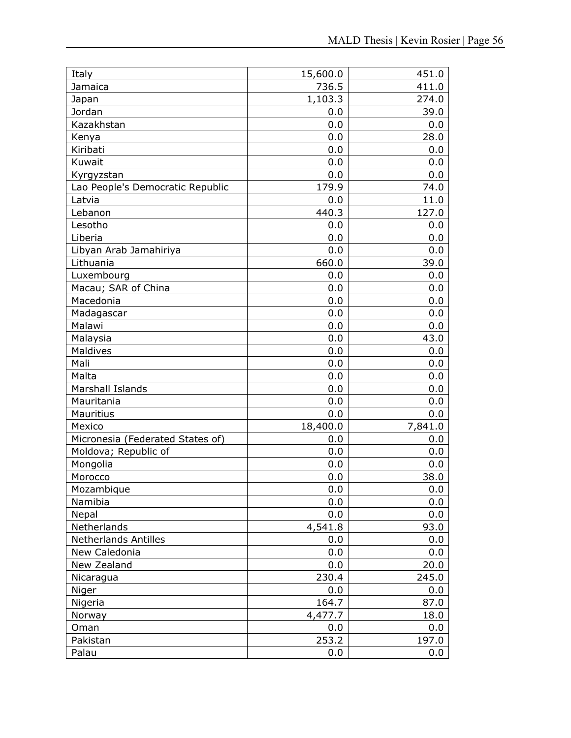| | | |
|---|---|---|
| Italy | 15,600.0 | 451.0 |
| Jamaica | 736.5 | 411.0 |
| Japan | 1,103.3 | 274.0 |
| Jordan | 0.0 | 39.0 |
| Kazakhstan | 0.0 | 0.0 |
| Kenya | 0.0 | 28.0 |
| Kiribati | 0.0 | 0.0 |
| Kuwait | 0.0 | 0.0 |
| Kyrgyzstan | 0.0 | 0.0 |
| Lao People's Democratic Republic | 179.9 | 74.0 |
| Latvia | 0.0 | 11.0 |
| Lebanon | 440.3 | 127.0 |
| Lesotho | 0.0 | 0.0 |
| Liberia | 0.0 | 0.0 |
| Libyan Arab Jamahiriya | 0.0 | 0.0 |
| Lithuania | 660.0 | 39.0 |
| Luxembourg | 0.0 | 0.0 |
| Macau; SAR of China | 0.0 | 0.0 |
| Macedonia | 0.0 | 0.0 |
| Madagascar | 0.0 | 0.0 |
| Malawi | 0.0 | 0.0 |
| Malaysia | 0.0 | 43.0 |
| Maldives | 0.0 | 0.0 |
| Mali | 0.0 | 0.0 |
| Malta | 0.0 | 0.0 |
| Marshall Islands | 0.0 | 0.0 |
| Mauritania | 0.0 | 0.0 |
| Mauritius | 0.0 | 0.0 |
| Mexico | 18,400.0 | 7,841.0 |
| Micronesia (Federated States of) | 0.0 | 0.0 |
| Moldova; Republic of | 0.0 | 0.0 |
| Mongolia | 0.0 | 0.0 |
| Morocco | 0.0 | 38.0 |
| Mozambique | 0.0 | 0.0 |
| Namibia | 0.0 | 0.0 |
| Nepal | 0.0 | 0.0 |
| Netherlands | 4,541.8 | 93.0 |
| Netherlands Antilles | 0.0 | 0.0 |
| New Caledonia | 0.0 | 0.0 |
| New Zealand | 0.0 | 20.0 |
| Nicaragua | 230.4 | 245.0 |
| Niger | 0.0 | 0.0 |
| Nigeria | 164.7 | 87.0 |
| Norway | 4,477.7 | 18.0 |
| Oman | 0.0 | 0.0 |
| Pakistan | 253.2 | 197.0 |
| Palau | 0.0 | 0.0 |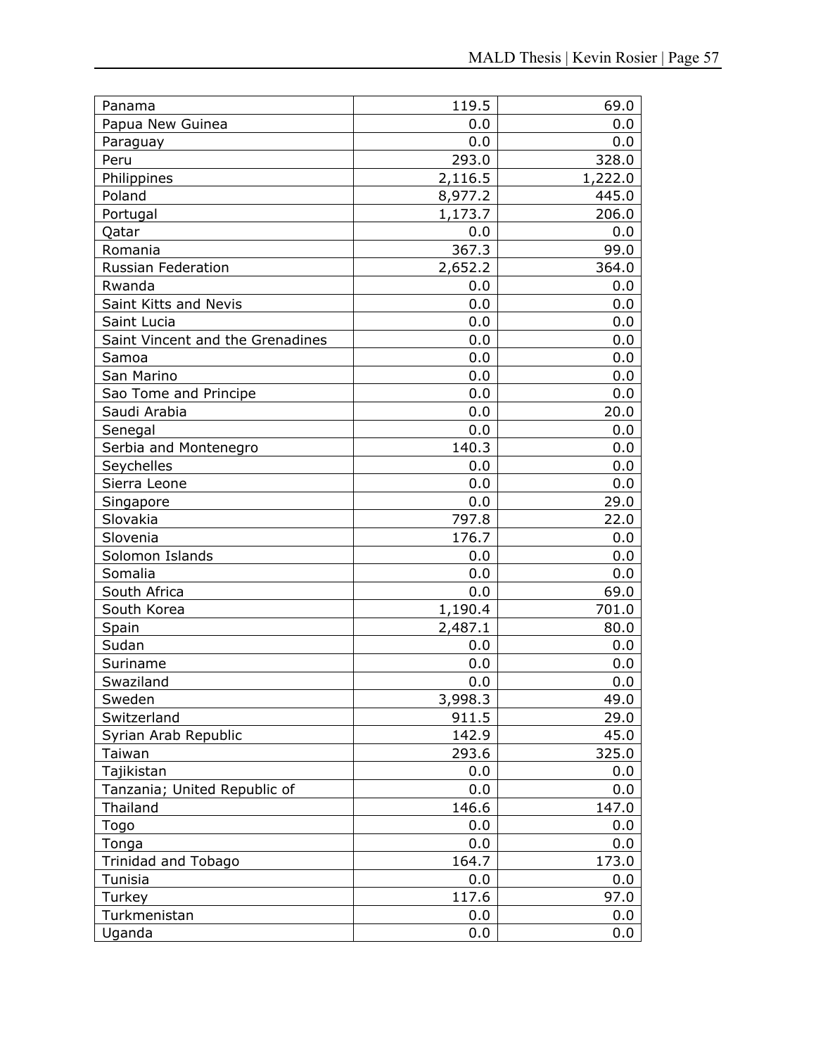| | | |
|---|---|---|
| Panama | 119.5 | 69.0 |
| Papua New Guinea | 0.0 | 0.0 |
| Paraguay | 0.0 | 0.0 |
| Peru | 293.0 | 328.0 |
| Philippines | 2,116.5 | 1,222.0 |
| Poland | 8,977.2 | 445.0 |
| Portugal | 1,173.7 | 206.0 |
| Qatar | 0.0 | 0.0 |
| Romania | 367.3 | 99.0 |
| Russian Federation | 2,652.2 | 364.0 |
| Rwanda | 0.0 | 0.0 |
| Saint Kitts and Nevis | 0.0 | 0.0 |
| Saint Lucia | 0.0 | 0.0 |
| Saint Vincent and the Grenadines | 0.0 | 0.0 |
| Samoa | 0.0 | 0.0 |
| San Marino | 0.0 | 0.0 |
| Sao Tome and Principe | 0.0 | 0.0 |
| Saudi Arabia | 0.0 | 20.0 |
| Senegal | 0.0 | 0.0 |
| Serbia and Montenegro | 140.3 | 0.0 |
| Seychelles | 0.0 | 0.0 |
| Sierra Leone | 0.0 | 0.0 |
| Singapore | 0.0 | 29.0 |
| Slovakia | 797.8 | 22.0 |
| Slovenia | 176.7 | 0.0 |
| Solomon Islands | 0.0 | 0.0 |
| Somalia | 0.0 | 0.0 |
| South Africa | 0.0 | 69.0 |
| South Korea | 1,190.4 | 701.0 |
| Spain | 2,487.1 | 80.0 |
| Sudan | 0.0 | 0.0 |
| Suriname | 0.0 | 0.0 |
| Swaziland | 0.0 | 0.0 |
| Sweden | 3,998.3 | 49.0 |
| Switzerland | 911.5 | 29.0 |
| Syrian Arab Republic | 142.9 | 45.0 |
| Taiwan | 293.6 | 325.0 |
| Tajikistan | 0.0 | 0.0 |
| Tanzania; United Republic of | 0.0 | 0.0 |
| Thailand | 146.6 | 147.0 |
| Togo | 0.0 | 0.0 |
| Tonga | 0.0 | 0.0 |
| Trinidad and Tobago | 164.7 | 173.0 |
| Tunisia | 0.0 | 0.0 |
| Turkey | 117.6 | 97.0 |
| Turkmenistan | 0.0 | 0.0 |
| Uganda | 0.0 | 0.0 |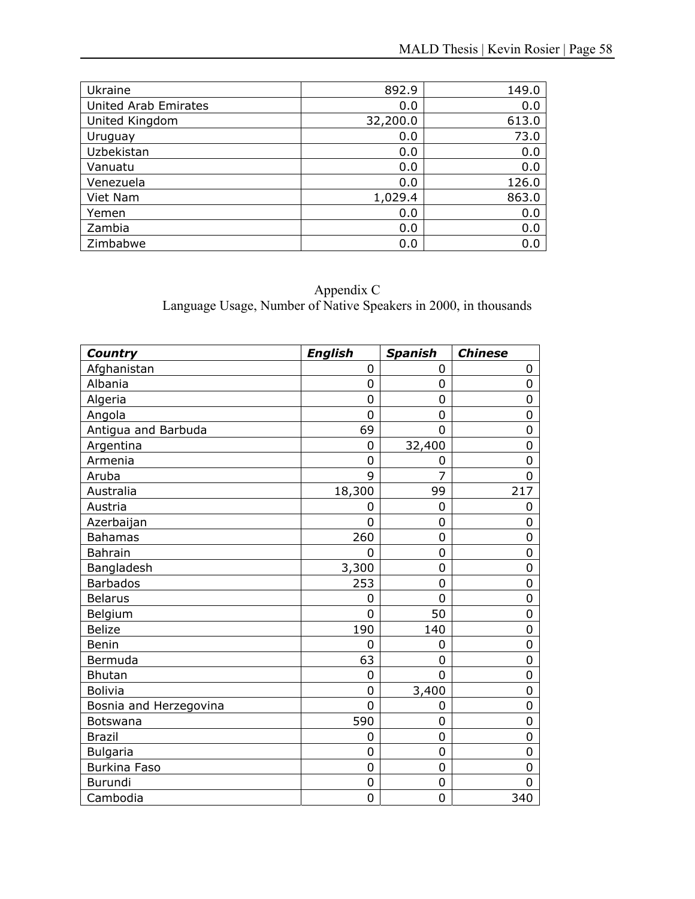| | | |
|---|---|---|
| Ukraine | 892.9 | 149.0 |
| United Arab Emirates | 0.0 | 0.0 |
| United Kingdom | 32,200.0 | 613.0 |
| Uruguay | 0.0 | 73.0 |
| Uzbekistan | 0.0 | 0.0 |
| Vanuatu | 0.0 | 0.0 |
| Venezuela | 0.0 | 126.0 |
| Viet Nam | 1,029.4 | 863.0 |
| Yemen | 0.0 | 0.0 |
| Zambia | 0.0 | 0.0 |
| Zimbabwe | 0.0 | 0.0 |

Appendix C
Language Usage, Number of Native Speakers in 2000, in thousands

| ***Country*** | ***English*** | ***Spanish*** | ***Chinese*** |
|---|---|---|---|
| Afghanistan | 0 | 0 | 0 |
| Albania | 0 | 0 | 0 |
| Algeria | 0 | 0 | 0 |
| Angola | 0 | 0 | 0 |
| Antigua and Barbuda | 69 | 0 | 0 |
| Argentina | 0 | 32,400 | 0 |
| Armenia | 0 | 0 | 0 |
| Aruba | 9 | 7 | 0 |
| Australia | 18,300 | 99 | 217 |
| Austria | 0 | 0 | 0 |
| Azerbaijan | 0 | 0 | 0 |
| Bahamas | 260 | 0 | 0 |
| Bahrain | 0 | 0 | 0 |
| Bangladesh | 3,300 | 0 | 0 |
| Barbados | 253 | 0 | 0 |
| Belarus | 0 | 0 | 0 |
| Belgium | 0 | 50 | 0 |
| Belize | 190 | 140 | 0 |
| Benin | 0 | 0 | 0 |
| Bermuda | 63 | 0 | 0 |
| Bhutan | 0 | 0 | 0 |
| Bolivia | 0 | 3,400 | 0 |
| Bosnia and Herzegovina | 0 | 0 | 0 |
| Botswana | 590 | 0 | 0 |
| Brazil | 0 | 0 | 0 |
| Bulgaria | 0 | 0 | 0 |
| Burkina Faso | 0 | 0 | 0 |
| Burundi | 0 | 0 | 0 |
| Cambodia | 0 | 0 | 340 |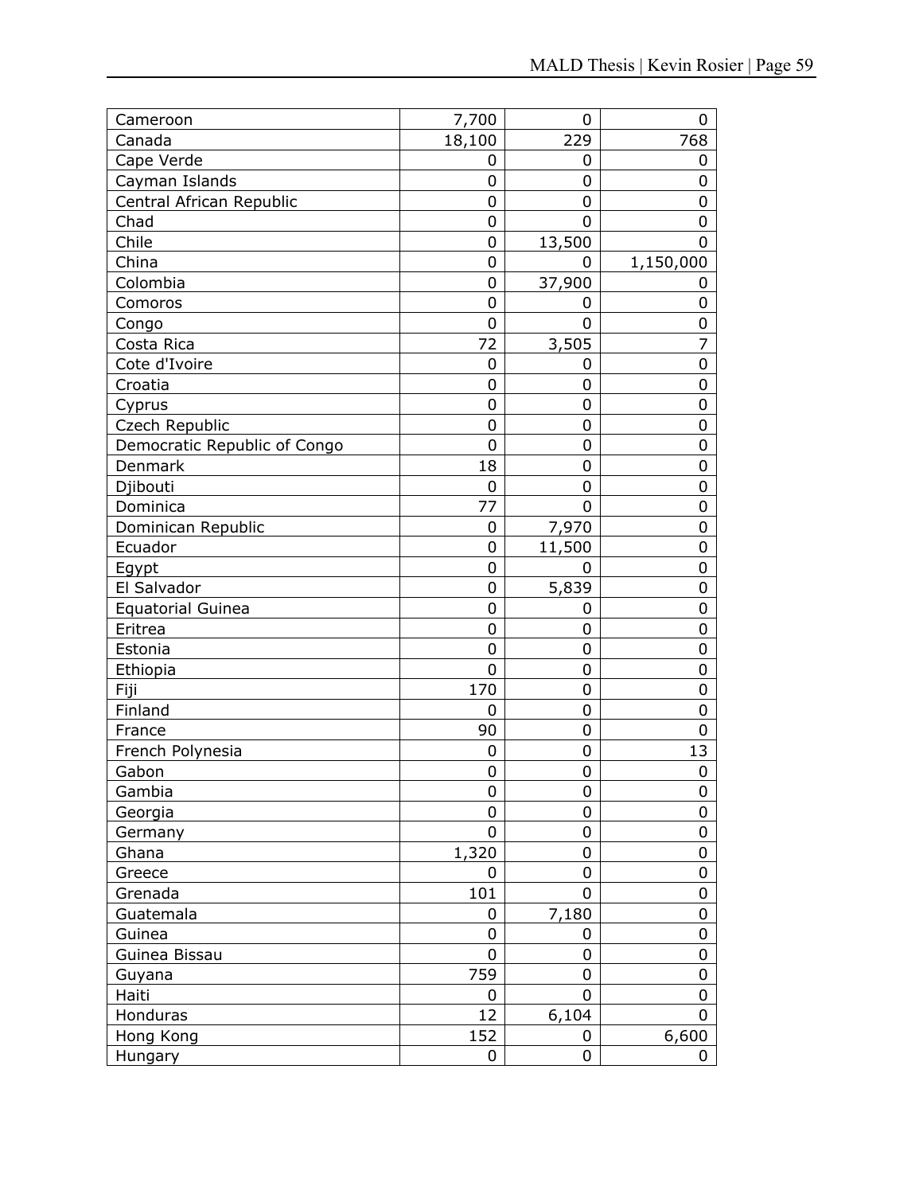| | | | |
|---|---|---|---|
| Cameroon | 7,700 | 0 | 0 |
| Canada | 18,100 | 229 | 768 |
| Cape Verde | 0 | 0 | 0 |
| Cayman Islands | 0 | 0 | 0 |
| Central African Republic | 0 | 0 | 0 |
| Chad | 0 | 0 | 0 |
| Chile | 0 | 13,500 | 0 |
| China | 0 | 0 | 1,150,000 |
| Colombia | 0 | 37,900 | 0 |
| Comoros | 0 | 0 | 0 |
| Congo | 0 | 0 | 0 |
| Costa Rica | 72 | 3,505 | 7 |
| Cote d'Ivoire | 0 | 0 | 0 |
| Croatia | 0 | 0 | 0 |
| Cyprus | 0 | 0 | 0 |
| Czech Republic | 0 | 0 | 0 |
| Democratic Republic of Congo | 0 | 0 | 0 |
| Denmark | 18 | 0 | 0 |
| Djibouti | 0 | 0 | 0 |
| Dominica | 77 | 0 | 0 |
| Dominican Republic | 0 | 7,970 | 0 |
| Ecuador | 0 | 11,500 | 0 |
| Egypt | 0 | 0 | 0 |
| El Salvador | 0 | 5,839 | 0 |
| Equatorial Guinea | 0 | 0 | 0 |
| Eritrea | 0 | 0 | 0 |
| Estonia | 0 | 0 | 0 |
| Ethiopia | 0 | 0 | 0 |
| Fiji | 170 | 0 | 0 |
| Finland | 0 | 0 | 0 |
| France | 90 | 0 | 0 |
| French Polynesia | 0 | 0 | 13 |
| Gabon | 0 | 0 | 0 |
| Gambia | 0 | 0 | 0 |
| Georgia | 0 | 0 | 0 |
| Germany | 0 | 0 | 0 |
| Ghana | 1,320 | 0 | 0 |
| Greece | 0 | 0 | 0 |
| Grenada | 101 | 0 | 0 |
| Guatemala | 0 | 7,180 | 0 |
| Guinea | 0 | 0 | 0 |
| Guinea Bissau | 0 | 0 | 0 |
| Guyana | 759 | 0 | 0 |
| Haiti | 0 | 0 | 0 |
| Honduras | 12 | 6,104 | 0 |
| Hong Kong | 152 | 0 | 6,600 |
| Hungary | 0 | 0 | 0 |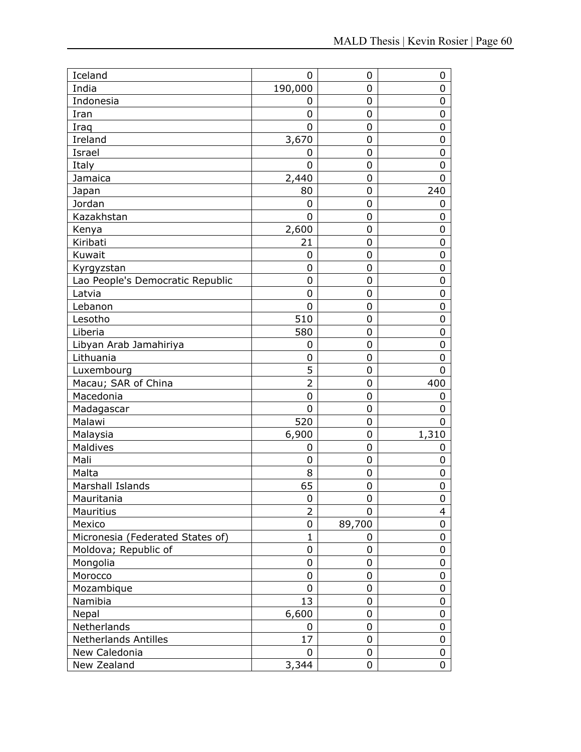| | | | |
|---|---|---|---|
| Iceland | 0 | 0 | 0 |
| India | 190,000 | 0 | 0 |
| Indonesia | 0 | 0 | 0 |
| Iran | 0 | 0 | 0 |
| Iraq | 0 | 0 | 0 |
| Ireland | 3,670 | 0 | 0 |
| Israel | 0 | 0 | 0 |
| Italy | 0 | 0 | 0 |
| Jamaica | 2,440 | 0 | 0 |
| Japan | 80 | 0 | 240 |
| Jordan | 0 | 0 | 0 |
| Kazakhstan | 0 | 0 | 0 |
| Kenya | 2,600 | 0 | 0 |
| Kiribati | 21 | 0 | 0 |
| Kuwait | 0 | 0 | 0 |
| Kyrgyzstan | 0 | 0 | 0 |
| Lao People's Democratic Republic | 0 | 0 | 0 |
| Latvia | 0 | 0 | 0 |
| Lebanon | 0 | 0 | 0 |
| Lesotho | 510 | 0 | 0 |
| Liberia | 580 | 0 | 0 |
| Libyan Arab Jamahiriya | 0 | 0 | 0 |
| Lithuania | 0 | 0 | 0 |
| Luxembourg | 5 | 0 | 0 |
| Macau; SAR of China | 2 | 0 | 400 |
| Macedonia | 0 | 0 | 0 |
| Madagascar | 0 | 0 | 0 |
| Malawi | 520 | 0 | 0 |
| Malaysia | 6,900 | 0 | 1,310 |
| Maldives | 0 | 0 | 0 |
| Mali | 0 | 0 | 0 |
| Malta | 8 | 0 | 0 |
| Marshall Islands | 65 | 0 | 0 |
| Mauritania | 0 | 0 | 0 |
| Mauritius | 2 | 0 | 4 |
| Mexico | 0 | 89,700 | 0 |
| Micronesia (Federated States of) | 1 | 0 | 0 |
| Moldova; Republic of | 0 | 0 | 0 |
| Mongolia | 0 | 0 | 0 |
| Morocco | 0 | 0 | 0 |
| Mozambique | 0 | 0 | 0 |
| Namibia | 13 | 0 | 0 |
| Nepal | 6,600 | 0 | 0 |
| Netherlands | 0 | 0 | 0 |
| Netherlands Antilles | 17 | 0 | 0 |
| New Caledonia | 0 | 0 | 0 |
| New Zealand | 3,344 | 0 | 0 |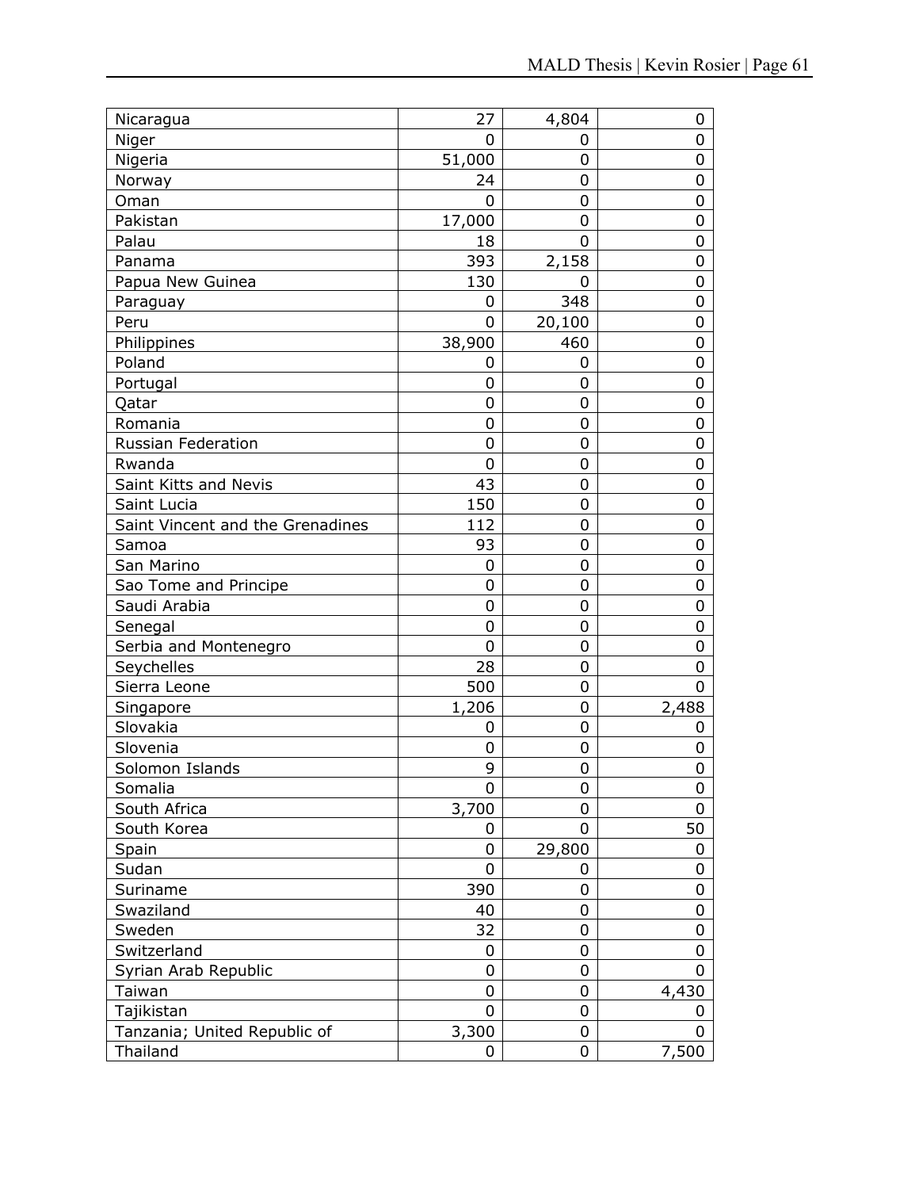| | | | |
|---|---|---|---|
| Nicaragua | 27 | 4,804 | 0 |
| Niger | 0 | 0 | 0 |
| Nigeria | 51,000 | 0 | 0 |
| Norway | 24 | 0 | 0 |
| Oman | 0 | 0 | 0 |
| Pakistan | 17,000 | 0 | 0 |
| Palau | 18 | 0 | 0 |
| Panama | 393 | 2,158 | 0 |
| Papua New Guinea | 130 | 0 | 0 |
| Paraguay | 0 | 348 | 0 |
| Peru | 0 | 20,100 | 0 |
| Philippines | 38,900 | 460 | 0 |
| Poland | 0 | 0 | 0 |
| Portugal | 0 | 0 | 0 |
| Qatar | 0 | 0 | 0 |
| Romania | 0 | 0 | 0 |
| Russian Federation | 0 | 0 | 0 |
| Rwanda | 0 | 0 | 0 |
| Saint Kitts and Nevis | 43 | 0 | 0 |
| Saint Lucia | 150 | 0 | 0 |
| Saint Vincent and the Grenadines | 112 | 0 | 0 |
| Samoa | 93 | 0 | 0 |
| San Marino | 0 | 0 | 0 |
| Sao Tome and Principe | 0 | 0 | 0 |
| Saudi Arabia | 0 | 0 | 0 |
| Senegal | 0 | 0 | 0 |
| Serbia and Montenegro | 0 | 0 | 0 |
| Seychelles | 28 | 0 | 0 |
| Sierra Leone | 500 | 0 | 0 |
| Singapore | 1,206 | 0 | 2,488 |
| Slovakia | 0 | 0 | 0 |
| Slovenia | 0 | 0 | 0 |
| Solomon Islands | 9 | 0 | 0 |
| Somalia | 0 | 0 | 0 |
| South Africa | 3,700 | 0 | 0 |
| South Korea | 0 | 0 | 50 |
| Spain | 0 | 29,800 | 0 |
| Sudan | 0 | 0 | 0 |
| Suriname | 390 | 0 | 0 |
| Swaziland | 40 | 0 | 0 |
| Sweden | 32 | 0 | 0 |
| Switzerland | 0 | 0 | 0 |
| Syrian Arab Republic | 0 | 0 | 0 |
| Taiwan | 0 | 0 | 4,430 |
| Tajikistan | 0 | 0 | 0 |
| Tanzania; United Republic of | 3,300 | 0 | 0 |
| Thailand | 0 | 0 | 7,500 |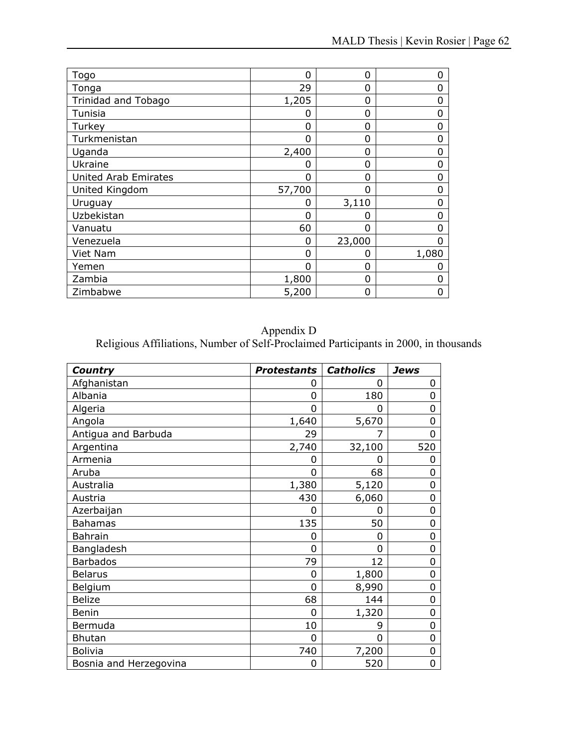| | | | |
|---|---|---|---|
| Togo | 0 | 0 | 0 |
| Tonga | 29 | 0 | 0 |
| Trinidad and Tobago | 1,205 | 0 | 0 |
| Tunisia | 0 | 0 | 0 |
| Turkey | 0 | 0 | 0 |
| Turkmenistan | 0 | 0 | 0 |
| Uganda | 2,400 | 0 | 0 |
| Ukraine | 0 | 0 | 0 |
| United Arab Emirates | 0 | 0 | 0 |
| United Kingdom | 57,700 | 0 | 0 |
| Uruguay | 0 | 3,110 | 0 |
| Uzbekistan | 0 | 0 | 0 |
| Vanuatu | 60 | 0 | 0 |
| Venezuela | 0 | 23,000 | 0 |
| Viet Nam | 0 | 0 | 1,080 |
| Yemen | 0 | 0 | 0 |
| Zambia | 1,800 | 0 | 0 |
| Zimbabwe | 5,200 | 0 | 0 |

Appendix D

Religious Affiliations, Number of Self-Proclaimed Participants in 2000, in thousands

| ***Country*** | ***Protestants*** | ***Catholics*** | ***Jews*** |
|---|---|---|---|
| Afghanistan | 0 | 0 | 0 |
| Albania | 0 | 180 | 0 |
| Algeria | 0 | 0 | 0 |
| Angola | 1,640 | 5,670 | 0 |
| Antigua and Barbuda | 29 | 7 | 0 |
| Argentina | 2,740 | 32,100 | 520 |
| Armenia | 0 | 0 | 0 |
| Aruba | 0 | 68 | 0 |
| Australia | 1,380 | 5,120 | 0 |
| Austria | 430 | 6,060 | 0 |
| Azerbaijan | 0 | 0 | 0 |
| Bahamas | 135 | 50 | 0 |
| Bahrain | 0 | 0 | 0 |
| Bangladesh | 0 | 0 | 0 |
| Barbados | 79 | 12 | 0 |
| Belarus | 0 | 1,800 | 0 |
| Belgium | 0 | 8,990 | 0 |
| Belize | 68 | 144 | 0 |
| Benin | 0 | 1,320 | 0 |
| Bermuda | 10 | 9 | 0 |
| Bhutan | 0 | 0 | 0 |
| Bolivia | 740 | 7,200 | 0 |
| Bosnia and Herzegovina | 0 | 520 | 0 |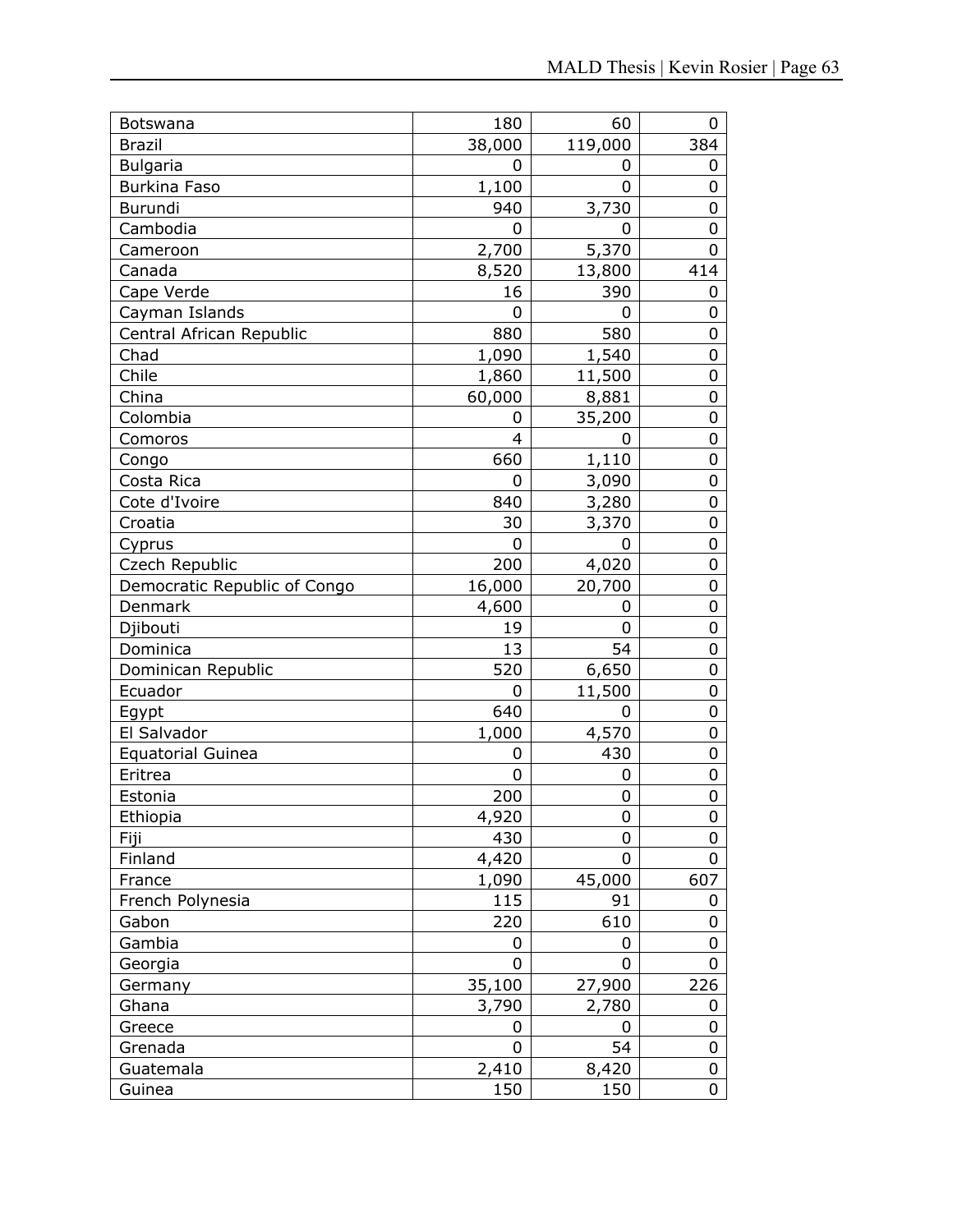| | | | |
|---|---|---|---|
| Botswana | 180 | 60 | 0 |
| Brazil | 38,000 | 119,000 | 384 |
| Bulgaria | 0 | 0 | 0 |
| Burkina Faso | 1,100 | 0 | 0 |
| Burundi | 940 | 3,730 | 0 |
| Cambodia | 0 | 0 | 0 |
| Cameroon | 2,700 | 5,370 | 0 |
| Canada | 8,520 | 13,800 | 414 |
| Cape Verde | 16 | 390 | 0 |
| Cayman Islands | 0 | 0 | 0 |
| Central African Republic | 880 | 580 | 0 |
| Chad | 1,090 | 1,540 | 0 |
| Chile | 1,860 | 11,500 | 0 |
| China | 60,000 | 8,881 | 0 |
| Colombia | 0 | 35,200 | 0 |
| Comoros | 4 | 0 | 0 |
| Congo | 660 | 1,110 | 0 |
| Costa Rica | 0 | 3,090 | 0 |
| Cote d'Ivoire | 840 | 3,280 | 0 |
| Croatia | 30 | 3,370 | 0 |
| Cyprus | 0 | 0 | 0 |
| Czech Republic | 200 | 4,020 | 0 |
| Democratic Republic of Congo | 16,000 | 20,700 | 0 |
| Denmark | 4,600 | 0 | 0 |
| Djibouti | 19 | 0 | 0 |
| Dominica | 13 | 54 | 0 |
| Dominican Republic | 520 | 6,650 | 0 |
| Ecuador | 0 | 11,500 | 0 |
| Egypt | 640 | 0 | 0 |
| El Salvador | 1,000 | 4,570 | 0 |
| Equatorial Guinea | 0 | 430 | 0 |
| Eritrea | 0 | 0 | 0 |
| Estonia | 200 | 0 | 0 |
| Ethiopia | 4,920 | 0 | 0 |
| Fiji | 430 | 0 | 0 |
| Finland | 4,420 | 0 | 0 |
| France | 1,090 | 45,000 | 607 |
| French Polynesia | 115 | 91 | 0 |
| Gabon | 220 | 610 | 0 |
| Gambia | 0 | 0 | 0 |
| Georgia | 0 | 0 | 0 |
| Germany | 35,100 | 27,900 | 226 |
| Ghana | 3,790 | 2,780 | 0 |
| Greece | 0 | 0 | 0 |
| Grenada | 0 | 54 | 0 |
| Guatemala | 2,410 | 8,420 | 0 |
| Guinea | 150 | 150 | 0 |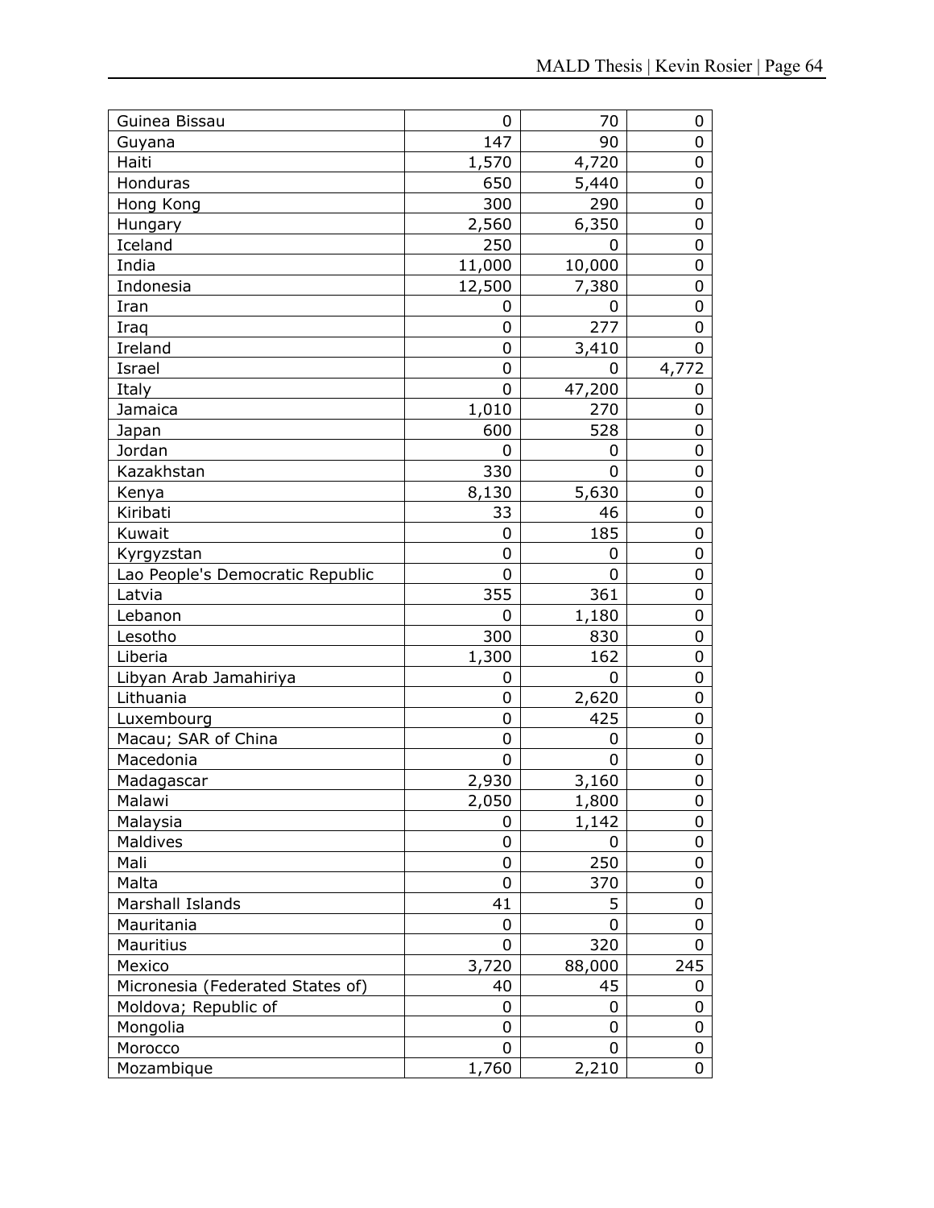| | | | |
|---|---|---|---|
| Guinea Bissau | 0 | 70 | 0 |
| Guyana | 147 | 90 | 0 |
| Haiti | 1,570 | 4,720 | 0 |
| Honduras | 650 | 5,440 | 0 |
| Hong Kong | 300 | 290 | 0 |
| Hungary | 2,560 | 6,350 | 0 |
| Iceland | 250 | 0 | 0 |
| India | 11,000 | 10,000 | 0 |
| Indonesia | 12,500 | 7,380 | 0 |
| Iran | 0 | 0 | 0 |
| Iraq | 0 | 277 | 0 |
| Ireland | 0 | 3,410 | 0 |
| Israel | 0 | 0 | 4,772 |
| Italy | 0 | 47,200 | 0 |
| Jamaica | 1,010 | 270 | 0 |
| Japan | 600 | 528 | 0 |
| Jordan | 0 | 0 | 0 |
| Kazakhstan | 330 | 0 | 0 |
| Kenya | 8,130 | 5,630 | 0 |
| Kiribati | 33 | 46 | 0 |
| Kuwait | 0 | 185 | 0 |
| Kyrgyzstan | 0 | 0 | 0 |
| Lao People's Democratic Republic | 0 | 0 | 0 |
| Latvia | 355 | 361 | 0 |
| Lebanon | 0 | 1,180 | 0 |
| Lesotho | 300 | 830 | 0 |
| Liberia | 1,300 | 162 | 0 |
| Libyan Arab Jamahiriya | 0 | 0 | 0 |
| Lithuania | 0 | 2,620 | 0 |
| Luxembourg | 0 | 425 | 0 |
| Macau; SAR of China | 0 | 0 | 0 |
| Macedonia | 0 | 0 | 0 |
| Madagascar | 2,930 | 3,160 | 0 |
| Malawi | 2,050 | 1,800 | 0 |
| Malaysia | 0 | 1,142 | 0 |
| Maldives | 0 | 0 | 0 |
| Mali | 0 | 250 | 0 |
| Malta | 0 | 370 | 0 |
| Marshall Islands | 41 | 5 | 0 |
| Mauritania | 0 | 0 | 0 |
| Mauritius | 0 | 320 | 0 |
| Mexico | 3,720 | 88,000 | 245 |
| Micronesia (Federated States of) | 40 | 45 | 0 |
| Moldova; Republic of | 0 | 0 | 0 |
| Mongolia | 0 | 0 | 0 |
| Morocco | 0 | 0 | 0 |
| Mozambique | 1,760 | 2,210 | 0 |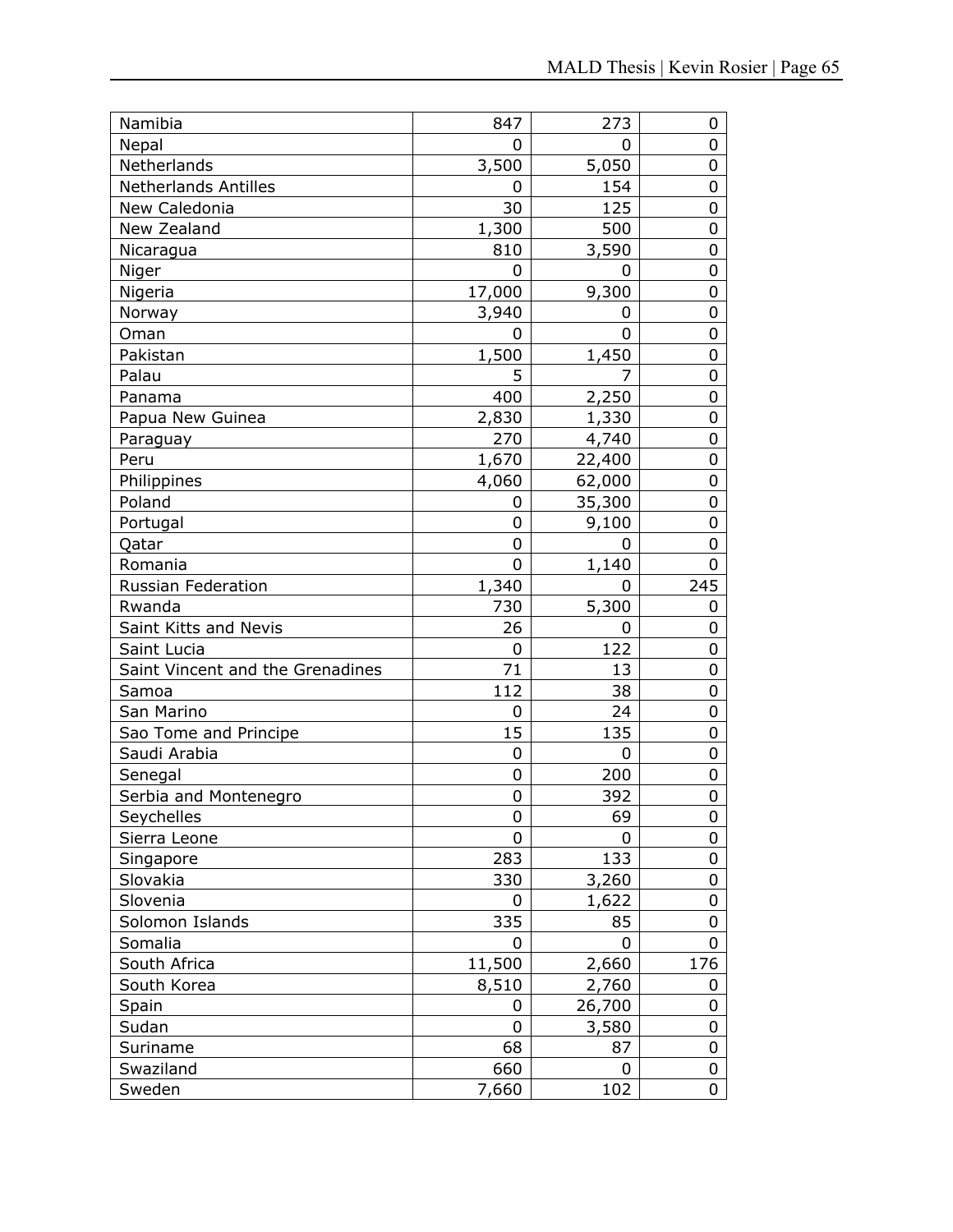| | | | |
|---|---|---|---|
| Namibia | 847 | 273 | 0 |
| Nepal | 0 | 0 | 0 |
| Netherlands | 3,500 | 5,050 | 0 |
| Netherlands Antilles | 0 | 154 | 0 |
| New Caledonia | 30 | 125 | 0 |
| New Zealand | 1,300 | 500 | 0 |
| Nicaragua | 810 | 3,590 | 0 |
| Niger | 0 | 0 | 0 |
| Nigeria | 17,000 | 9,300 | 0 |
| Norway | 3,940 | 0 | 0 |
| Oman | 0 | 0 | 0 |
| Pakistan | 1,500 | 1,450 | 0 |
| Palau | 5 | 7 | 0 |
| Panama | 400 | 2,250 | 0 |
| Papua New Guinea | 2,830 | 1,330 | 0 |
| Paraguay | 270 | 4,740 | 0 |
| Peru | 1,670 | 22,400 | 0 |
| Philippines | 4,060 | 62,000 | 0 |
| Poland | 0 | 35,300 | 0 |
| Portugal | 0 | 9,100 | 0 |
| Qatar | 0 | 0 | 0 |
| Romania | 0 | 1,140 | 0 |
| Russian Federation | 1,340 | 0 | 245 |
| Rwanda | 730 | 5,300 | 0 |
| Saint Kitts and Nevis | 26 | 0 | 0 |
| Saint Lucia | 0 | 122 | 0 |
| Saint Vincent and the Grenadines | 71 | 13 | 0 |
| Samoa | 112 | 38 | 0 |
| San Marino | 0 | 24 | 0 |
| Sao Tome and Principe | 15 | 135 | 0 |
| Saudi Arabia | 0 | 0 | 0 |
| Senegal | 0 | 200 | 0 |
| Serbia and Montenegro | 0 | 392 | 0 |
| Seychelles | 0 | 69 | 0 |
| Sierra Leone | 0 | 0 | 0 |
| Singapore | 283 | 133 | 0 |
| Slovakia | 330 | 3,260 | 0 |
| Slovenia | 0 | 1,622 | 0 |
| Solomon Islands | 335 | 85 | 0 |
| Somalia | 0 | 0 | 0 |
| South Africa | 11,500 | 2,660 | 176 |
| South Korea | 8,510 | 2,760 | 0 |
| Spain | 0 | 26,700 | 0 |
| Sudan | 0 | 3,580 | 0 |
| Suriname | 68 | 87 | 0 |
| Swaziland | 660 | 0 | 0 |
| Sweden | 7,660 | 102 | 0 |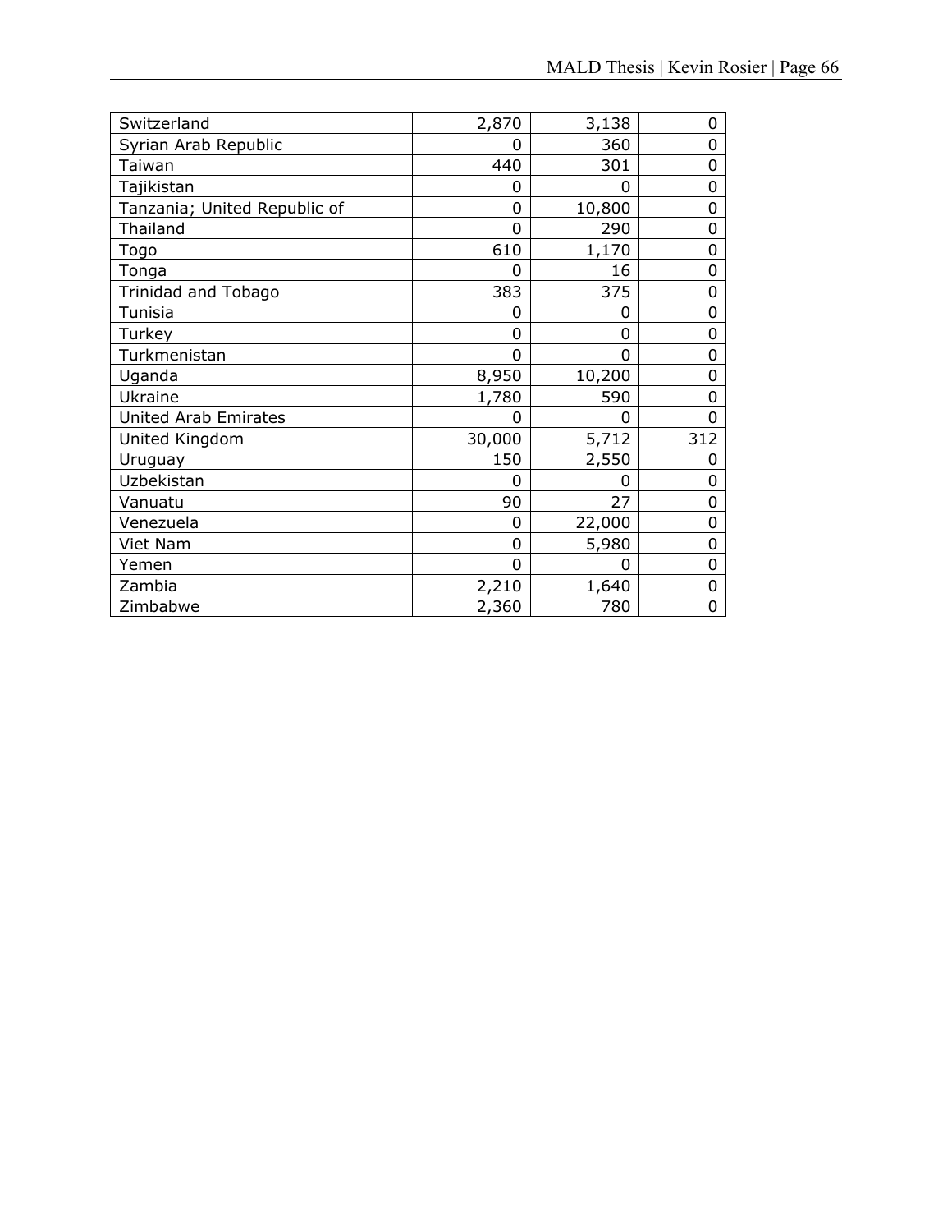| | | | |
|---|---|---|---|
| Switzerland | 2,870 | 3,138 | 0 |
| Syrian Arab Republic | 0 | 360 | 0 |
| Taiwan | 440 | 301 | 0 |
| Tajikistan | 0 | 0 | 0 |
| Tanzania; United Republic of | 0 | 10,800 | 0 |
| Thailand | 0 | 290 | 0 |
| Togo | 610 | 1,170 | 0 |
| Tonga | 0 | 16 | 0 |
| Trinidad and Tobago | 383 | 375 | 0 |
| Tunisia | 0 | 0 | 0 |
| Turkey | 0 | 0 | 0 |
| Turkmenistan | 0 | 0 | 0 |
| Uganda | 8,950 | 10,200 | 0 |
| Ukraine | 1,780 | 590 | 0 |
| United Arab Emirates | 0 | 0 | 0 |
| United Kingdom | 30,000 | 5,712 | 312 |
| Uruguay | 150 | 2,550 | 0 |
| Uzbekistan | 0 | 0 | 0 |
| Vanuatu | 90 | 27 | 0 |
| Venezuela | 0 | 22,000 | 0 |
| Viet Nam | 0 | 5,980 | 0 |
| Yemen | 0 | 0 | 0 |
| Zambia | 2,210 | 1,640 | 0 |
| Zimbabwe | 2,360 | 780 | 0 |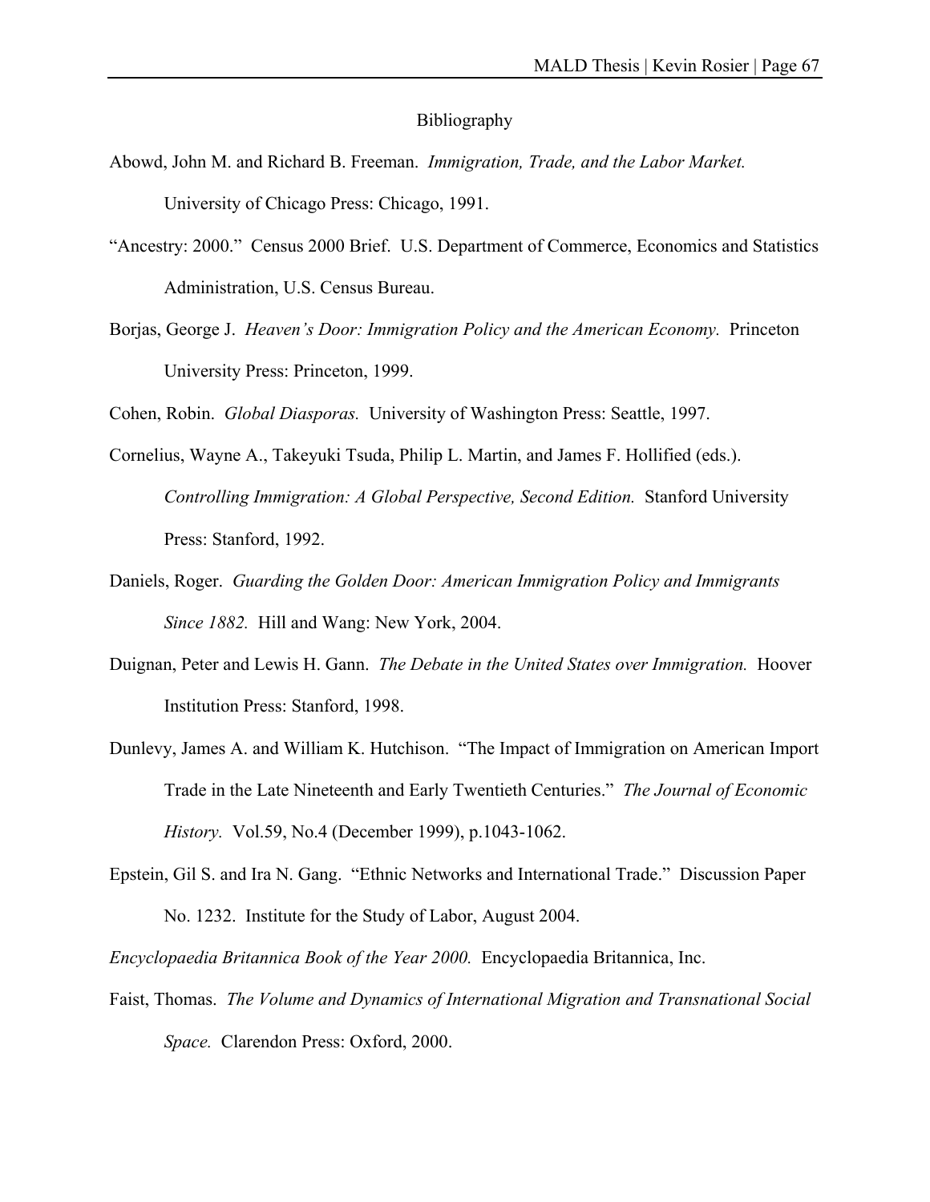# Bibliography

Abowd, John M. and Richard B. Freeman. *Immigration, Trade, and the Labor Market.* University of Chicago Press: Chicago, 1991.

"Ancestry: 2000." Census 2000 Brief. U.S. Department of Commerce, Economics and Statistics Administration, U.S. Census Bureau.

Borjas, George J. *Heaven's Door: Immigration Policy and the American Economy.* Princeton University Press: Princeton, 1999.

Cohen, Robin. *Global Diasporas.* University of Washington Press: Seattle, 1997.

Cornelius, Wayne A., Takeyuki Tsuda, Philip L. Martin, and James F. Hollified (eds.). *Controlling Immigration: A Global Perspective, Second Edition.* Stanford University Press: Stanford, 1992.

Daniels, Roger. *Guarding the Golden Door: American Immigration Policy and Immigrants Since 1882.* Hill and Wang: New York, 2004.

Duignan, Peter and Lewis H. Gann. *The Debate in the United States over Immigration.* Hoover Institution Press: Stanford, 1998.

Dunlevy, James A. and William K. Hutchison. "The Impact of Immigration on American Import Trade in the Late Nineteenth and Early Twentieth Centuries." *The Journal of Economic History.* Vol.59, No.4 (December 1999), p.1043-1062.

Epstein, Gil S. and Ira N. Gang. "Ethnic Networks and International Trade." Discussion Paper No. 1232. Institute for the Study of Labor, August 2004.

*Encyclopaedia Britannica Book of the Year 2000.* Encyclopaedia Britannica, Inc.

Faist, Thomas. *The Volume and Dynamics of International Migration and Transnational Social Space.* Clarendon Press: Oxford, 2000.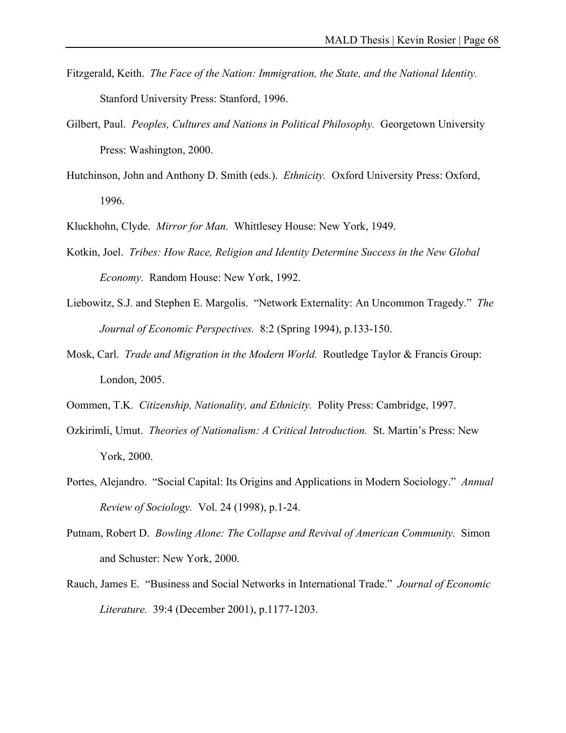Fitzgerald, Keith. *The Face of the Nation: Immigration, the State, and the National Identity.* Stanford University Press: Stanford, 1996.

Gilbert, Paul. *Peoples, Cultures and Nations in Political Philosophy.* Georgetown University Press: Washington, 2000.

Hutchinson, John and Anthony D. Smith (eds.). *Ethnicity.* Oxford University Press: Oxford, 1996.

Kluckhohn, Clyde. *Mirror for Man.* Whittlesey House: New York, 1949.

Kotkin, Joel. *Tribes: How Race, Religion and Identity Determine Success in the New Global Economy.* Random House: New York, 1992.

Liebowitz, S.J. and Stephen E. Margolis. "Network Externality: An Uncommon Tragedy." *The Journal of Economic Perspectives.* 8:2 (Spring 1994), p.133-150.

Mosk, Carl. *Trade and Migration in the Modern World.* Routledge Taylor & Francis Group: London, 2005.

Oommen, T.K. *Citizenship, Nationality, and Ethnicity.* Polity Press: Cambridge, 1997.

Ozkirimli, Umut. *Theories of Nationalism: A Critical Introduction.* St. Martin's Press: New York, 2000.

Portes, Alejandro. "Social Capital: Its Origins and Applications in Modern Sociology." *Annual Review of Sociology.* Vol. 24 (1998), p.1-24.

Putnam, Robert D. *Bowling Alone: The Collapse and Revival of American Community.* Simon and Schuster: New York, 2000.

Rauch, James E. "Business and Social Networks in International Trade." *Journal of Economic Literature.* 39:4 (December 2001), p.1177-1203.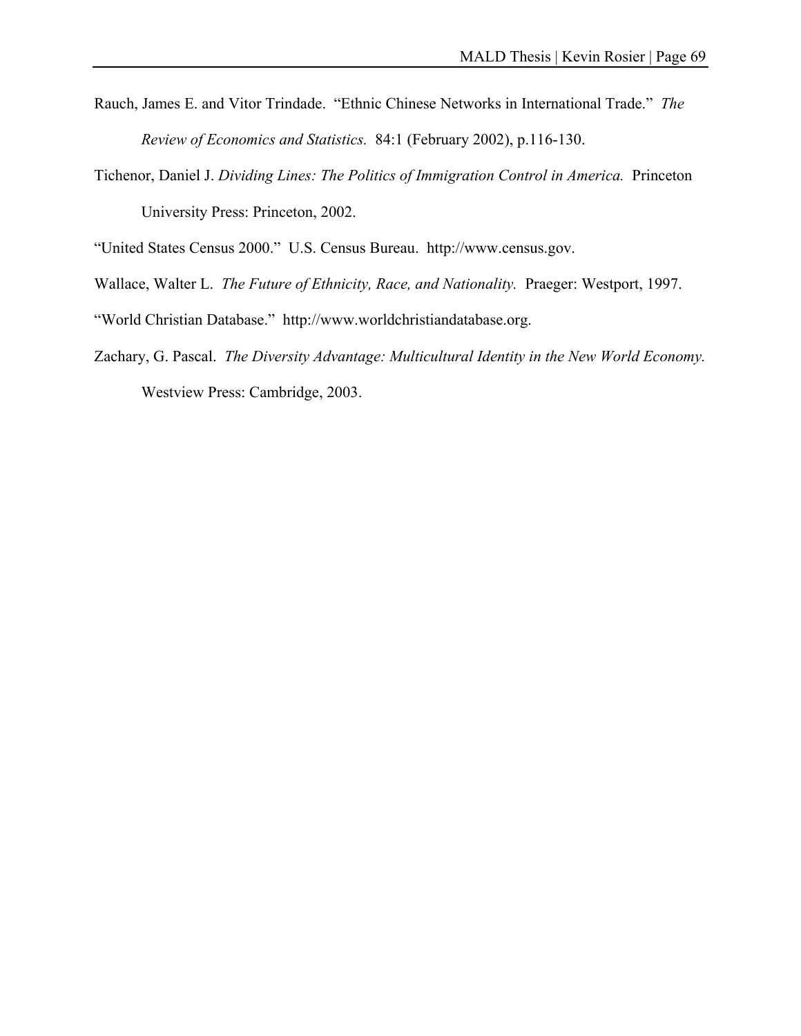Rauch, James E. and Vitor Trindade. "Ethnic Chinese Networks in International Trade." *The Review of Economics and Statistics.* 84:1 (February 2002), p.116-130.

Tichenor, Daniel J. *Dividing Lines: The Politics of Immigration Control in America.* Princeton University Press: Princeton, 2002.

"United States Census 2000." U.S. Census Bureau. http://www.census.gov.

Wallace, Walter L. *The Future of Ethnicity, Race, and Nationality.* Praeger: Westport, 1997.

"World Christian Database." http://www.worldchristiandatabase.org.

Zachary, G. Pascal. *The Diversity Advantage: Multicultural Identity in the New World Economy.* Westview Press: Cambridge, 2003.